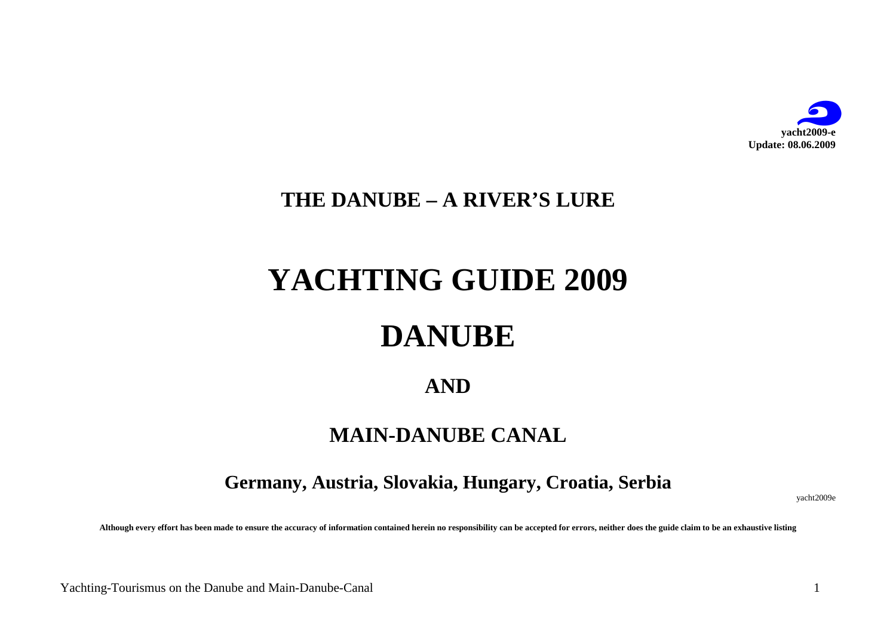**yacht2009-e**
**Update: 08.06.2009**

## THE DANUBE – A RIVER'S LURE

# YACHTING GUIDE 2009

# DANUBE

## AND

## MAIN-DANUBE CANAL

### Germany, Austria, Slovakia, Hungary, Croatia, Serbia

yacht2009e

**Although every effort has been made to ensure the accuracy of information contained herein no responsibility can be accepted for errors, neither does the guide claim to be an exhaustive listing**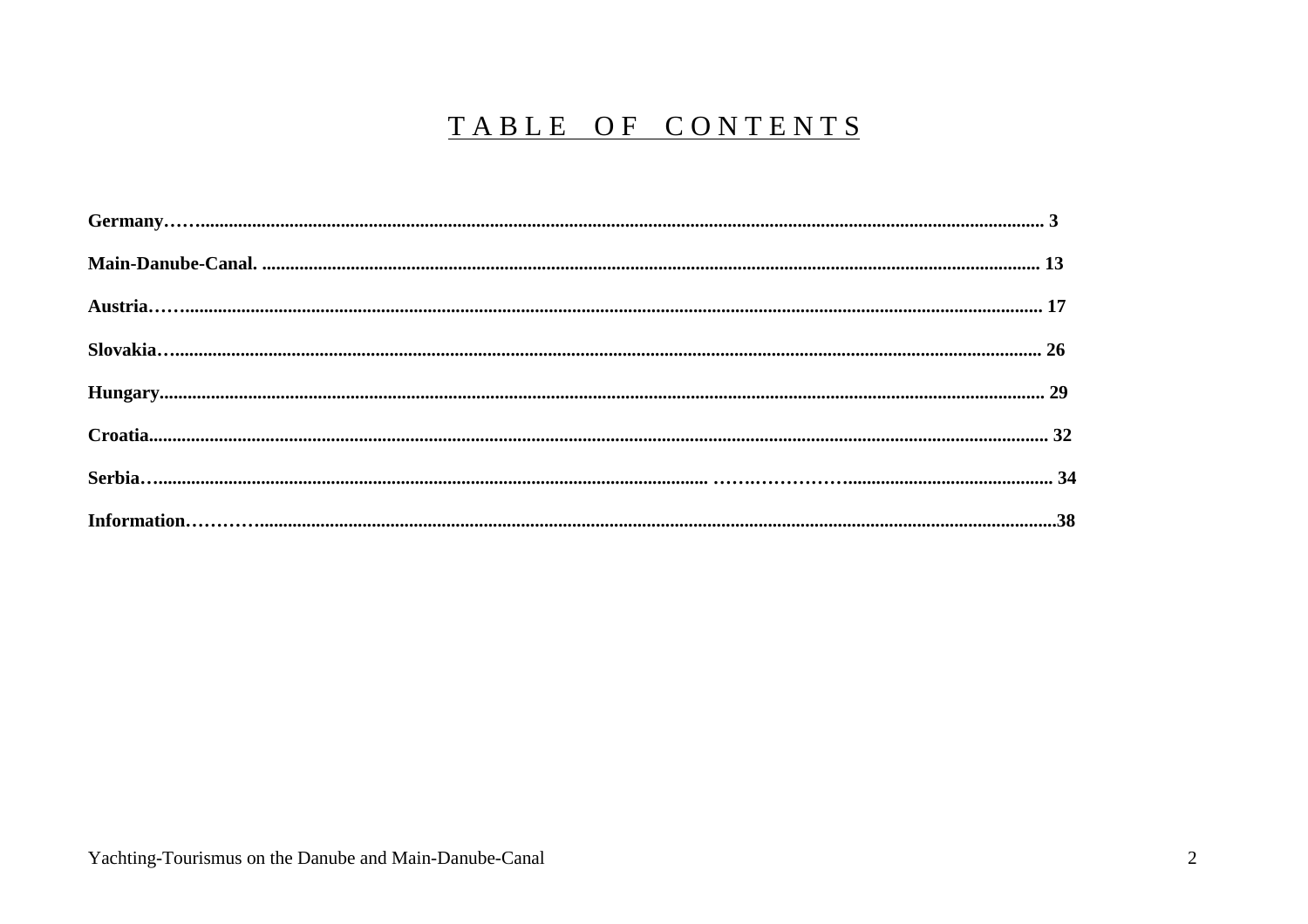# TABLE OF CONTENTS

**Germany……....................................................................... 3**

**Main-Danube-Canal. ........................................................... 13**

**Austria……........................................................................ 17**

**Slovakia…........................................................................... 26**

**Hungary............................................................................. 29**

**Croatia............................................................................... 32**

**Serbia…..................................... ………………........................ 34**

**Information………….............................................................38**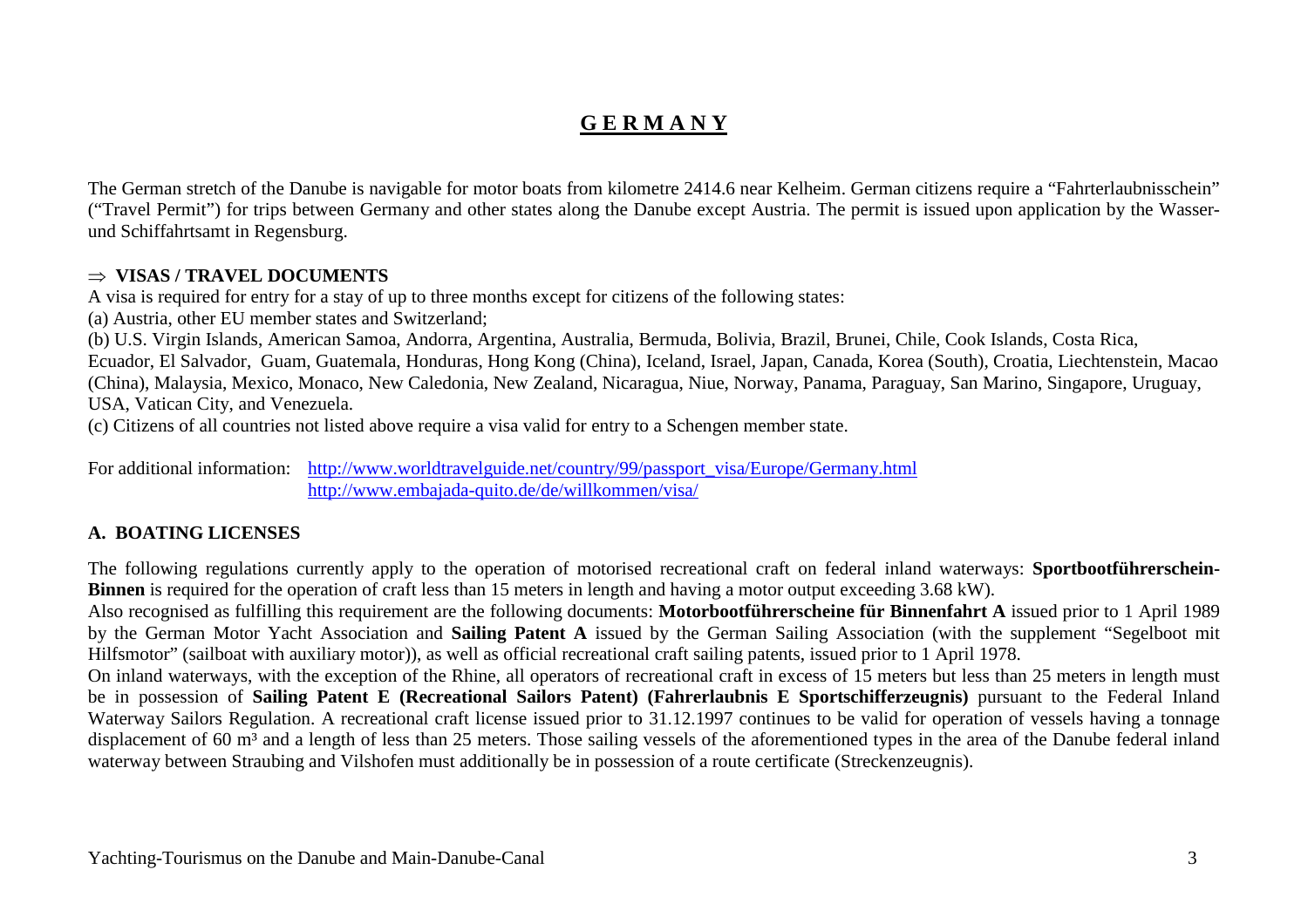# GERMANY

The German stretch of the Danube is navigable for motor boats from kilometre 2414.6 near Kelheim. German citizens require a "Fahrterlaubnisschein" ("Travel Permit") for trips between Germany and other states along the Danube except Austria. The permit is issued upon application by the Wasser- und Schiffahrtsamt in Regensburg.

## ⇒ VISAS / TRAVEL DOCUMENTS

A visa is required for entry for a stay of up to three months except for citizens of the following states:

(a) Austria, other EU member states and Switzerland;

(b) U.S. Virgin Islands, American Samoa, Andorra, Argentina, Australia, Bermuda, Bolivia, Brazil, Brunei, Chile, Cook Islands, Costa Rica, Ecuador, El Salvador, Guam, Guatemala, Honduras, Hong Kong (China), Iceland, Israel, Japan, Canada, Korea (South), Croatia, Liechtenstein, Macao (China), Malaysia, Mexico, Monaco, New Caledonia, New Zealand, Nicaragua, Niue, Norway, Panama, Paraguay, San Marino, Singapore, Uruguay, USA, Vatican City, and Venezuela.

(c) Citizens of all countries not listed above require a visa valid for entry to a Schengen member state.

For additional information: http://www.worldtravelguide.net/country/99/passport_visa/Europe/Germany.html
http://www.embajada-quito.de/de/willkommen/visa/

## A. BOATING LICENSES

The following regulations currently apply to the operation of motorised recreational craft on federal inland waterways: **Sportbootführerschein-Binnen** is required for the operation of craft less than 15 meters in length and having a motor output exceeding 3.68 kW).

Also recognised as fulfilling this requirement are the following documents: **Motorbootführerscheine für Binnenfahrt A** issued prior to 1 April 1989 by the German Motor Yacht Association and **Sailing Patent A** issued by the German Sailing Association (with the supplement "Segelboot mit Hilfsmotor" (sailboat with auxiliary motor)), as well as official recreational craft sailing patents, issued prior to 1 April 1978.

On inland waterways, with the exception of the Rhine, all operators of recreational craft in excess of 15 meters but less than 25 meters in length must be in possession of **Sailing Patent E (Recreational Sailors Patent) (Fahrerlaubnis E Sportschifferzeugnis)** pursuant to the Federal Inland Waterway Sailors Regulation. A recreational craft license issued prior to 31.12.1997 continues to be valid for operation of vessels having a tonnage displacement of 60 m³ and a length of less than 25 meters. Those sailing vessels of the aforementioned types in the area of the Danube federal inland waterway between Straubing and Vilshofen must additionally be in possession of a route certificate (Streckenzeugnis).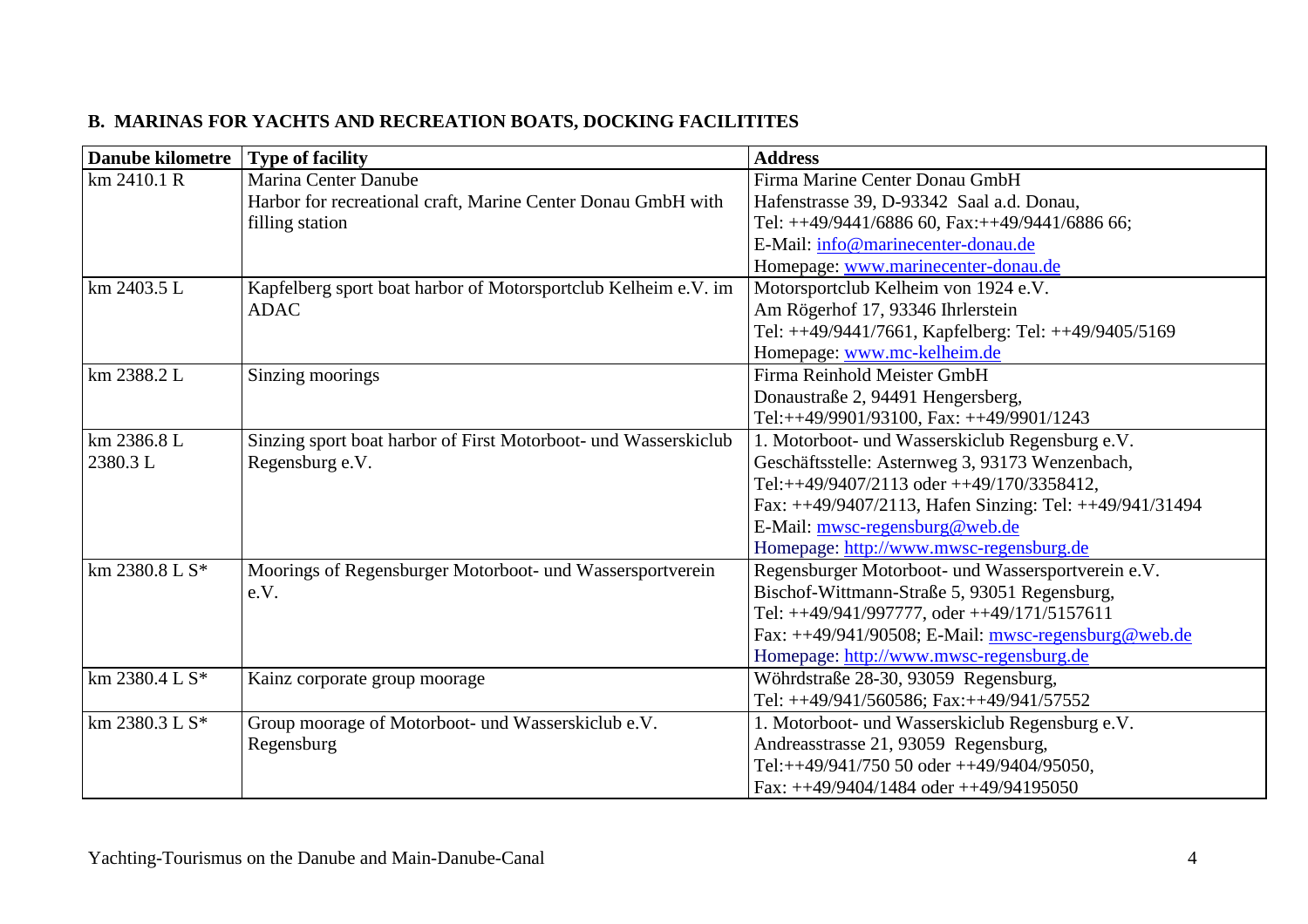## B. MARINAS FOR YACHTS AND RECREATION BOATS, DOCKING FACILITITES

| Danube kilometre | Type of facility | Address |
|---|---|---|
| km 2410.1 R | Marina Center Danube<br>Harbor for recreational craft, Marine Center Donau GmbH with filling station | Firma Marine Center Donau GmbH<br>Hafenstrasse 39, D-93342 Saal a.d. Donau,<br>Tel: ++49/9441/6886 60, Fax:++49/9441/6886 66;<br>E-Mail: info@marinecenter-donau.de<br>Homepage: www.marinecenter-donau.de |
| km 2403.5 L | Kapfelberg sport boat harbor of Motorsportclub Kelheim e.V. im ADAC | Motorsportclub Kelheim von 1924 e.V.<br>Am Rögerhof 17, 93346 Ihrlerstein<br>Tel: ++49/9441/7661, Kapfelberg: Tel: ++49/9405/5169<br>Homepage: www.mc-kelheim.de |
| km 2388.2 L | Sinzing moorings | Firma Reinhold Meister GmbH<br>Donaustraße 2, 94491 Hengersberg,<br>Tel:++49/9901/93100, Fax: ++49/9901/1243 |
| km 2386.8 L<br>2380.3 L | Sinzing sport boat harbor of First Motorboot- und Wasserskiclub Regensburg e.V. | 1. Motorboot- und Wasserskiclub Regensburg e.V.<br>Geschäftsstelle: Asternweg 3, 93173 Wenzenbach,<br>Tel:++49/9407/2113 oder ++49/170/3358412,<br>Fax: ++49/9407/2113, Hafen Sinzing: Tel: ++49/941/31494<br>E-Mail: mwsc-regensburg@web.de<br>Homepage: http://www.mwsc-regensburg.de |
| km 2380.8 L S* | Moorings of Regensburger Motorboot- und Wassersportverein e.V. | Regensburger Motorboot- und Wassersportverein e.V.<br>Bischof-Wittmann-Straße 5, 93051 Regensburg,<br>Tel: ++49/941/997777, oder ++49/171/5157611<br>Fax: ++49/941/90508; E-Mail: mwsc-regensburg@web.de<br>Homepage: http://www.mwsc-regensburg.de |
| km 2380.4 L S* | Kainz corporate group moorage | Wöhrdstraße 28-30, 93059 Regensburg,<br>Tel: ++49/941/560586; Fax:++49/941/57552 |
| km 2380.3 L S* | Group moorage of Motorboot- und Wasserskiclub e.V. Regensburg | 1. Motorboot- und Wasserskiclub Regensburg e.V.<br>Andreasstrasse 21, 93059 Regensburg,<br>Tel:++49/941/750 50 oder ++49/9404/95050,<br>Fax: ++49/9404/1484 oder ++49/94195050 |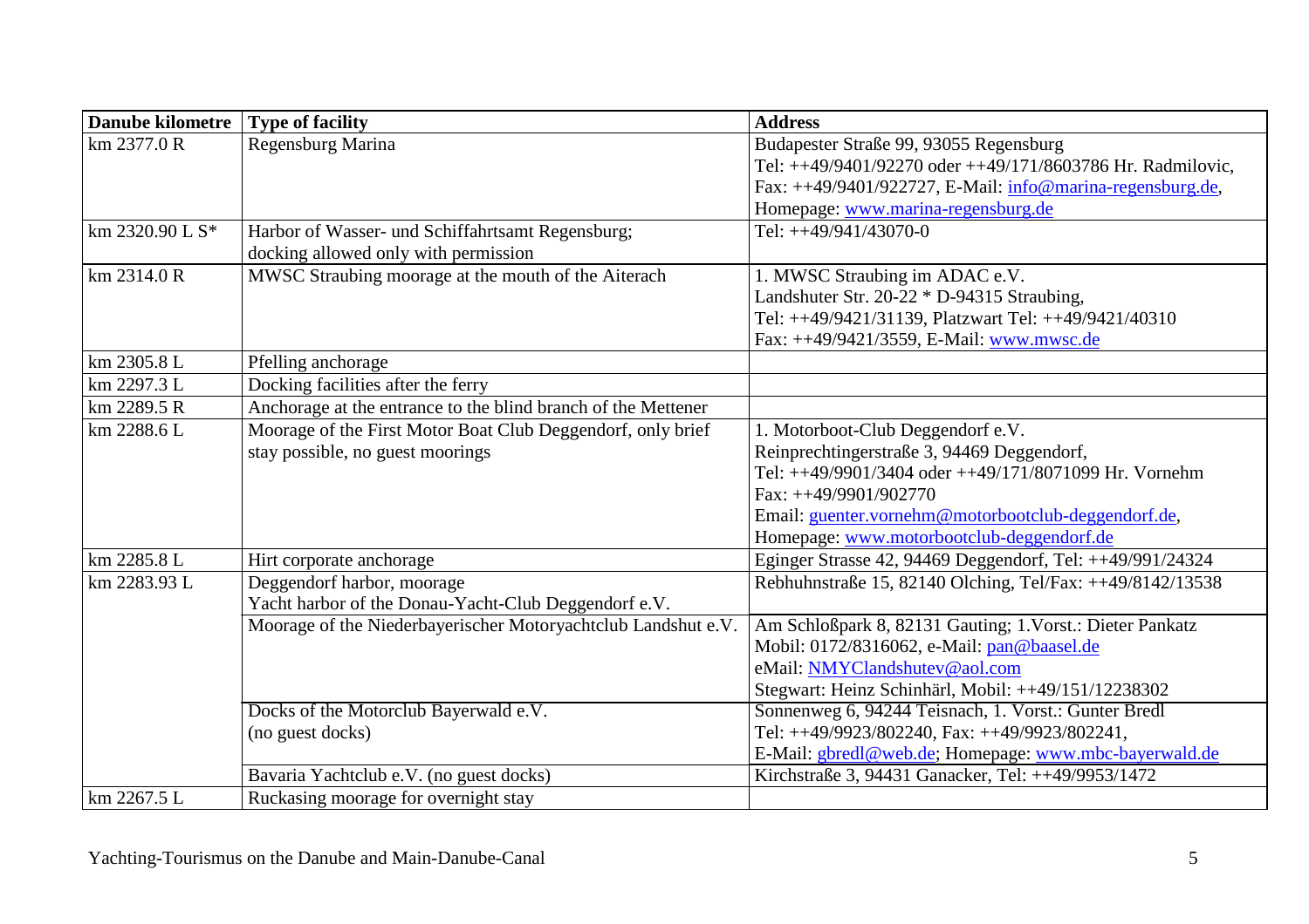| Danube kilometre | Type of facility | Address |
|---|---|---|
| km 2377.0 R | Regensburg Marina | Budapester Straße 99, 93055 Regensburg<br>Tel: ++49/9401/92270 oder ++49/171/8603786 Hr. Radmilovic,<br>Fax: ++49/9401/922727, E-Mail: info@marina-regensburg.de,<br>Homepage: www.marina-regensburg.de |
| km 2320.90 L S* | Harbor of Wasser- und Schiffahrtsamt Regensburg;<br>docking allowed only with permission | Tel: ++49/941/43070-0 |
| km 2314.0 R | MWSC Straubing moorage at the mouth of the Aiterach | 1. MWSC Straubing im ADAC e.V.<br>Landshuter Str. 20-22 * D-94315 Straubing,<br>Tel: ++49/9421/31139, Platzwart Tel: ++49/9421/40310<br>Fax: ++49/9421/3559, E-Mail: www.mwsc.de |
| km 2305.8 L | Pfelling anchorage | |
| km 2297.3 L | Docking facilities after the ferry | |
| km 2289.5 R | Anchorage at the entrance to the blind branch of the Mettener | |
| km 2288.6 L | Moorage of the First Motor Boat Club Deggendorf, only brief stay possible, no guest moorings | 1. Motorboot-Club Deggendorf e.V.<br>Reinprechtingerstraße 3, 94469 Deggendorf,<br>Tel: ++49/9901/3404 oder ++49/171/8071099 Hr. Vornehm<br>Fax: ++49/9901/902770<br>Email: guenter.vornehm@motorbootclub-deggendorf.de,<br>Homepage: www.motorbootclub-deggendorf.de |
| km 2285.8 L | Hirt corporate anchorage | Eginger Strasse 42, 94469 Deggendorf, Tel: ++49/991/24324 |
| km 2283.93 L | Deggendorf harbor, moorage<br>Yacht harbor of the Donau-Yacht-Club Deggendorf e.V. | Rebhuhnstraße 15, 82140 Olching, Tel/Fax: ++49/8142/13538 |
| | Moorage of the Niederbayerischer Motoryachtclub Landshut e.V. | Am Schloßpark 8, 82131 Gauting; 1.Vorst.: Dieter Pankatz<br>Mobil: 0172/8316062, e-Mail: pan@baasel.de<br>eMail: NMYClandshutev@aol.com<br>Stegwart: Heinz Schinhärl, Mobil: ++49/151/12238302 |
| | Docks of the Motorclub Bayerwald e.V.<br>(no guest docks) | Sonnenweg 6, 94244 Teisnach, 1. Vorst.: Gunter Bredl<br>Tel: ++49/9923/802240, Fax: ++49/9923/802241,<br>E-Mail: gbredl@web.de; Homepage: www.mbc-bayerwald.de |
| | Bavaria Yachtclub e.V. (no guest docks) | Kirchstraße 3, 94431 Ganacker, Tel: ++49/9953/1472 |
| km 2267.5 L | Ruckasing moorage for overnight stay | |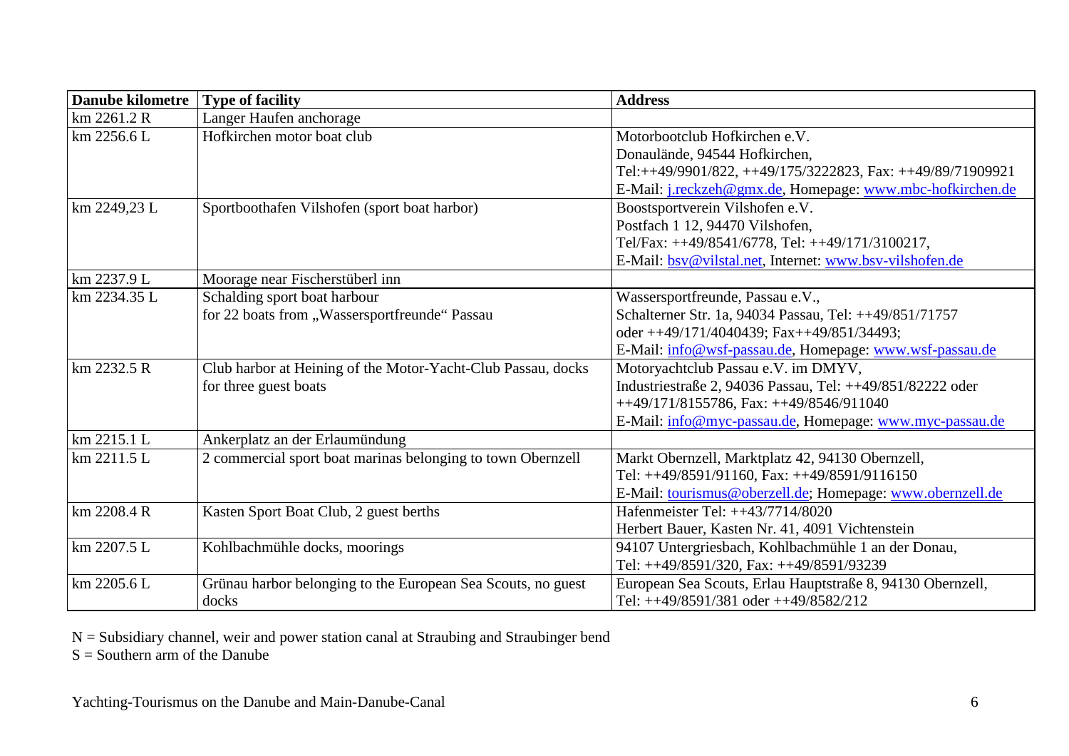| Danube kilometre | Type of facility | Address |
|---|---|---|
| km 2261.2 R | Langer Haufen anchorage | |
| km 2256.6 L | Hofkirchen motor boat club | Motorbootclub Hofkirchen e.V.<br>Donaulände, 94544 Hofkirchen,<br>Tel:++49/9901/822, ++49/175/3222823, Fax: ++49/89/71909921<br>E-Mail: j.reckzeh@gmx.de, Homepage: www.mbc-hofkirchen.de |
| km 2249,23 L | Sportboothafen Vilshofen (sport boat harbor) | Boostsportverein Vilshofen e.V.<br>Postfach 1 12, 94470 Vilshofen,<br>Tel/Fax: ++49/8541/6778, Tel: ++49/171/3100217,<br>E-Mail: bsv@vilstal.net, Internet: www.bsv-vilshofen.de |
| km 2237.9 L | Moorage near Fischerstüberl inn | |
| km 2234.35 L | Schalding sport boat harbour<br>for 22 boats from „Wassersportfreunde" Passau | Wassersportfreunde, Passau e.V.,<br>Schalterner Str. 1a, 94034 Passau, Tel: ++49/851/71757<br>oder ++49/171/4040439; Fax++49/851/34493;<br>E-Mail: info@wsf-passau.de, Homepage: www.wsf-passau.de |
| km 2232.5 R | Club harbor at Heining of the Motor-Yacht-Club Passau, docks for three guest boats | Motoryachtclub Passau e.V. im DMYV,<br>Industriestraße 2, 94036 Passau, Tel: ++49/851/82222 oder<br>++49/171/8155786, Fax: ++49/8546/911040<br>E-Mail: info@myc-passau.de, Homepage: www.myc-passau.de |
| km 2215.1 L | Ankerplatz an der Erlaumündung | |
| km 2211.5 L | 2 commercial sport boat marinas belonging to town Obernzell | Markt Obernzell, Marktplatz 42, 94130 Obernzell,<br>Tel: ++49/8591/91160, Fax: ++49/8591/9116150<br>E-Mail: tourismus@oberzell.de; Homepage: www.obernzell.de |
| km 2208.4 R | Kasten Sport Boat Club, 2 guest berths | Hafenmeister Tel: ++43/7714/8020<br>Herbert Bauer, Kasten Nr. 41, 4091 Vichtenstein |
| km 2207.5 L | Kohlbachmühle docks, moorings | 94107 Untergriesbach, Kohlbachmühle 1 an der Donau,<br>Tel: ++49/8591/320, Fax: ++49/8591/93239 |
| km 2205.6 L | Grünau harbor belonging to the European Sea Scouts, no guest docks | European Sea Scouts, Erlau Hauptstraße 8, 94130 Obernzell,<br>Tel: ++49/8591/381 oder ++49/8582/212 |

N = Subsidiary channel, weir and power station canal at Straubing and Straubinger bend
S = Southern arm of the Danube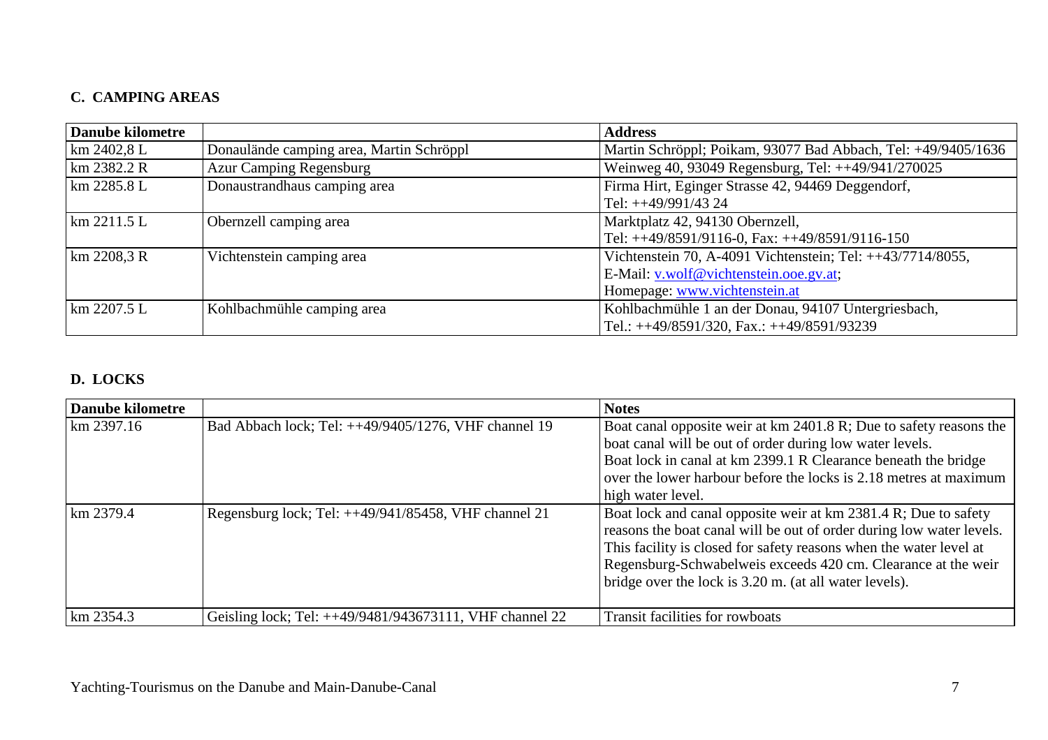## C. CAMPING AREAS

| Danube kilometre | | Address |
|---|---|---|
| km 2402,8 L | Donaulände camping area, Martin Schröppl | Martin Schröppl; Poikam, 93077 Bad Abbach, Tel: +49/9405/1636 |
| km 2382.2 R | Azur Camping Regensburg | Weinweg 40, 93049 Regensburg, Tel: ++49/941/270025 |
| km 2285.8 L | Donaustrandhaus camping area | Firma Hirt, Eginger Strasse 42, 94469 Deggendorf, Tel: ++49/991/43 24 |
| km 2211.5 L | Obernzell camping area | Marktplatz 42, 94130 Obernzell, Tel: ++49/8591/9116-0, Fax: ++49/8591/9116-150 |
| km 2208,3 R | Vichtenstein camping area | Vichtenstein 70, A-4091 Vichtenstein; Tel: ++43/7714/8055, E-Mail: v.wolf@vichtenstein.ooe.gv.at; Homepage: www.vichtenstein.at |
| km 2207.5 L | Kohlbachmühle camping area | Kohlbachmühle 1 an der Donau, 94107 Untergriesbach, Tel.: ++49/8591/320, Fax.: ++49/8591/93239 |

## D. LOCKS

| Danube kilometre | | Notes |
|---|---|---|
| km 2397.16 | Bad Abbach lock; Tel: ++49/9405/1276, VHF channel 19 | Boat canal opposite weir at km 2401.8 R; Due to safety reasons the boat canal will be out of order during low water levels. Boat lock in canal at km 2399.1 R Clearance beneath the bridge over the lower harbour before the locks is 2.18 metres at maximum high water level. |
| km 2379.4 | Regensburg lock; Tel: ++49/941/85458, VHF channel 21 | Boat lock and canal opposite weir at km 2381.4 R; Due to safety reasons the boat canal will be out of order during low water levels. This facility is closed for safety reasons when the water level at Regensburg-Schwabelweis exceeds 420 cm. Clearance at the weir bridge over the lock is 3.20 m. (at all water levels). |
| km 2354.3 | Geisling lock; Tel: ++49/9481/943673111, VHF channel 22 | Transit facilities for rowboats |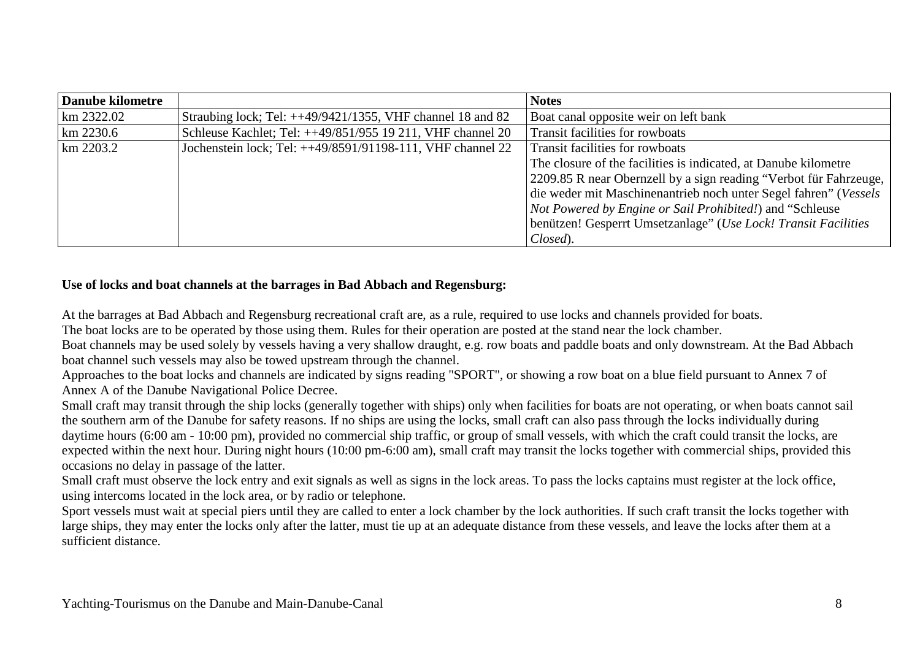| Danube kilometre | | Notes |
|---|---|---|
| km 2322.02 | Straubing lock; Tel: ++49/9421/1355, VHF channel 18 and 82 | Boat canal opposite weir on left bank |
| km 2230.6 | Schleuse Kachlet; Tel: ++49/851/955 19 211, VHF channel 20 | Transit facilities for rowboats |
| km 2203.2 | Jochenstein lock; Tel: ++49/8591/91198-111, VHF channel 22 | Transit facilities for rowboats<br>The closure of the facilities is indicated, at Danube kilometre 2209.85 R near Obernzell by a sign reading "Verbot für Fahrzeuge, die weder mit Maschinenantrieb noch unter Segel fahren" (*Vessels Not Powered by Engine or Sail Prohibited!*) and "Schleuse benützen! Gesperrt Umsetzanlage" (*Use Lock! Transit Facilities Closed*). |

**Use of locks and boat channels at the barrages in Bad Abbach and Regensburg:**

At the barrages at Bad Abbach and Regensburg recreational craft are, as a rule, required to use locks and channels provided for boats.
The boat locks are to be operated by those using them. Rules for their operation are posted at the stand near the lock chamber.
Boat channels may be used solely by vessels having a very shallow draught, e.g. row boats and paddle boats and only downstream. At the Bad Abbach boat channel such vessels may also be towed upstream through the channel.
Approaches to the boat locks and channels are indicated by signs reading "SPORT", or showing a row boat on a blue field pursuant to Annex 7 of Annex A of the Danube Navigational Police Decree.
Small craft may transit through the ship locks (generally together with ships) only when facilities for boats are not operating, or when boats cannot sail the southern arm of the Danube for safety reasons. If no ships are using the locks, small craft can also pass through the locks individually during daytime hours (6:00 am - 10:00 pm), provided no commercial ship traffic, or group of small vessels, with which the craft could transit the locks, are expected within the next hour. During night hours (10:00 pm-6:00 am), small craft may transit the locks together with commercial ships, provided this occasions no delay in passage of the latter.
Small craft must observe the lock entry and exit signals as well as signs in the lock areas. To pass the locks captains must register at the lock office, using intercoms located in the lock area, or by radio or telephone.
Sport vessels must wait at special piers until they are called to enter a lock chamber by the lock authorities. If such craft transit the locks together with large ships, they may enter the locks only after the latter, must tie up at an adequate distance from these vessels, and leave the locks after them at a sufficient distance.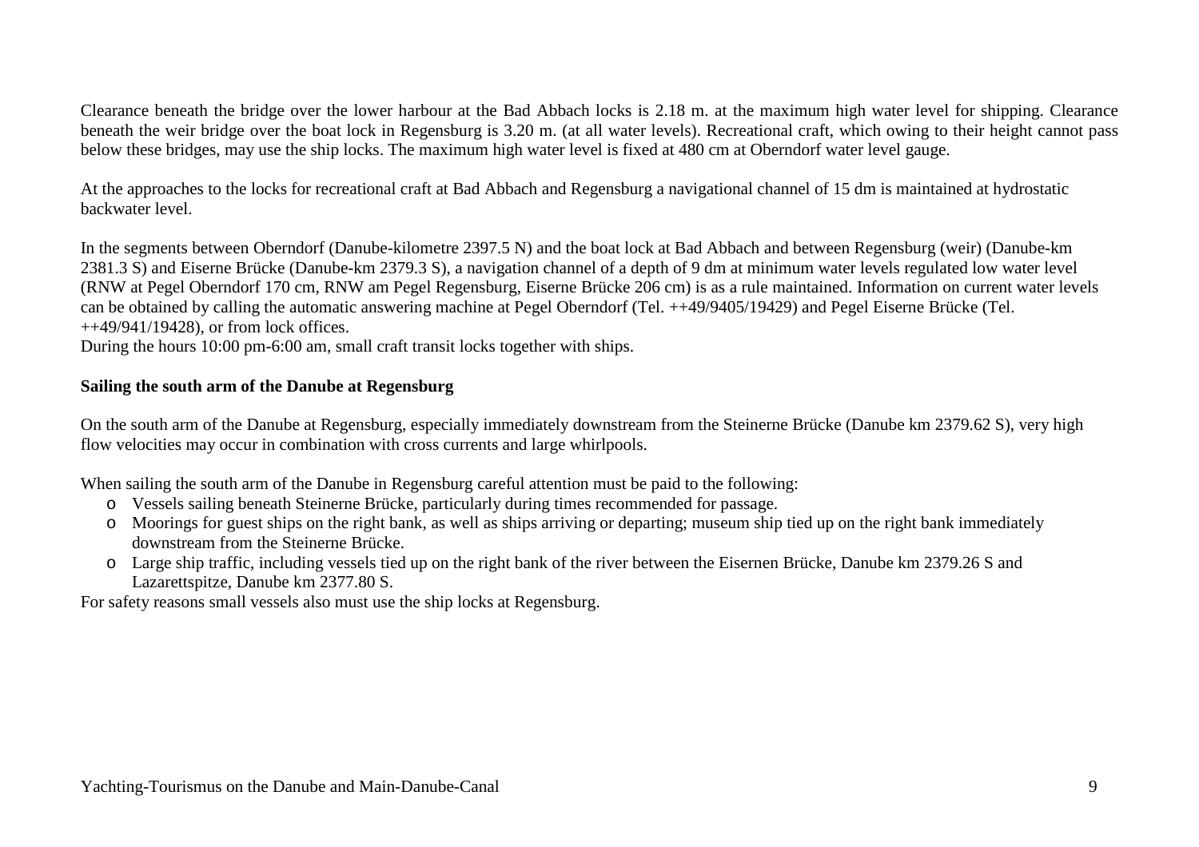Clearance beneath the bridge over the lower harbour at the Bad Abbach locks is 2.18 m. at the maximum high water level for shipping. Clearance beneath the weir bridge over the boat lock in Regensburg is 3.20 m. (at all water levels). Recreational craft, which owing to their height cannot pass below these bridges, may use the ship locks. The maximum high water level is fixed at 480 cm at Oberndorf water level gauge.

At the approaches to the locks for recreational craft at Bad Abbach and Regensburg a navigational channel of 15 dm is maintained at hydrostatic backwater level.

In the segments between Oberndorf (Danube-kilometre 2397.5 N) and the boat lock at Bad Abbach and between Regensburg (weir) (Danube-km 2381.3 S) and Eiserne Brücke (Danube-km 2379.3 S), a navigation channel of a depth of 9 dm at minimum water levels regulated low water level (RNW at Pegel Oberndorf 170 cm, RNW am Pegel Regensburg, Eiserne Brücke 206 cm) is as a rule maintained. Information on current water levels can be obtained by calling the automatic answering machine at Pegel Oberndorf (Tel. ++49/9405/19429) and Pegel Eiserne Brücke (Tel. ++49/941/19428), or from lock offices.
During the hours 10:00 pm-6:00 am, small craft transit locks together with ships.

**Sailing the south arm of the Danube at Regensburg**

On the south arm of the Danube at Regensburg, especially immediately downstream from the Steinerne Brücke (Danube km 2379.62 S), very high flow velocities may occur in combination with cross currents and large whirlpools.

When sailing the south arm of the Danube in Regensburg careful attention must be paid to the following:

- Vessels sailing beneath Steinerne Brücke, particularly during times recommended for passage.
- Moorings for guest ships on the right bank, as well as ships arriving or departing; museum ship tied up on the right bank immediately downstream from the Steinerne Brücke.
- Large ship traffic, including vessels tied up on the right bank of the river between the Eisernen Brücke, Danube km 2379.26 S and Lazarettspitze, Danube km 2377.80 S.

For safety reasons small vessels also must use the ship locks at Regensburg.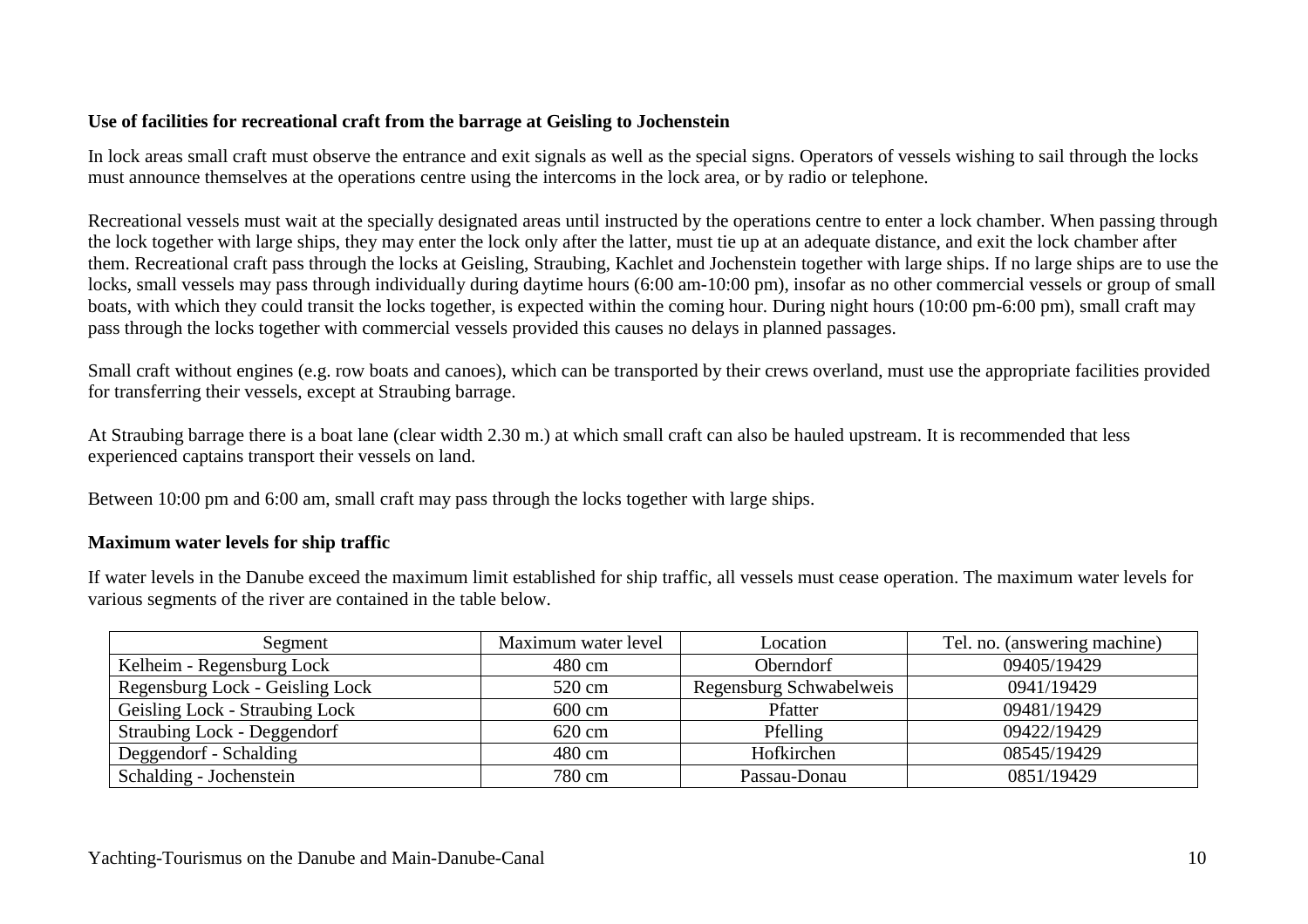**Use of facilities for recreational craft from the barrage at Geisling to Jochenstein**

In lock areas small craft must observe the entrance and exit signals as well as the special signs. Operators of vessels wishing to sail through the locks must announce themselves at the operations centre using the intercoms in the lock area, or by radio or telephone.

Recreational vessels must wait at the specially designated areas until instructed by the operations centre to enter a lock chamber. When passing through the lock together with large ships, they may enter the lock only after the latter, must tie up at an adequate distance, and exit the lock chamber after them. Recreational craft pass through the locks at Geisling, Straubing, Kachlet and Jochenstein together with large ships. If no large ships are to use the locks, small vessels may pass through individually during daytime hours (6:00 am-10:00 pm), insofar as no other commercial vessels or group of small boats, with which they could transit the locks together, is expected within the coming hour. During night hours (10:00 pm-6:00 pm), small craft may pass through the locks together with commercial vessels provided this causes no delays in planned passages.

Small craft without engines (e.g. row boats and canoes), which can be transported by their crews overland, must use the appropriate facilities provided for transferring their vessels, except at Straubing barrage.

At Straubing barrage there is a boat lane (clear width 2.30 m.) at which small craft can also be hauled upstream. It is recommended that less experienced captains transport their vessels on land.

Between 10:00 pm and 6:00 am, small craft may pass through the locks together with large ships.

**Maximum water levels for ship traffic**

If water levels in the Danube exceed the maximum limit established for ship traffic, all vessels must cease operation. The maximum water levels for various segments of the river are contained in the table below.

| Segment | Maximum water level | Location | Tel. no. (answering machine) |
|---|---|---|---|
| Kelheim - Regensburg Lock | 480 cm | Oberndorf | 09405/19429 |
| Regensburg Lock - Geisling Lock | 520 cm | Regensburg Schwabelweis | 0941/19429 |
| Geisling Lock - Straubing Lock | 600 cm | Pfatter | 09481/19429 |
| Straubing Lock - Deggendorf | 620 cm | Pfelling | 09422/19429 |
| Deggendorf - Schalding | 480 cm | Hofkirchen | 08545/19429 |
| Schalding - Jochenstein | 780 cm | Passau-Donau | 0851/19429 |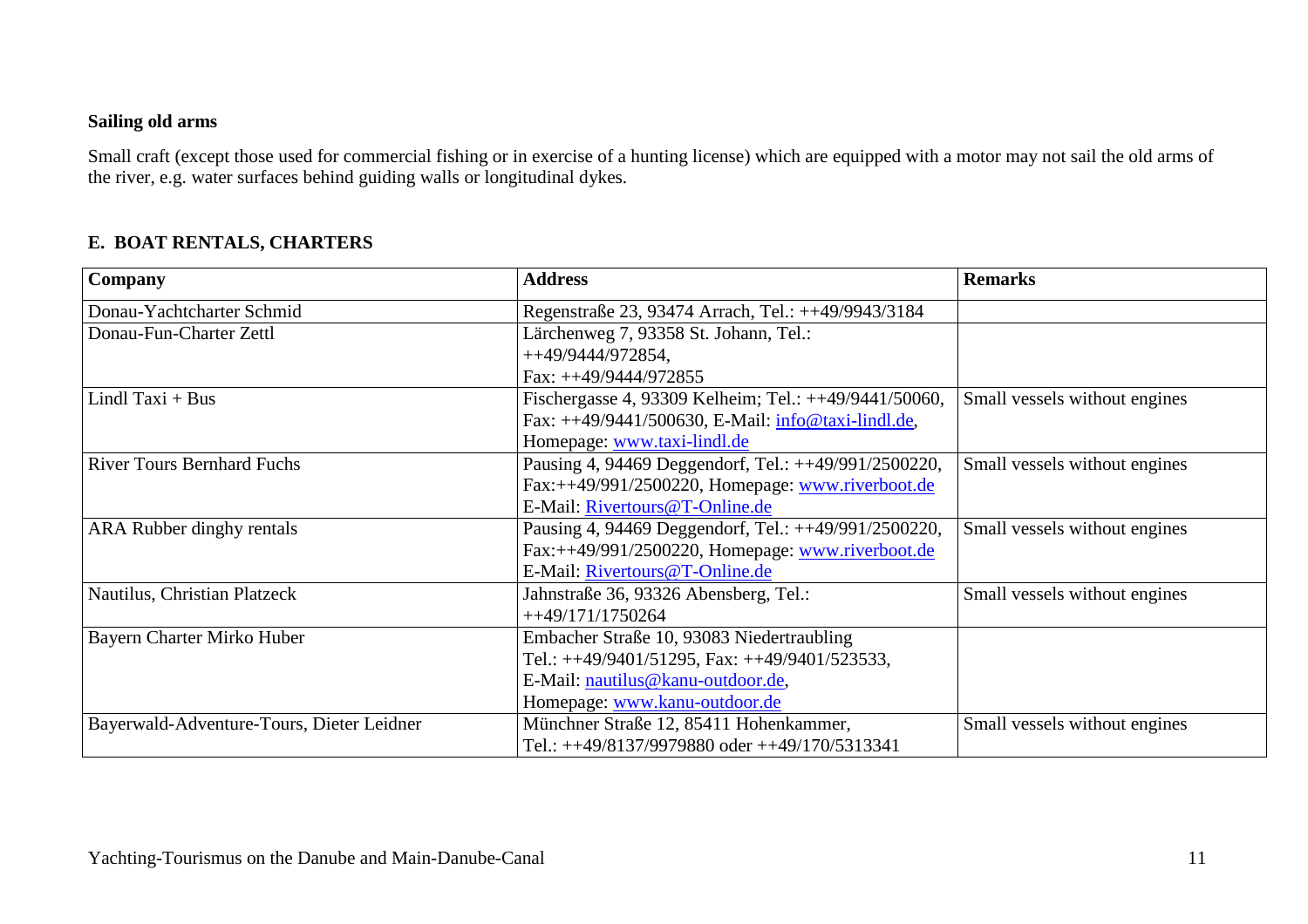### Sailing old arms

Small craft (except those used for commercial fishing or in exercise of a hunting license) which are equipped with a motor may not sail the old arms of the river, e.g. water surfaces behind guiding walls or longitudinal dykes.

## E. BOAT RENTALS, CHARTERS

| Company | Address | Remarks |
|---|---|---|
| Donau-Yachtcharter Schmid | Regenstraße 23, 93474 Arrach, Tel.: ++49/9943/3184 | |
| Donau-Fun-Charter Zettl | Lärchenweg 7, 93358 St. Johann, Tel.: ++49/9444/972854, Fax: ++49/9444/972855 | |
| Lindl Taxi + Bus | Fischergasse 4, 93309 Kelheim; Tel.: ++49/9441/50060, Fax: ++49/9441/500630, E-Mail: info@taxi-lindl.de, Homepage: www.taxi-lindl.de | Small vessels without engines |
| River Tours Bernhard Fuchs | Pausing 4, 94469 Deggendorf, Tel.: ++49/991/2500220, Fax:++49/991/2500220, Homepage: www.riverboot.de E-Mail: Rivertours@T-Online.de | Small vessels without engines |
| ARA Rubber dinghy rentals | Pausing 4, 94469 Deggendorf, Tel.: ++49/991/2500220, Fax:++49/991/2500220, Homepage: www.riverboot.de E-Mail: Rivertours@T-Online.de | Small vessels without engines |
| Nautilus, Christian Platzeck | Jahnstraße 36, 93326 Abensberg, Tel.: ++49/171/1750264 | Small vessels without engines |
| Bayern Charter Mirko Huber | Embacher Straße 10, 93083 Niedertraubling Tel.: ++49/9401/51295, Fax: ++49/9401/523533, E-Mail: nautilus@kanu-outdoor.de, Homepage: www.kanu-outdoor.de | |
| Bayerwald-Adventure-Tours, Dieter Leidner | Münchner Straße 12, 85411 Hohenkammer, Tel.: ++49/8137/9979880 oder ++49/170/5313341 | Small vessels without engines |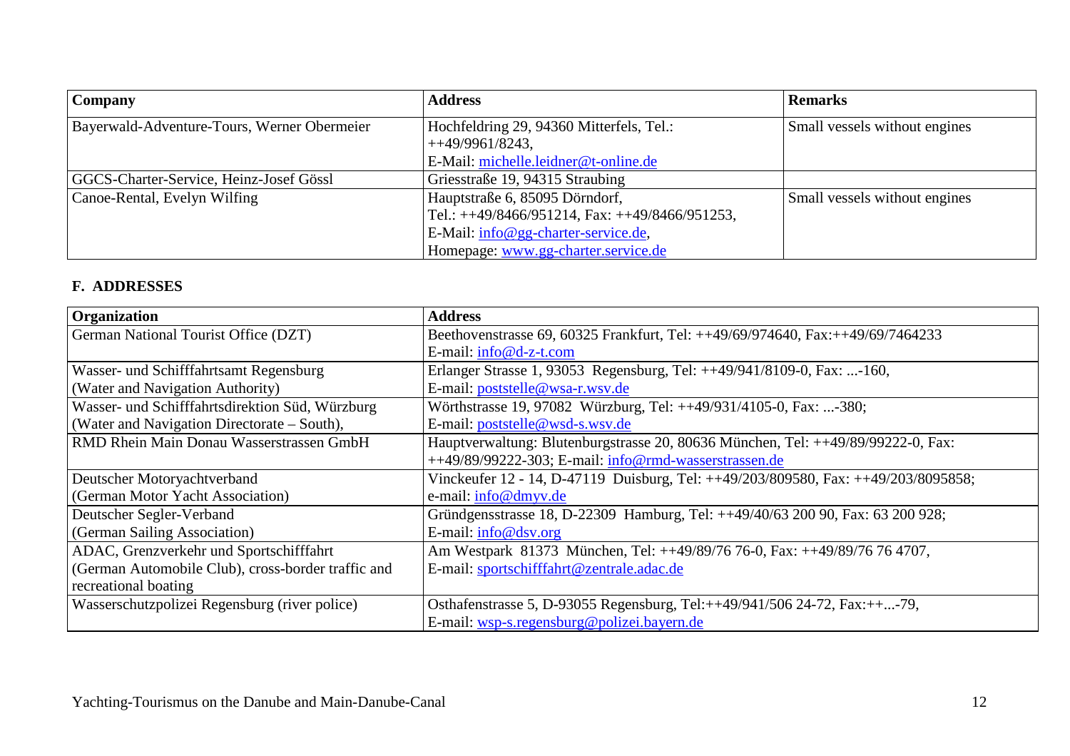| Company | Address | Remarks |
|---|---|---|
| Bayerwald-Adventure-Tours, Werner Obermeier | Hochfeldring 29, 94360 Mitterfels, Tel.: ++49/9961/8243, E-Mail: michelle.leidner@t-online.de | Small vessels without engines |
| GGCS-Charter-Service, Heinz-Josef Gössl | Griesstraße 19, 94315 Straubing | |
| Canoe-Rental, Evelyn Wilfing | Hauptstraße 6, 85095 Dörndorf, Tel.: ++49/8466/951214, Fax: ++49/8466/951253, E-Mail: info@gg-charter-service.de, Homepage: www.gg-charter.service.de | Small vessels without engines |

## F. ADDRESSES

| Organization | Address |
|---|---|
| German National Tourist Office (DZT) | Beethovenstrasse 69, 60325 Frankfurt, Tel: ++49/69/974640, Fax:++49/69/7464233 E-mail: info@d-z-t.com |
| Wasser- und Schifffahrtsamt Regensburg (Water and Navigation Authority) | Erlanger Strasse 1, 93053 Regensburg, Tel: ++49/941/8109-0, Fax: ...-160, E-mail: poststelle@wsa-r.wsv.de |
| Wasser- und Schifffahrtsdirektion Süd, Würzburg (Water and Navigation Directorate – South), | Wörthstrasse 19, 97082 Würzburg, Tel: ++49/931/4105-0, Fax: ...-380; E-mail: poststelle@wsd-s.wsv.de |
| RMD Rhein Main Donau Wasserstrassen GmbH | Hauptverwaltung: Blutenburgstrasse 20, 80636 München, Tel: ++49/89/99222-0, Fax: ++49/89/99222-303; E-mail: info@rmd-wasserstrassen.de |
| Deutscher Motoryachtverband (German Motor Yacht Association) | Vinckeufer 12 - 14, D-47119 Duisburg, Tel: ++49/203/809580, Fax: ++49/203/8095858; e-mail: info@dmyv.de |
| Deutscher Segler-Verband (German Sailing Association) | Gründgensstrasse 18, D-22309 Hamburg, Tel: ++49/40/63 200 90, Fax: 63 200 928; E-mail: info@dsv.org |
| ADAC, Grenzverkehr und Sportschifffahrt (German Automobile Club), cross-border traffic and recreational boating | Am Westpark 81373 München, Tel: ++49/89/76 76-0, Fax: ++49/89/76 76 4707, E-mail: sportschifffahrt@zentrale.adac.de |
| Wasserschutzpolizei Regensburg (river police) | Osthafenstrasse 5, D-93055 Regensburg, Tel:++49/941/506 24-72, Fax:++...-79, E-mail: wsp-s.regensburg@polizei.bayern.de |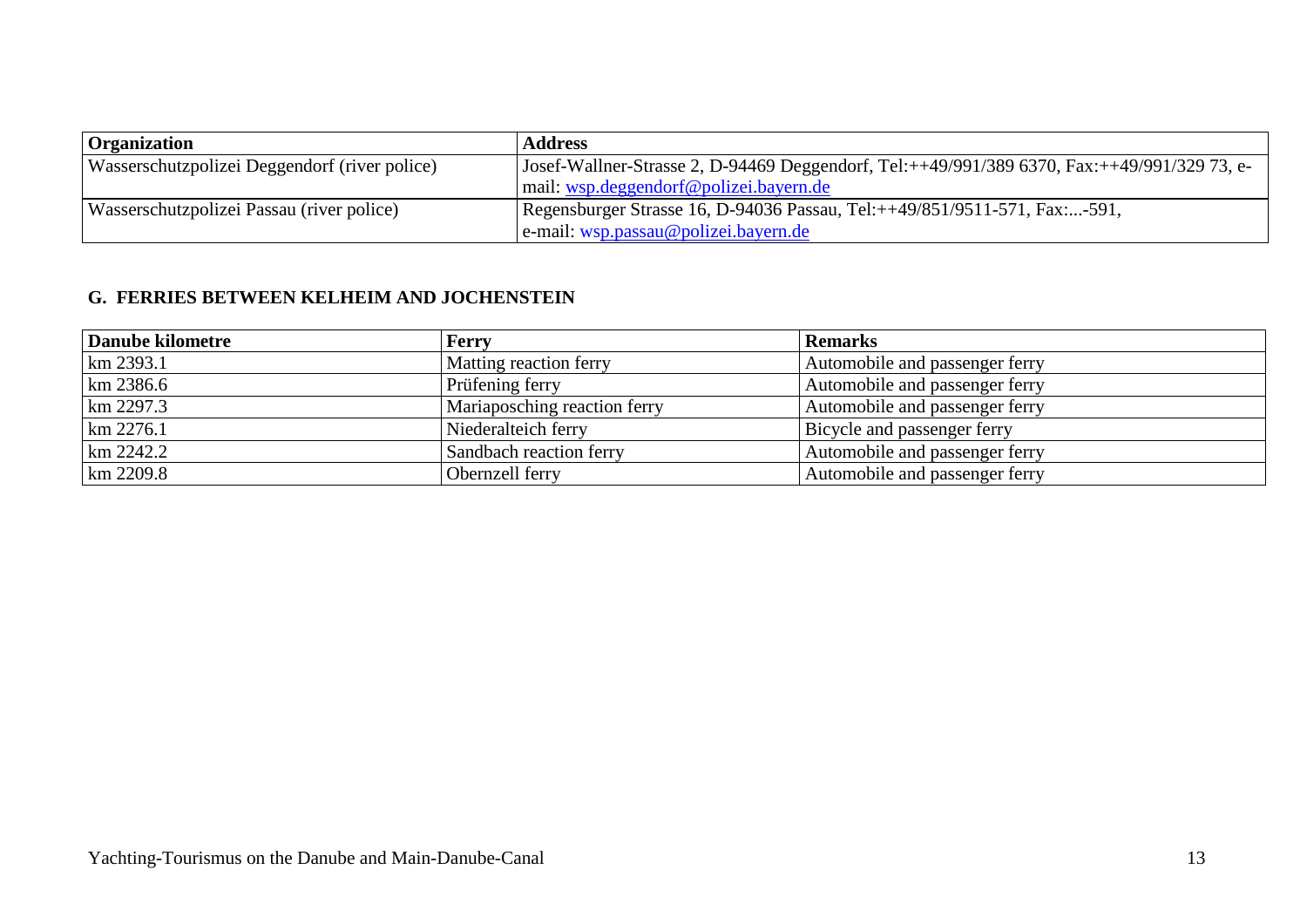| Organization | Address |
|---|---|
| Wasserschutzpolizei Deggendorf (river police) | Josef-Wallner-Strasse 2, D-94469 Deggendorf, Tel:++49/991/389 6370, Fax:++49/991/329 73, e-mail: wsp.deggendorf@polizei.bayern.de |
| Wasserschutzpolizei Passau (river police) | Regensburger Strasse 16, D-94036 Passau, Tel:++49/851/9511-571, Fax:...-591, e-mail: wsp.passau@polizei.bayern.de |

## G. FERRIES BETWEEN KELHEIM AND JOCHENSTEIN

| Danube kilometre | Ferry | Remarks |
|---|---|---|
| km 2393.1 | Matting reaction ferry | Automobile and passenger ferry |
| km 2386.6 | Prüfening ferry | Automobile and passenger ferry |
| km 2297.3 | Mariaposching reaction ferry | Automobile and passenger ferry |
| km 2276.1 | Niederalteich ferry | Bicycle and passenger ferry |
| km 2242.2 | Sandbach reaction ferry | Automobile and passenger ferry |
| km 2209.8 | Obernzell ferry | Automobile and passenger ferry |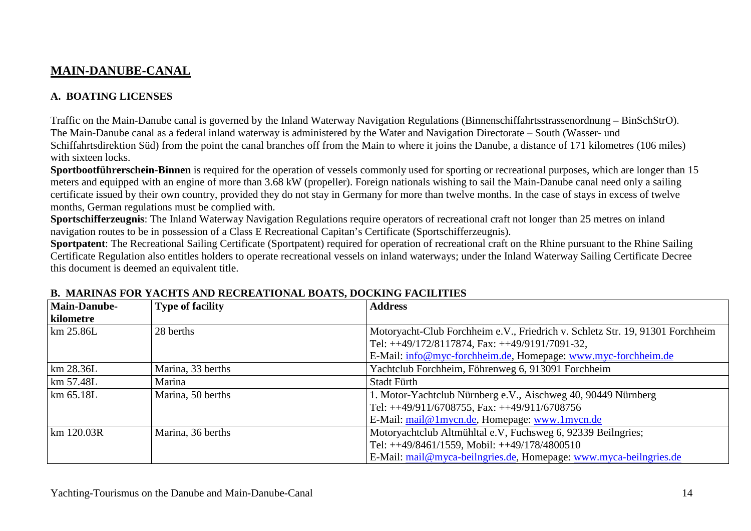# MAIN-DANUBE-CANAL

## A. BOATING LICENSES

Traffic on the Main-Danube canal is governed by the Inland Waterway Navigation Regulations (Binnenschiffahrtsstrassenordnung – BinSchStrO). The Main-Danube canal as a federal inland waterway is administered by the Water and Navigation Directorate – South (Wasser- und Schiffahrtsdirektion Süd) from the point the canal branches off from the Main to where it joins the Danube, a distance of 171 kilometres (106 miles) with sixteen locks.

**Sportbootführerschein-Binnen** is required for the operation of vessels commonly used for sporting or recreational purposes, which are longer than 15 meters and equipped with an engine of more than 3.68 kW (propeller). Foreign nationals wishing to sail the Main-Danube canal need only a sailing certificate issued by their own country, provided they do not stay in Germany for more than twelve months. In the case of stays in excess of twelve months, German regulations must be complied with.

**Sportschifferzeugnis**: The Inland Waterway Navigation Regulations require operators of recreational craft not longer than 25 metres on inland navigation routes to be in possession of a Class E Recreational Capitan's Certificate (Sportschifferzeugnis).

**Sportpatent**: The Recreational Sailing Certificate (Sportpatent) required for operation of recreational craft on the Rhine pursuant to the Rhine Sailing Certificate Regulation also entitles holders to operate recreational vessels on inland waterways; under the Inland Waterway Sailing Certificate Decree this document is deemed an equivalent title.

## B. MARINAS FOR YACHTS AND RECREATIONAL BOATS, DOCKING FACILITIES

| Main-Danube-kilometre | Type of facility | Address |
|---|---|---|
| km 25.86L | 28 berths | Motoryacht-Club Forchheim e.V., Friedrich v. Schletz Str. 19, 91301 Forchheim<br>Tel: ++49/172/8117874, Fax: ++49/9191/7091-32,<br>E-Mail: info@myc-forchheim.de, Homepage: www.myc-forchheim.de |
| km 28.36L | Marina, 33 berths | Yachtclub Forchheim, Föhrenweg 6, 913091 Forchheim |
| km 57.48L | Marina | Stadt Fürth |
| km 65.18L | Marina, 50 berths | 1. Motor-Yachtclub Nürnberg e.V., Aischweg 40, 90449 Nürnberg<br>Tel: ++49/911/6708755, Fax: ++49/911/6708756<br>E-Mail: mail@1mycn.de, Homepage: www.1mycn.de |
| km 120.03R | Marina, 36 berths | Motoryachtclub Altmühltal e.V, Fuchsweg 6, 92339 Beilngries;<br>Tel: ++49/8461/1559, Mobil: ++49/178/4800510<br>E-Mail: mail@myca-beilngries.de, Homepage: www.myca-beilngries.de |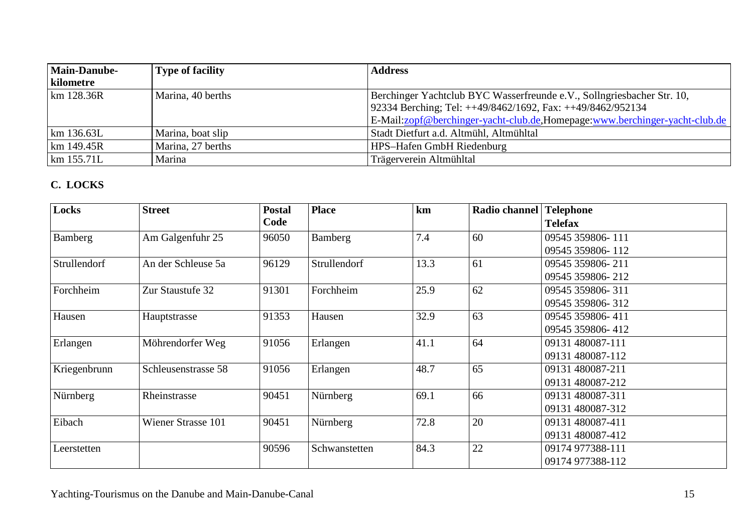| Main-Danube-kilometre | Type of facility | Address |
|---|---|---|
| km 128.36R | Marina, 40 berths | Berchinger Yachtclub BYC Wasserfreunde e.V., Sollngriesbacher Str. 10, 92334 Berching; Tel: ++49/8462/1692, Fax: ++49/8462/952134 E-Mail:zopf@berchinger-yacht-club.de,Homepage:www.berchinger-yacht-club.de |
| km 136.63L | Marina, boat slip | Stadt Dietfurt a.d. Altmühl, Altmühltal |
| km 149.45R | Marina, 27 berths | HPS–Hafen GmbH Riedenburg |
| km 155.71L | Marina | Trägerverein Altmühltal |

## C. LOCKS

| Locks | Street | Postal Code | Place | km | Radio channel | Telephone Telefax |
|---|---|---|---|---|---|---|
| Bamberg | Am Galgenfuhr 25 | 96050 | Bamberg | 7.4 | 60 | 09545 359806- 111 09545 359806- 112 |
| Strullendorf | An der Schleuse 5a | 96129 | Strullendorf | 13.3 | 61 | 09545 359806- 211 09545 359806- 212 |
| Forchheim | Zur Staustufe 32 | 91301 | Forchheim | 25.9 | 62 | 09545 359806- 311 09545 359806- 312 |
| Hausen | Hauptstrasse | 91353 | Hausen | 32.9 | 63 | 09545 359806- 411 09545 359806- 412 |
| Erlangen | Möhrendorfer Weg | 91056 | Erlangen | 41.1 | 64 | 09131 480087-111 09131 480087-112 |
| Kriegenbrunn | Schleusenstrasse 58 | 91056 | Erlangen | 48.7 | 65 | 09131 480087-211 09131 480087-212 |
| Nürnberg | Rheinstrasse | 90451 | Nürnberg | 69.1 | 66 | 09131 480087-311 09131 480087-312 |
| Eibach | Wiener Strasse 101 | 90451 | Nürnberg | 72.8 | 20 | 09131 480087-411 09131 480087-412 |
| Leerstetten | | 90596 | Schwanstetten | 84.3 | 22 | 09174 977388-111 09174 977388-112 |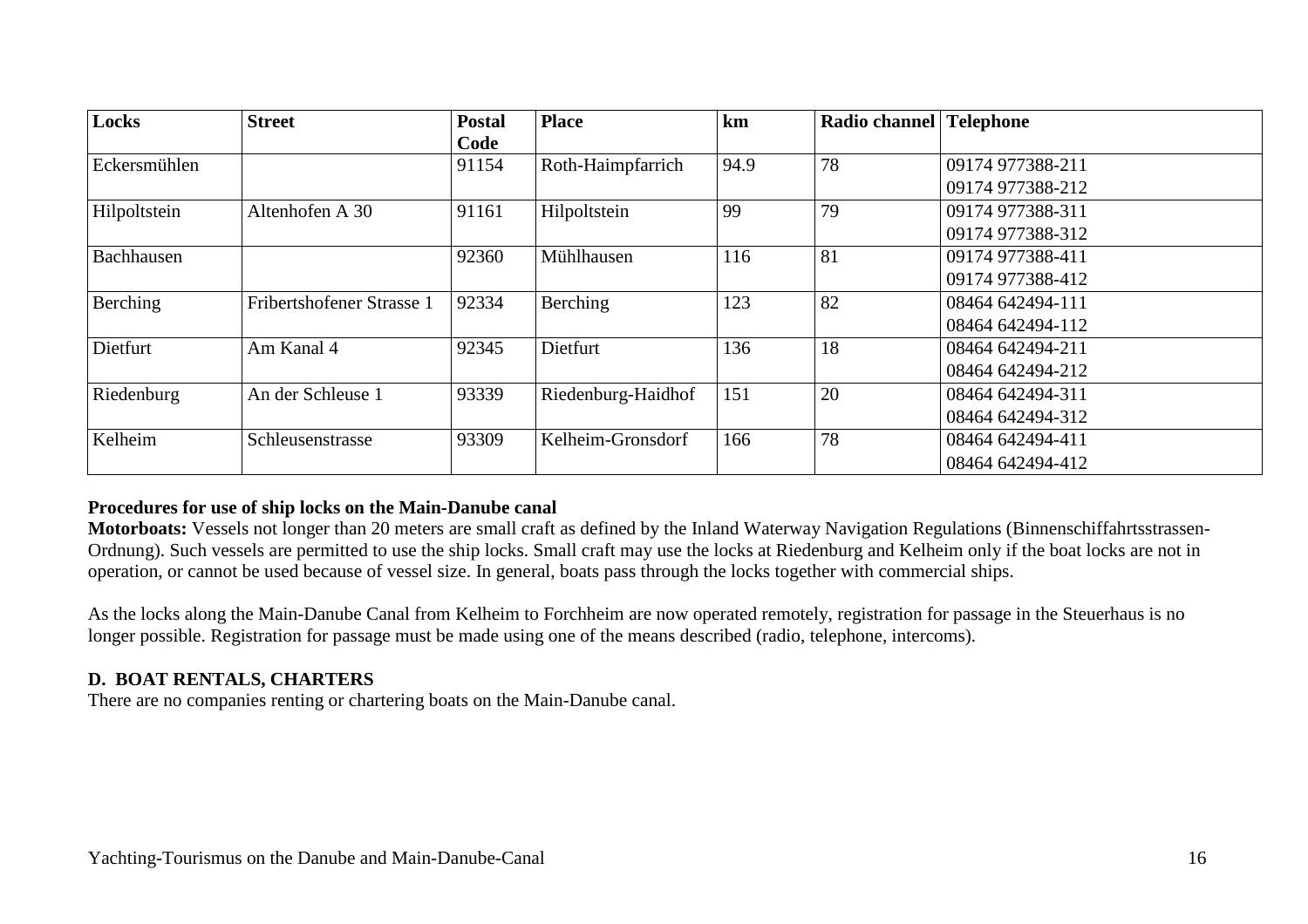| Locks | Street | Postal Code | Place | km | Radio channel | Telephone |
| --- | --- | --- | --- | --- | --- | --- |
| Eckersmühlen | | 91154 | Roth-Haimpfarrich | 94.9 | 78 | 09174 977388-211<br>09174 977388-212 |
| Hilpoltstein | Altenhofen A 30 | 91161 | Hilpoltstein | 99 | 79 | 09174 977388-311<br>09174 977388-312 |
| Bachhausen | | 92360 | Mühlhausen | 116 | 81 | 09174 977388-411<br>09174 977388-412 |
| Berching | Fribertshofener Strasse 1 | 92334 | Berching | 123 | 82 | 08464 642494-111<br>08464 642494-112 |
| Dietfurt | Am Kanal 4 | 92345 | Dietfurt | 136 | 18 | 08464 642494-211<br>08464 642494-212 |
| Riedenburg | An der Schleuse 1 | 93339 | Riedenburg-Haidhof | 151 | 20 | 08464 642494-311<br>08464 642494-312 |
| Kelheim | Schleusenstrasse | 93309 | Kelheim-Gronsdorf | 166 | 78 | 08464 642494-411<br>08464 642494-412 |

**Procedures for use of ship locks on the Main-Danube canal**

**Motorboats:** Vessels not longer than 20 meters are small craft as defined by the Inland Waterway Navigation Regulations (Binnenschiffahrtsstrassen-Ordnung). Such vessels are permitted to use the ship locks. Small craft may use the locks at Riedenburg and Kelheim only if the boat locks are not in operation, or cannot be used because of vessel size. In general, boats pass through the locks together with commercial ships.

As the locks along the Main-Danube Canal from Kelheim to Forchheim are now operated remotely, registration for passage in the Steuerhaus is no longer possible. Registration for passage must be made using one of the means described (radio, telephone, intercoms).

## D. BOAT RENTALS, CHARTERS

There are no companies renting or chartering boats on the Main-Danube canal.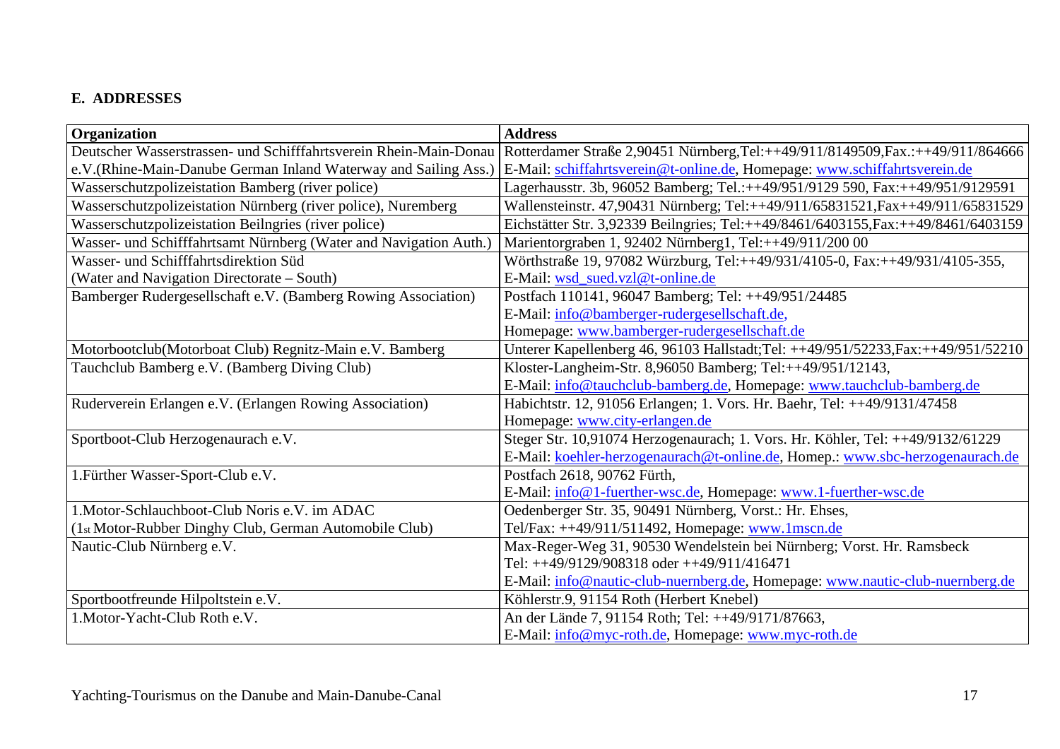**E. ADDRESSES**

| Organization | Address |
|---|---|
| Deutscher Wasserstrassen- und Schifffahrtsverein Rhein-Main-Donau e.V.(Rhine-Main-Danube German Inland Waterway and Sailing Ass.) | Rotterdamer Straße 2,90451 Nürnberg,Tel:++49/911/8149509,Fax.:++49/911/864666 E-Mail: schiffahrtsverein@t-online.de, Homepage: www.schiffahrtsverein.de |
| Wasserschutzpolizeistation Bamberg (river police) | Lagerhausstr. 3b, 96052 Bamberg; Tel.:++49/951/9129 590, Fax:++49/951/9129591 |
| Wasserschutzpolizeistation Nürnberg (river police), Nuremberg | Wallensteinstr. 47,90431 Nürnberg; Tel:++49/911/65831521,Fax++49/911/65831529 |
| Wasserschutzpolizeistation Beilngries (river police) | Eichstätter Str. 3,92339 Beilngries; Tel:++49/8461/6403155,Fax:++49/8461/6403159 |
| Wasser- und Schifffahrtsamt Nürnberg (Water and Navigation Auth.) | Marientorgraben 1, 92402 Nürnberg1, Tel:++49/911/200 00 |
| Wasser- und Schifffahrtsdirektion Süd (Water and Navigation Directorate – South) | Wörthstraße 19, 97082 Würzburg, Tel:++49/931/4105-0, Fax:++49/931/4105-355, E-Mail: wsd_sued.vzl@t-online.de |
| Bamberger Rudergesellschaft e.V. (Bamberg Rowing Association) | Postfach 110141, 96047 Bamberg; Tel: ++49/951/24485 E-Mail: info@bamberger-rudergesellschaft.de, Homepage: www.bamberger-rudergesellschaft.de |
| Motorbootclub(Motorboat Club) Regnitz-Main e.V. Bamberg | Unterer Kapellenberg 46, 96103 Hallstadt;Tel: ++49/951/52233,Fax:++49/951/52210 |
| Tauchclub Bamberg e.V. (Bamberg Diving Club) | Kloster-Langheim-Str. 8,96050 Bamberg; Tel:++49/951/12143, E-Mail: info@tauchclub-bamberg.de, Homepage: www.tauchclub-bamberg.de |
| Ruderverein Erlangen e.V. (Erlangen Rowing Association) | Habichtstr. 12, 91056 Erlangen; 1. Vors. Hr. Baehr, Tel: ++49/9131/47458 Homepage: www.city-erlangen.de |
| Sportboot-Club Herzogenaurach e.V. | Steger Str. 10,91074 Herzogenaurach; 1. Vors. Hr. Köhler, Tel: ++49/9132/61229 E-Mail: koehler-herzogenaurach@t-online.de, Homep.: www.sbc-herzogenaurach.de |
| 1.Fürther Wasser-Sport-Club e.V. | Postfach 2618, 90762 Fürth, E-Mail: info@1-fuerther-wsc.de, Homepage: www.1-fuerther-wsc.de |
| 1.Motor-Schlauchboot-Club Noris e.V. im ADAC (1st Motor-Rubber Dinghy Club, German Automobile Club) | Oedenberger Str. 35, 90491 Nürnberg, Vorst.: Hr. Ehses, Tel/Fax: ++49/911/511492, Homepage: www.1mscn.de |
| Nautic-Club Nürnberg e.V. | Max-Reger-Weg 31, 90530 Wendelstein bei Nürnberg; Vorst. Hr. Ramsbeck Tel: ++49/9129/908318 oder ++49/911/416471 E-Mail: info@nautic-club-nuernberg.de, Homepage: www.nautic-club-nuernberg.de |
| Sportbootfreunde Hilpoltstein e.V. | Köhlerstr.9, 91154 Roth (Herbert Knebel) |
| 1.Motor-Yacht-Club Roth e.V. | An der Lände 7, 91154 Roth; Tel: ++49/9171/87663, E-Mail: info@myc-roth.de, Homepage: www.myc-roth.de |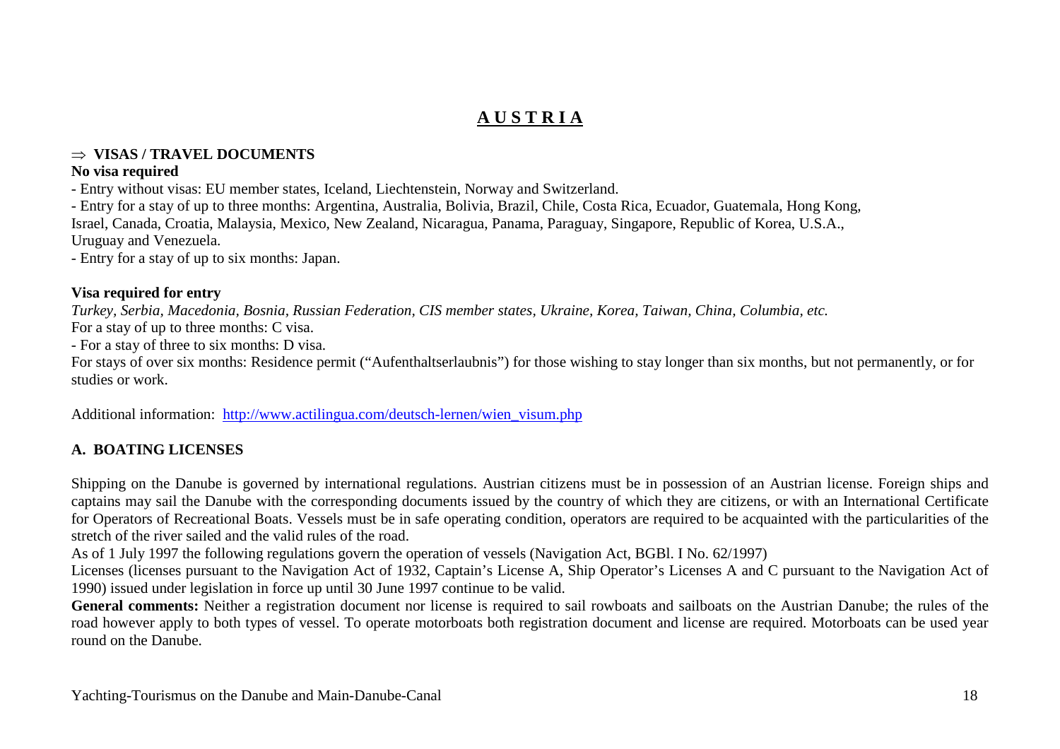# A U S T R I A

## ⇒ VISAS / TRAVEL DOCUMENTS

**No visa required**

- Entry without visas: EU member states, Iceland, Liechtenstein, Norway and Switzerland.
- Entry for a stay of up to three months: Argentina, Australia, Bolivia, Brazil, Chile, Costa Rica, Ecuador, Guatemala, Hong Kong, Israel, Canada, Croatia, Malaysia, Mexico, New Zealand, Nicaragua, Panama, Paraguay, Singapore, Republic of Korea, U.S.A., Uruguay and Venezuela.
- Entry for a stay of up to six months: Japan.

**Visa required for entry**

*Turkey, Serbia, Macedonia, Bosnia, Russian Federation, CIS member states, Ukraine, Korea, Taiwan, China, Columbia, etc.*

For a stay of up to three months: C visa.

- For a stay of three to six months: D visa.

For stays of over six months: Residence permit ("Aufenthaltserlaubnis") for those wishing to stay longer than six months, but not permanently, or for studies or work.

Additional information: http://www.actilingua.com/deutsch-lernen/wien_visum.php

## A. BOATING LICENSES

Shipping on the Danube is governed by international regulations. Austrian citizens must be in possession of an Austrian license. Foreign ships and captains may sail the Danube with the corresponding documents issued by the country of which they are citizens, or with an International Certificate for Operators of Recreational Boats. Vessels must be in safe operating condition, operators are required to be acquainted with the particularities of the stretch of the river sailed and the valid rules of the road.

As of 1 July 1997 the following regulations govern the operation of vessels (Navigation Act, BGBl. I No. 62/1997)

Licenses (licenses pursuant to the Navigation Act of 1932, Captain's License A, Ship Operator's Licenses A and C pursuant to the Navigation Act of 1990) issued under legislation in force up until 30 June 1997 continue to be valid.

**General comments:** Neither a registration document nor license is required to sail rowboats and sailboats on the Austrian Danube; the rules of the road however apply to both types of vessel. To operate motorboats both registration document and license are required. Motorboats can be used year round on the Danube.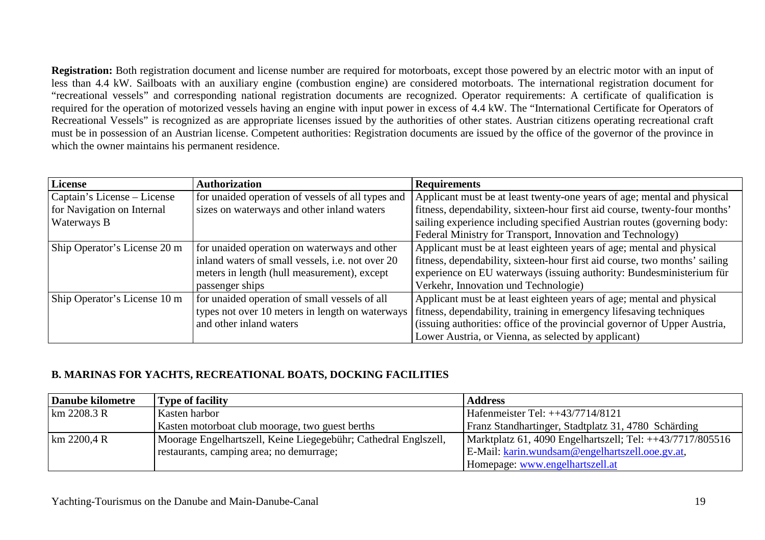**Registration:** Both registration document and license number are required for motorboats, except those powered by an electric motor with an input of less than 4.4 kW. Sailboats with an auxiliary engine (combustion engine) are considered motorboats. The international registration document for "recreational vessels" and corresponding national registration documents are recognized. Operator requirements: A certificate of qualification is required for the operation of motorized vessels having an engine with input power in excess of 4.4 kW. The "International Certificate for Operators of Recreational Vessels" is recognized as are appropriate licenses issued by the authorities of other states. Austrian citizens operating recreational craft must be in possession of an Austrian license. Competent authorities: Registration documents are issued by the office of the governor of the province in which the owner maintains his permanent residence.

| License | Authorization | Requirements |
|---|---|---|
| Captain's License – License for Navigation on Internal Waterways B | for unaided operation of vessels of all types and sizes on waterways and other inland waters | Applicant must be at least twenty-one years of age; mental and physical fitness, dependability, sixteen-hour first aid course, twenty-four months' sailing experience including specified Austrian routes (governing body: Federal Ministry for Transport, Innovation and Technology) |
| Ship Operator's License 20 m | for unaided operation on waterways and other inland waters of small vessels, i.e. not over 20 meters in length (hull measurement), except passenger ships | Applicant must be at least eighteen years of age; mental and physical fitness, dependability, sixteen-hour first aid course, two months' sailing experience on EU waterways (issuing authority: Bundesministerium für Verkehr, Innovation und Technologie) |
| Ship Operator's License 10 m | for unaided operation of small vessels of all types not over 10 meters in length on waterways and other inland waters | Applicant must be at least eighteen years of age; mental and physical fitness, dependability, training in emergency lifesaving techniques (issuing authorities: office of the provincial governor of Upper Austria, Lower Austria, or Vienna, as selected by applicant) |

## B. MARINAS FOR YACHTS, RECREATIONAL BOATS, DOCKING FACILITIES

| Danube kilometre | Type of facility | Address |
|---|---|---|
| km 2208.3 R | Kasten harbor<br>Kasten motorboat club moorage, two guest berths | Hafenmeister Tel: ++43/7714/8121<br>Franz Standhartinger, Stadtplatz 31, 4780 Schärding |
| km 2200,4 R | Moorage Engelhartszell, Keine Liegegebühr; Cathedral Englszell, restaurants, camping area; no demurrage; | Marktplatz 61, 4090 Engelhartszell; Tel: ++43/7717/805516<br>E-Mail: karin.wundsam@engelhartszell.ooe.gv.at,<br>Homepage: www.engelhartszell.at |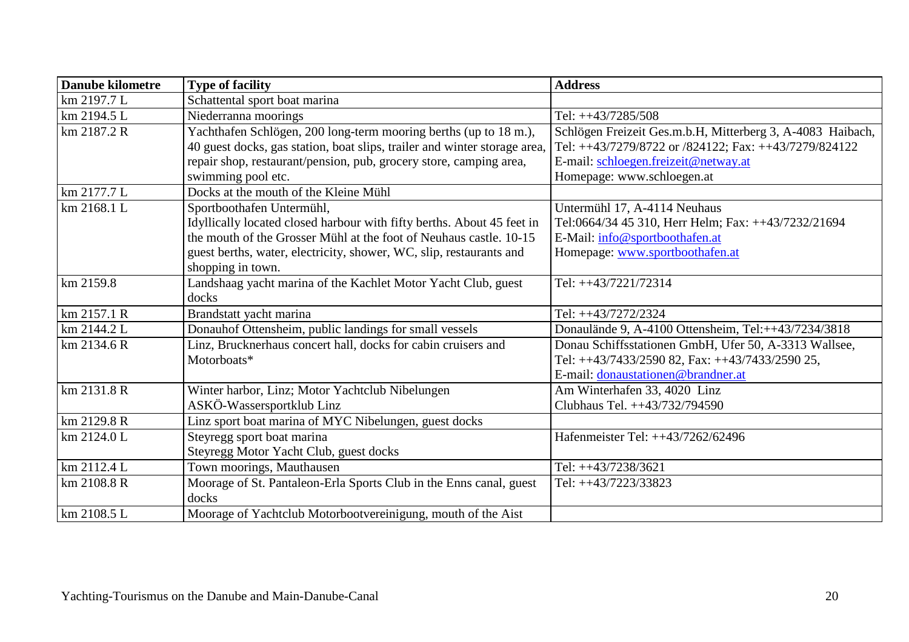| Danube kilometre | Type of facility | Address |
|---|---|---|
| km 2197.7 L | Schattental sport boat marina | |
| km 2194.5 L | Niederranna moorings | Tel: ++43/7285/508 |
| km 2187.2 R | Yachthafen Schlögen, 200 long-term mooring berths (up to 18 m.), 40 guest docks, gas station, boat slips, trailer and winter storage area, repair shop, restaurant/pension, pub, grocery store, camping area, swimming pool etc. | Schlögen Freizeit Ges.m.b.H, Mitterberg 3, A-4083 Haibach, Tel: ++43/7279/8722 or /824122; Fax: ++43/7279/824122 E-mail: schloegen.freizeit@netway.at Homepage: www.schloegen.at |
| km 2177.7 L | Docks at the mouth of the Kleine Mühl | |
| km 2168.1 L | Sportboothafen Untermühl, Idyllically located closed harbour with fifty berths. About 45 feet in the mouth of the Grosser Mühl at the foot of Neuhaus castle. 10-15 guest berths, water, electricity, shower, WC, slip, restaurants and shopping in town. | Untermühl 17, A-4114 Neuhaus Tel:0664/34 45 310, Herr Helm; Fax: ++43/7232/21694 E-Mail: info@sportboothafen.at Homepage: www.sportboothafen.at |
| km 2159.8 | Landshaag yacht marina of the Kachlet Motor Yacht Club, guest docks | Tel: ++43/7221/72314 |
| km 2157.1 R | Brandstatt yacht marina | Tel: ++43/7272/2324 |
| km 2144.2 L | Donauhof Ottensheim, public landings for small vessels | Donaulände 9, A-4100 Ottensheim, Tel:++43/7234/3818 |
| km 2134.6 R | Linz, Brucknerhaus concert hall, docks for cabin cruisers and Motorboats* | Donau Schiffsstationen GmbH, Ufer 50, A-3313 Wallsee, Tel: ++43/7433/2590 82, Fax: ++43/7433/2590 25, E-mail: donaustationen@brandner.at |
| km 2131.8 R | Winter harbor, Linz; Motor Yachtclub Nibelungen ASKÖ-Wassersportklub Linz | Am Winterhafen 33, 4020 Linz Clubhaus Tel. ++43/732/794590 |
| km 2129.8 R | Linz sport boat marina of MYC Nibelungen, guest docks | |
| km 2124.0 L | Steyregg sport boat marina Steyregg Motor Yacht Club, guest docks | Hafenmeister Tel: ++43/7262/62496 |
| km 2112.4 L | Town moorings, Mauthausen | Tel: ++43/7238/3621 |
| km 2108.8 R | Moorage of St. Pantaleon-Erla Sports Club in the Enns canal, guest docks | Tel: ++43/7223/33823 |
| km 2108.5 L | Moorage of Yachtclub Motorbootvereinigung, mouth of the Aist | |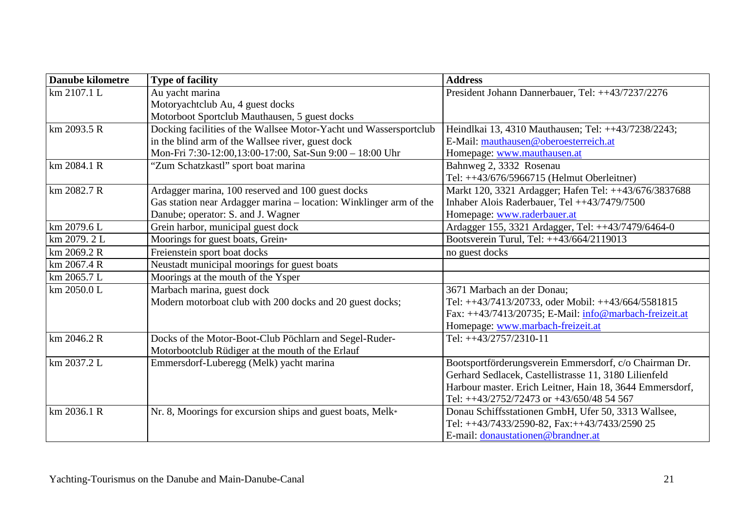| Danube kilometre | Type of facility | Address |
|---|---|---|
| km 2107.1 L | Au yacht marina<br>Motoryachtclub Au, 4 guest docks<br>Motorboot Sportclub Mauthausen, 5 guest docks | President Johann Dannerbauer, Tel: ++43/7237/2276 |
| km 2093.5 R | Docking facilities of the Wallsee Motor-Yacht und Wassersportclub in the blind arm of the Wallsee river, guest dock<br>Mon-Fri 7:30-12:00,13:00-17:00, Sat-Sun 9:00 – 18:00 Uhr | Heindlkai 13, 4310 Mauthausen; Tel: ++43/7238/2243;<br>E-Mail: mauthausen@oberoesterreich.at<br>Homepage: www.mauthausen.at |
| km 2084.1 R | "Zum Schatzkastl" sport boat marina | Bahnweg 2, 3332 Rosenau<br>Tel: ++43/676/5966715 (Helmut Oberleitner) |
| km 2082.7 R | Ardagger marina, 100 reserved and 100 guest docks<br>Gas station near Ardagger marina – location: Winklinger arm of the Danube; operator: S. and J. Wagner | Markt 120, 3321 Ardagger; Hafen Tel: ++43/676/3837688<br>Inhaber Alois Raderbauer, Tel ++43/7479/7500<br>Homepage: www.raderbauer.at |
| km 2079.6 L | Grein harbor, municipal guest dock | Ardagger 155, 3321 Ardagger, Tel: ++43/7479/6464-0 |
| km 2079. 2 L | Moorings for guest boats, Grein* | Bootsverein Turul, Tel: ++43/664/2119013 |
| km 2069.2 R | Freienstein sport boat docks | no guest docks |
| km 2067.4 R | Neustadt municipal moorings for guest boats | |
| km 2065.7 L | Moorings at the mouth of the Ysper | |
| km 2050.0 L | Marbach marina, guest dock<br>Modern motorboat club with 200 docks and 20 guest docks; | 3671 Marbach an der Donau;<br>Tel: ++43/7413/20733, oder Mobil: ++43/664/5581815<br>Fax: ++43/7413/20735; E-Mail: info@marbach-freizeit.at<br>Homepage: www.marbach-freizeit.at |
| km 2046.2 R | Docks of the Motor-Boot-Club Pöchlarn and Segel-Ruder-Motorbootclub Rüdiger at the mouth of the Erlauf | Tel: ++43/2757/2310-11 |
| km 2037.2 L | Emmersdorf-Luberegg (Melk) yacht marina | Bootsportförderungsverein Emmersdorf, c/o Chairman Dr. Gerhard Sedlacek, Castellistrasse 11, 3180 Lilienfeld<br>Harbour master. Erich Leitner, Hain 18, 3644 Emmersdorf, Tel: ++43/2752/72473 or +43/650/48 54 567 |
| km 2036.1 R | Nr. 8, Moorings for excursion ships and guest boats, Melk* | Donau Schiffsstationen GmbH, Ufer 50, 3313 Wallsee,<br>Tel: ++43/7433/2590-82, Fax:++43/7433/2590 25<br>E-mail: donaustationen@brandner.at |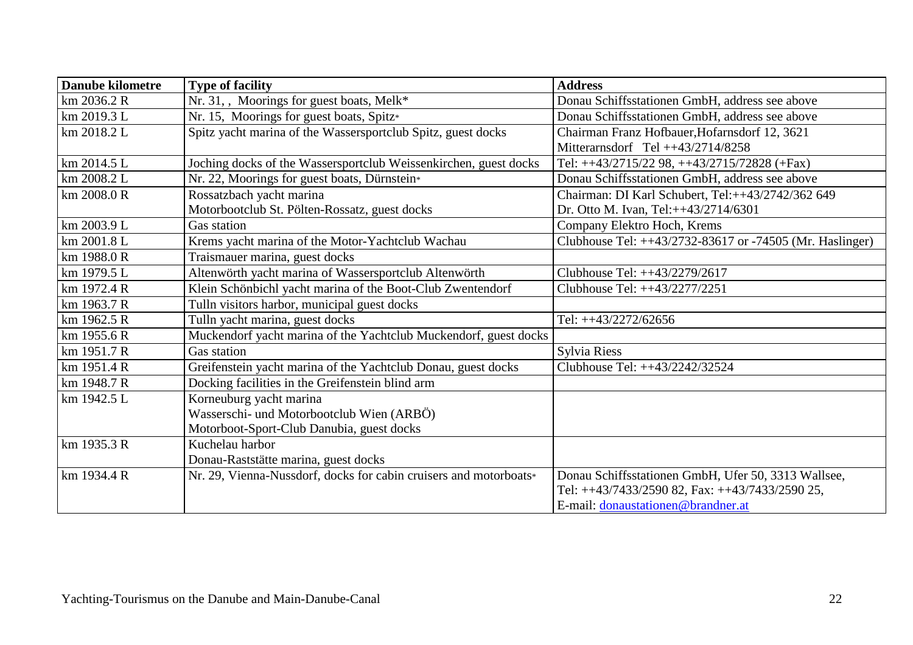| Danube kilometre | Type of facility | Address |
|---|---|---|
| km 2036.2 R | Nr. 31, , Moorings for guest boats, Melk* | Donau Schiffsstationen GmbH, address see above |
| km 2019.3 L | Nr. 15, Moorings for guest boats, Spitz* | Donau Schiffsstationen GmbH, address see above |
| km 2018.2 L | Spitz yacht marina of the Wassersportclub Spitz, guest docks | Chairman Franz Hofbauer,Hofarnsdorf 12, 3621 Mitterarnsdorf Tel ++43/2714/8258 |
| km 2014.5 L | Joching docks of the Wassersportclub Weissenkirchen, guest docks | Tel: ++43/2715/22 98, ++43/2715/72828 (+Fax) |
| km 2008.2 L | Nr. 22, Moorings for guest boats, Dürnstein* | Donau Schiffsstationen GmbH, address see above |
| km 2008.0 R | Rossatzbach yacht marina<br>Motorbootclub St. Pölten-Rossatz, guest docks | Chairman: DI Karl Schubert, Tel:++43/2742/362 649<br>Dr. Otto M. Ivan, Tel:++43/2714/6301 |
| km 2003.9 L | Gas station | Company Elektro Hoch, Krems |
| km 2001.8 L | Krems yacht marina of the Motor-Yachtclub Wachau | Clubhouse Tel: ++43/2732-83617 or -74505 (Mr. Haslinger) |
| km 1988.0 R | Traismauer marina, guest docks | |
| km 1979.5 L | Altenwörth yacht marina of Wassersportclub Altenwörth | Clubhouse Tel: ++43/2279/2617 |
| km 1972.4 R | Klein Schönbichl yacht marina of the Boot-Club Zwentendorf | Clubhouse Tel: ++43/2277/2251 |
| km 1963.7 R | Tulln visitors harbor, municipal guest docks | |
| km 1962.5 R | Tulln yacht marina, guest docks | Tel: ++43/2272/62656 |
| km 1955.6 R | Muckendorf yacht marina of the Yachtclub Muckendorf, guest docks | |
| km 1951.7 R | Gas station | Sylvia Riess |
| km 1951.4 R | Greifenstein yacht marina of the Yachtclub Donau, guest docks | Clubhouse Tel: ++43/2242/32524 |
| km 1948.7 R | Docking facilities in the Greifenstein blind arm | |
| km 1942.5 L | Korneuburg yacht marina<br>Wasserschi- und Motorbootclub Wien (ARBÖ)<br>Motorboot-Sport-Club Danubia, guest docks | |
| km 1935.3 R | Kuchelau harbor<br>Donau-Raststätte marina, guest docks | |
| km 1934.4 R | Nr. 29, Vienna-Nussdorf, docks for cabin cruisers and motorboats* | Donau Schiffsstationen GmbH, Ufer 50, 3313 Wallsee,<br>Tel: ++43/7433/2590 82, Fax: ++43/7433/2590 25,<br>E-mail: donaustationen@brandner.at |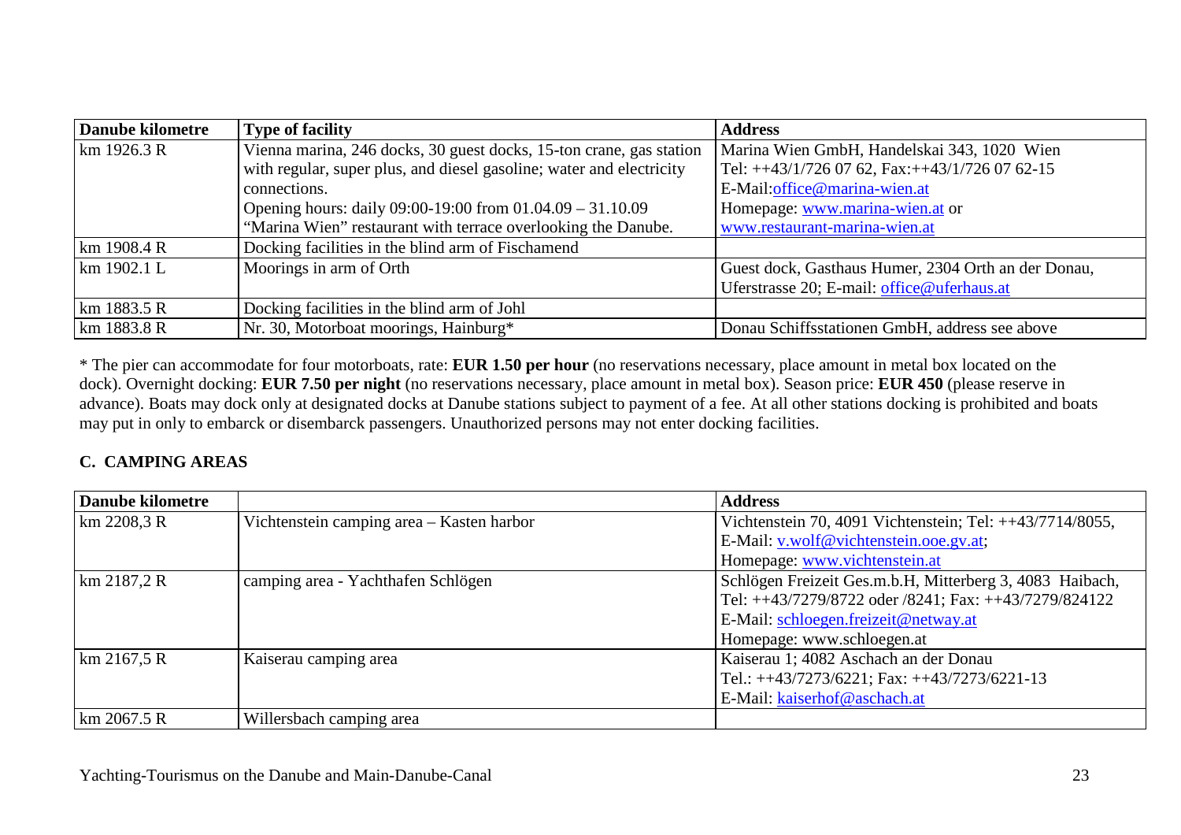| Danube kilometre | Type of facility | Address |
|---|---|---|
| km 1926.3 R | Vienna marina, 246 docks, 30 guest docks, 15-ton crane, gas station with regular, super plus, and diesel gasoline; water and electricity connections. Opening hours: daily 09:00-19:00 from 01.04.09 – 31.10.09 "Marina Wien" restaurant with terrace overlooking the Danube. | Marina Wien GmbH, Handelskai 343, 1020 Wien Tel: ++43/1/726 07 62, Fax:++43/1/726 07 62-15 E-Mail:office@marina-wien.at Homepage: www.marina-wien.at or www.restaurant-marina-wien.at |
| km 1908.4 R | Docking facilities in the blind arm of Fischamend | |
| km 1902.1 L | Moorings in arm of Orth | Guest dock, Gasthaus Humer, 2304 Orth an der Donau, Uferstrasse 20; E-mail: office@uferhaus.at |
| km 1883.5 R | Docking facilities in the blind arm of Johl | |
| km 1883.8 R | Nr. 30, Motorboat moorings, Hainburg* | Donau Schiffsstationen GmbH, address see above |

* The pier can accommodate for four motorboats, rate: **EUR 1.50 per hour** (no reservations necessary, place amount in metal box located on the dock). Overnight docking: **EUR 7.50 per night** (no reservations necessary, place amount in metal box). Season price: **EUR 450** (please reserve in advance). Boats may dock only at designated docks at Danube stations subject to payment of a fee. At all other stations docking is prohibited and boats may put in only to embarck or disembarck passengers. Unauthorized persons may not enter docking facilities.

## C. CAMPING AREAS

| Danube kilometre | | Address |
|---|---|---|
| km 2208,3 R | Vichtenstein camping area – Kasten harbor | Vichtenstein 70, 4091 Vichtenstein; Tel: ++43/7714/8055, E-Mail: v.wolf@vichtenstein.ooe.gv.at; Homepage: www.vichtenstein.at |
| km 2187,2 R | camping area - Yachthafen Schlögen | Schlögen Freizeit Ges.m.b.H, Mitterberg 3, 4083 Haibach, Tel: ++43/7279/8722 oder /8241; Fax: ++43/7279/824122 E-Mail: schloegen.freizeit@netway.at Homepage: www.schloegen.at |
| km 2167,5 R | Kaiserau camping area | Kaiserau 1; 4082 Aschach an der Donau Tel.: ++43/7273/6221; Fax: ++43/7273/6221-13 E-Mail: kaiserhof@aschach.at |
| km 2067.5 R | Willersbach camping area | |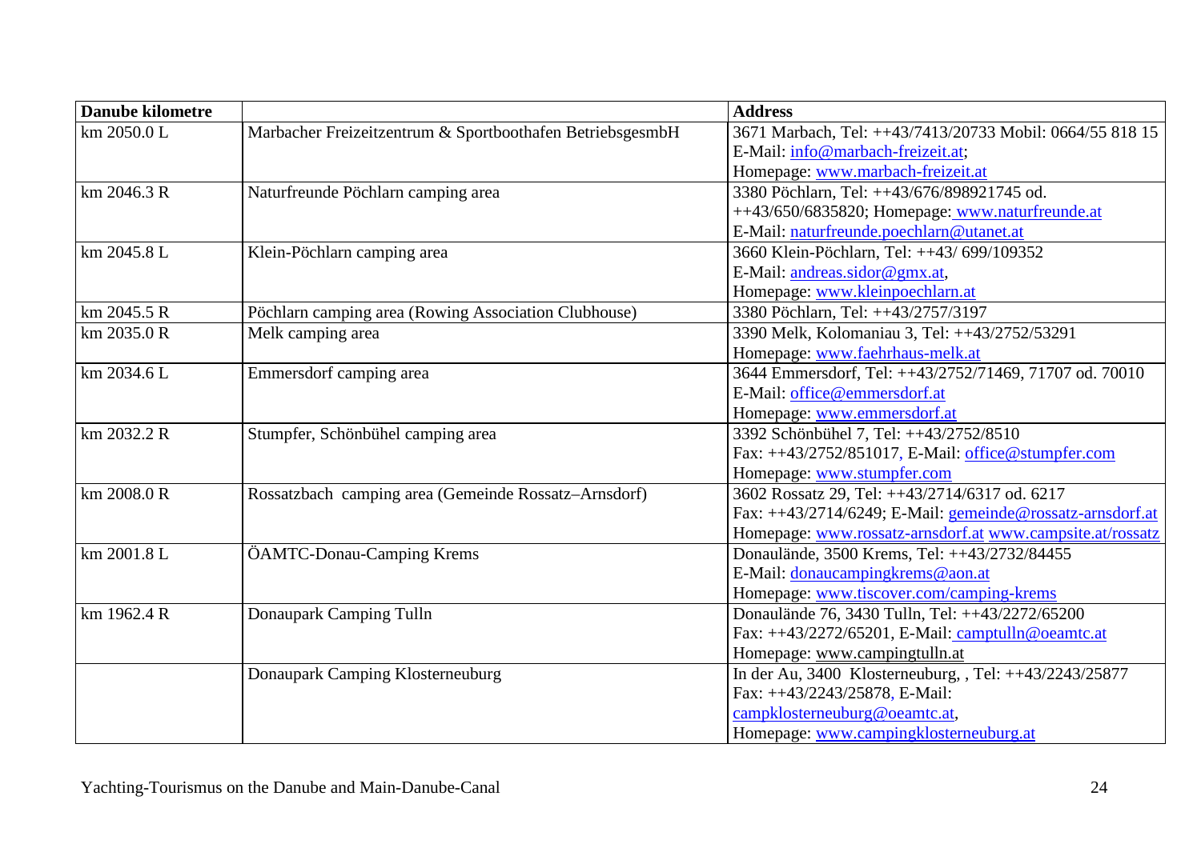| Danube kilometre | | Address |
|---|---|---|
| km 2050.0 L | Marbacher Freizeitzentrum & Sportboothafen BetriebsgesmbH | 3671 Marbach, Tel: ++43/7413/20733 Mobil: 0664/55 818 15 E-Mail: info@marbach-freizeit.at; Homepage: www.marbach-freizeit.at |
| km 2046.3 R | Naturfreunde Pöchlarn camping area | 3380 Pöchlarn, Tel: ++43/676/898921745 od. ++43/650/6835820; Homepage: www.naturfreunde.at E-Mail: naturfreunde.poechlarn@utanet.at |
| km 2045.8 L | Klein-Pöchlarn camping area | 3660 Klein-Pöchlarn, Tel: ++43/ 699/109352 E-Mail: andreas.sidor@gmx.at, Homepage: www.kleinpoechlarn.at |
| km 2045.5 R | Pöchlarn camping area (Rowing Association Clubhouse) | 3380 Pöchlarn, Tel: ++43/2757/3197 |
| km 2035.0 R | Melk camping area | 3390 Melk, Kolomaniau 3, Tel: ++43/2752/53291 Homepage: www.faehrhaus-melk.at |
| km 2034.6 L | Emmersdorf camping area | 3644 Emmersdorf, Tel: ++43/2752/71469, 71707 od. 70010 E-Mail: office@emmersdorf.at Homepage: www.emmersdorf.at |
| km 2032.2 R | Stumpfer, Schönbühel camping area | 3392 Schönbühel 7, Tel: ++43/2752/8510 Fax: ++43/2752/851017, E-Mail: office@stumpfer.com Homepage: www.stumpfer.com |
| km 2008.0 R | Rossatzbach camping area (Gemeinde Rossatz–Arnsdorf) | 3602 Rossatz 29, Tel: ++43/2714/6317 od. 6217 Fax: ++43/2714/6249; E-Mail: gemeinde@rossatz-arnsdorf.at Homepage: www.rossatz-arnsdorf.at www.campsite.at/rossatz |
| km 2001.8 L | ÖAMTC-Donau-Camping Krems | Donaulände, 3500 Krems, Tel: ++43/2732/84455 E-Mail: donaucampingkrems@aon.at Homepage: www.tiscover.com/camping-krems |
| km 1962.4 R | Donaupark Camping Tulln | Donaulände 76, 3430 Tulln, Tel: ++43/2272/65200 Fax: ++43/2272/65201, E-Mail: camptulln@oeamtc.at Homepage: www.campingtulln.at |
| | Donaupark Camping Klosterneuburg | In der Au, 3400 Klosterneuburg, , Tel: ++43/2243/25877 Fax: ++43/2243/25878, E-Mail: campklosterneuburg@oeamtc.at, Homepage: www.campingklosterneuburg.at |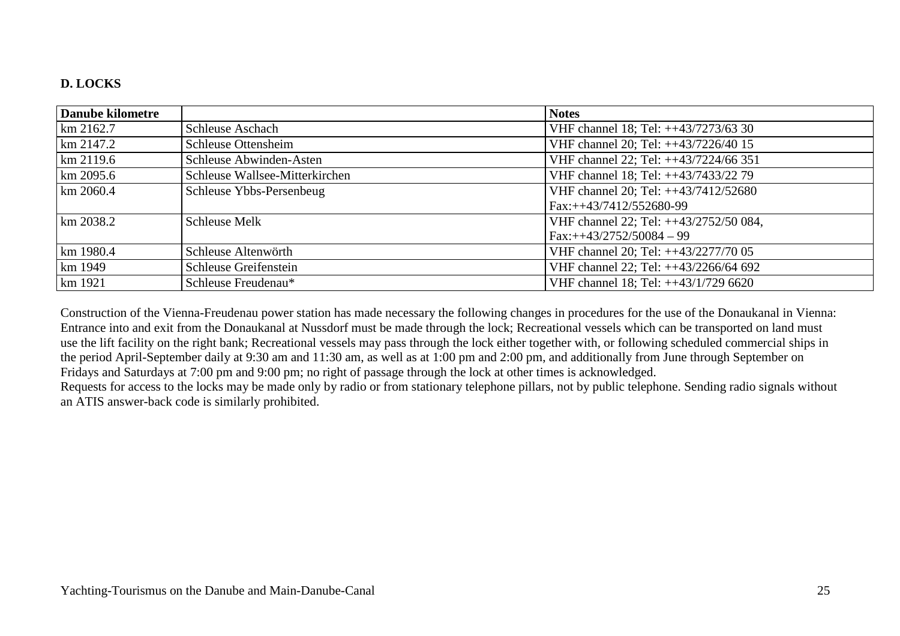**D. LOCKS**

| Danube kilometre | | Notes |
|---|---|---|
| km 2162.7 | Schleuse Aschach | VHF channel 18; Tel: ++43/7273/63 30 |
| km 2147.2 | Schleuse Ottensheim | VHF channel 20; Tel: ++43/7226/40 15 |
| km 2119.6 | Schleuse Abwinden-Asten | VHF channel 22; Tel: ++43/7224/66 351 |
| km 2095.6 | Schleuse Wallsee-Mitterkirchen | VHF channel 18; Tel: ++43/7433/22 79 |
| km 2060.4 | Schleuse Ybbs-Persenbeug | VHF channel 20; Tel: ++43/7412/52680 Fax:++43/7412/552680-99 |
| km 2038.2 | Schleuse Melk | VHF channel 22; Tel: ++43/2752/50 084, Fax:++43/2752/50084 – 99 |
| km 1980.4 | Schleuse Altenwörth | VHF channel 20; Tel: ++43/2277/70 05 |
| km 1949 | Schleuse Greifenstein | VHF channel 22; Tel: ++43/2266/64 692 |
| km 1921 | Schleuse Freudenau* | VHF channel 18; Tel: ++43/1/729 6620 |

Construction of the Vienna-Freudenau power station has made necessary the following changes in procedures for the use of the Donaukanal in Vienna: Entrance into and exit from the Donaukanal at Nussdorf must be made through the lock; Recreational vessels which can be transported on land must use the lift facility on the right bank; Recreational vessels may pass through the lock either together with, or following scheduled commercial ships in the period April-September daily at 9:30 am and 11:30 am, as well as at 1:00 pm and 2:00 pm, and additionally from June through September on Fridays and Saturdays at 7:00 pm and 9:00 pm; no right of passage through the lock at other times is acknowledged.

Requests for access to the locks may be made only by radio or from stationary telephone pillars, not by public telephone. Sending radio signals without an ATIS answer-back code is similarly prohibited.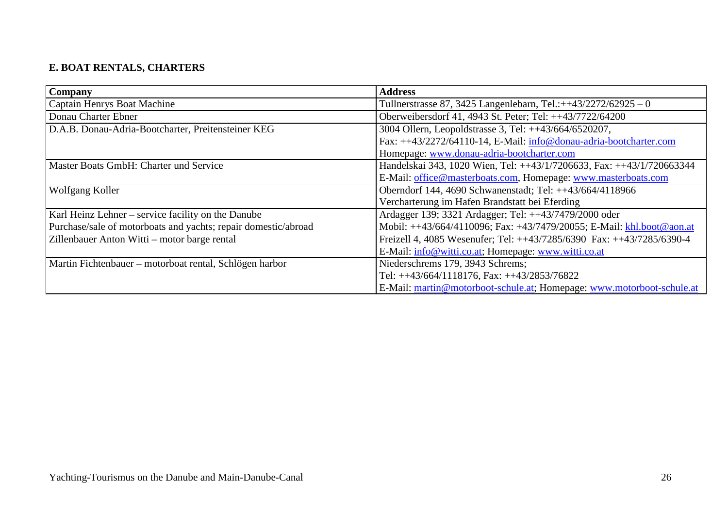## E. BOAT RENTALS, CHARTERS

| Company | Address |
|---|---|
| Captain Henrys Boat Machine | Tullnerstrasse 87, 3425 Langenlebarn, Tel.:++43/2272/62925 – 0 |
| Donau Charter Ebner | Oberweibersdorf 41, 4943 St. Peter; Tel: ++43/7722/64200 |
| D.A.B. Donau-Adria-Bootcharter, Preitensteiner KEG | 3004 Ollern, Leopoldstrasse 3, Tel: ++43/664/6520207, Fax: ++43/2272/64110-14, E-Mail: info@donau-adria-bootcharter.com Homepage: www.donau-adria-bootcharter.com |
| Master Boats GmbH: Charter und Service | Handelskai 343, 1020 Wien, Tel: ++43/1/7206633, Fax: ++43/1/720663344 E-Mail: office@masterboats.com, Homepage: www.masterboats.com |
| Wolfgang Koller | Oberndorf 144, 4690 Schwanenstadt; Tel: ++43/664/4118966 Vercharterung im Hafen Brandstatt bei Eferding |
| Karl Heinz Lehner – service facility on the Danube Purchase/sale of motorboats and yachts; repair domestic/abroad | Ardagger 139; 3321 Ardagger; Tel: ++43/7479/2000 oder Mobil: ++43/664/4110096; Fax: +43/7479/20055; E-Mail: khl.boot@aon.at |
| Zillenbauer Anton Witti – motor barge rental | Freizell 4, 4085 Wesenufer; Tel: ++43/7285/6390 Fax: ++43/7285/6390-4 E-Mail: info@witti.co.at; Homepage: www.witti.co.at |
| Martin Fichtenbauer – motorboat rental, Schlögen harbor | Niederschrems 179, 3943 Schrems; Tel: ++43/664/1118176, Fax: ++43/2853/76822 E-Mail: martin@motorboot-schule.at; Homepage: www.motorboot-schule.at |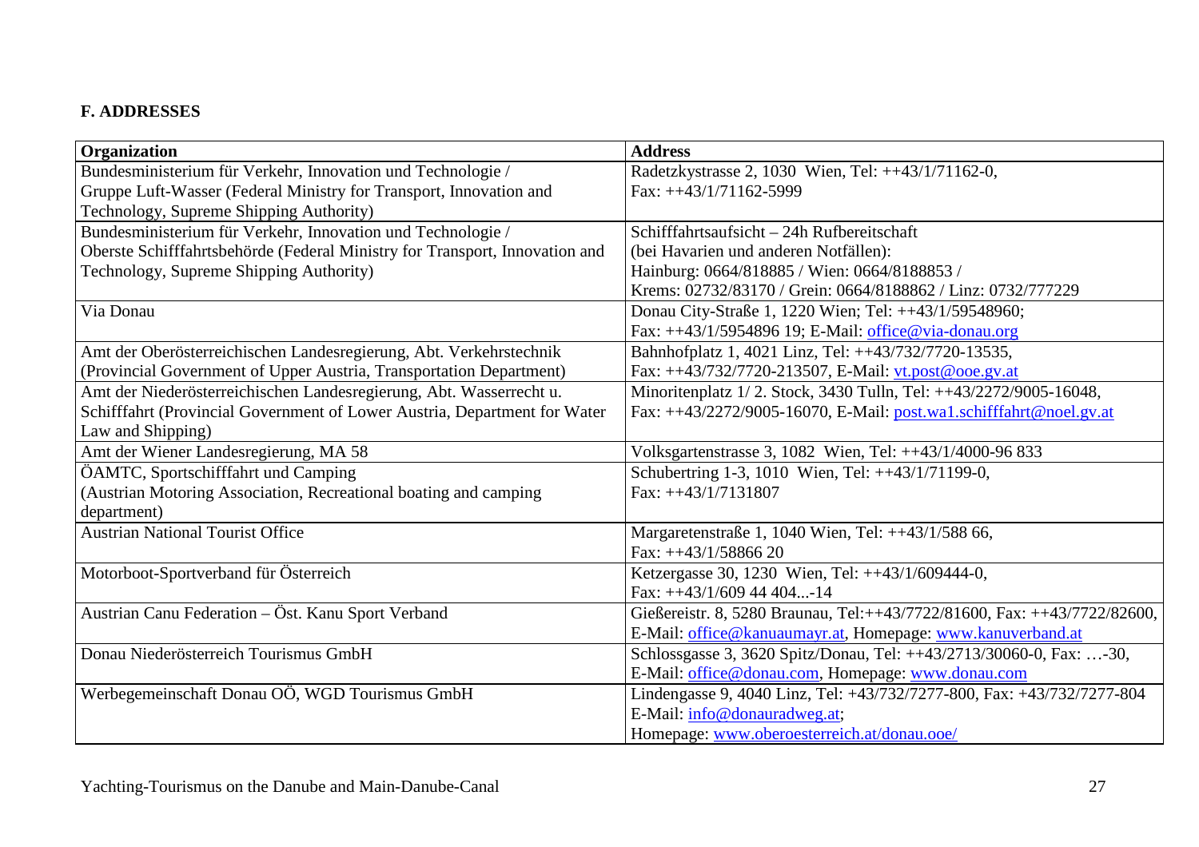## F. ADDRESSES

| Organization | Address |
|---|---|
| Bundesministerium für Verkehr, Innovation und Technologie / Gruppe Luft-Wasser (Federal Ministry for Transport, Innovation and Technology, Supreme Shipping Authority) | Radetzkystrasse 2, 1030 Wien, Tel: ++43/1/71162-0, Fax: ++43/1/71162-5999 |
| Bundesministerium für Verkehr, Innovation und Technologie / Oberste Schifffahrtsbehörde (Federal Ministry for Transport, Innovation and Technology, Supreme Shipping Authority) | Schifffahrtsaufsicht – 24h Rufbereitschaft (bei Havarien und anderen Notfällen): Hainburg: 0664/818885 / Wien: 0664/8188853 / Krems: 02732/83170 / Grein: 0664/8188862 / Linz: 0732/777229 |
| Via Donau | Donau City-Straße 1, 1220 Wien; Tel: ++43/1/59548960; Fax: ++43/1/5954896 19; E-Mail: office@via-donau.org |
| Amt der Oberösterreichischen Landesregierung, Abt. Verkehrstechnik (Provincial Government of Upper Austria, Transportation Department) | Bahnhofplatz 1, 4021 Linz, Tel: ++43/732/7720-13535, Fax: ++43/732/7720-213507, E-Mail: vt.post@ooe.gv.at |
| Amt der Niederösterreichischen Landesregierung, Abt. Wasserrecht u. Schifffahrt (Provincial Government of Lower Austria, Department for Water Law and Shipping) | Minoritenplatz 1/ 2. Stock, 3430 Tulln, Tel: ++43/2272/9005-16048, Fax: ++43/2272/9005-16070, E-Mail: post.wa1.schifffahrt@noel.gv.at |
| Amt der Wiener Landesregierung, MA 58 | Volksgartenstrasse 3, 1082 Wien, Tel: ++43/1/4000-96 833 |
| ÖAMTC, Sportschifffahrt und Camping (Austrian Motoring Association, Recreational boating and camping department) | Schubertring 1-3, 1010 Wien, Tel: ++43/1/71199-0, Fax: ++43/1/7131807 |
| Austrian National Tourist Office | Margaretenstraße 1, 1040 Wien, Tel: ++43/1/588 66, Fax: ++43/1/58866 20 |
| Motorboot-Sportverband für Österreich | Ketzergasse 30, 1230 Wien, Tel: ++43/1/609444-0, Fax: ++43/1/609 44 404...-14 |
| Austrian Canu Federation – Öst. Kanu Sport Verband | Gießereistr. 8, 5280 Braunau, Tel:++43/7722/81600, Fax: ++43/7722/82600, E-Mail: office@kanuaumayr.at, Homepage: www.kanuverband.at |
| Donau Niederösterreich Tourismus GmbH | Schlossgasse 3, 3620 Spitz/Donau, Tel: ++43/2713/30060-0, Fax: …-30, E-Mail: office@donau.com, Homepage: www.donau.com |
| Werbegemeinschaft Donau OÖ, WGD Tourismus GmbH | Lindengasse 9, 4040 Linz, Tel: +43/732/7277-800, Fax: +43/732/7277-804 E-Mail: info@donauradweg.at; Homepage: www.oberoesterreich.at/donau.ooe/ |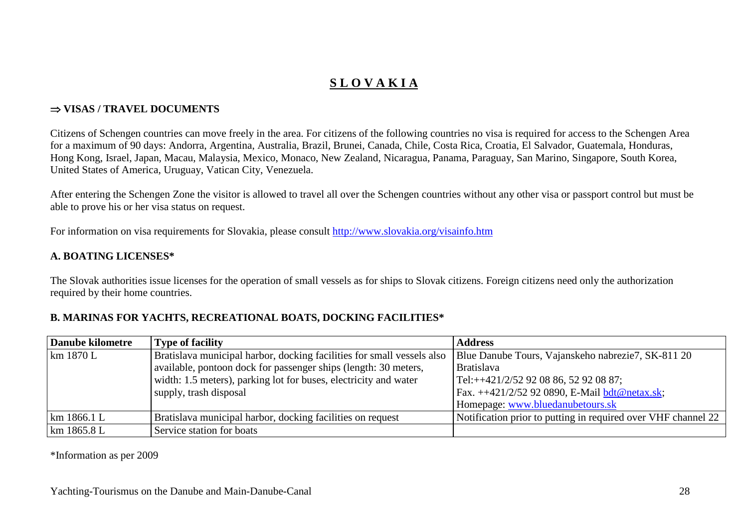# S L O V A K I A

## ⇒ VISAS / TRAVEL DOCUMENTS

Citizens of Schengen countries can move freely in the area. For citizens of the following countries no visa is required for access to the Schengen Area for a maximum of 90 days: Andorra, Argentina, Australia, Brazil, Brunei, Canada, Chile, Costa Rica, Croatia, El Salvador, Guatemala, Honduras, Hong Kong, Israel, Japan, Macau, Malaysia, Mexico, Monaco, New Zealand, Nicaragua, Panama, Paraguay, San Marino, Singapore, South Korea, United States of America, Uruguay, Vatican City, Venezuela.

After entering the Schengen Zone the visitor is allowed to travel all over the Schengen countries without any other visa or passport control but must be able to prove his or her visa status on request.

For information on visa requirements for Slovakia, please consult http://www.slovakia.org/visainfo.htm

### A. BOATING LICENSES*

The Slovak authorities issue licenses for the operation of small vessels as for ships to Slovak citizens. Foreign citizens need only the authorization required by their home countries.

### B. MARINAS FOR YACHTS, RECREATIONAL BOATS, DOCKING FACILITIES*

| Danube kilometre | Type of facility | Address |
|---|---|---|
| km 1870 L | Bratislava municipal harbor, docking facilities for small vessels also available, pontoon dock for passenger ships (length: 30 meters, width: 1.5 meters), parking lot for buses, electricity and water supply, trash disposal | Blue Danube Tours, Vajanskeho nabrezie7, SK-811 20 Bratislava Tel:++421/2/52 92 08 86, 52 92 08 87; Fax. ++421/2/52 92 0890, E-Mail bdt@netax.sk; Homepage: www.bluedanubetours.sk |
| km 1866.1 L | Bratislava municipal harbor, docking facilities on request | Notification prior to putting in required over VHF channel 22 |
| km 1865.8 L | Service station for boats | |

*Information as per 2009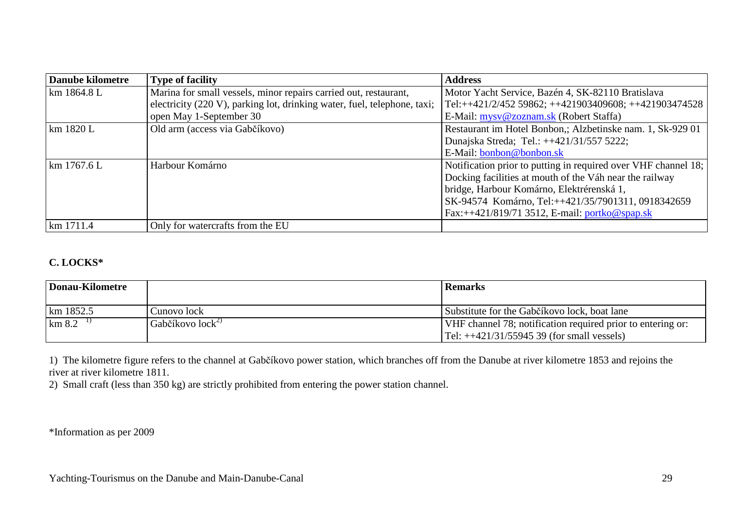| Danube kilometre | Type of facility | Address |
| --- | --- | --- |
| km 1864.8 L | Marina for small vessels, minor repairs carried out, restaurant, electricity (220 V), parking lot, drinking water, fuel, telephone, taxi; open May 1-September 30 | Motor Yacht Service, Bazén 4, SK-82110 Bratislava Tel:++421/2/452 59862; ++421903409608; ++421903474528 E-Mail: mysv@zoznam.sk (Robert Staffa) |
| km 1820 L | Old arm (access via Gabčíkovo) | Restaurant im Hotel Bonbon,; Alzbetinske nam. 1, Sk-929 01 Dunajska Streda; Tel.: ++421/31/557 5222; E-Mail: bonbon@bonbon.sk |
| km 1767.6 L | Harbour Komárno | Notification prior to putting in required over VHF channel 18; Docking facilities at mouth of the Váh near the railway bridge, Harbour Komárno, Elektrérenská 1, SK-94574 Komárno, Tel:++421/35/7901311, 0918342659 Fax:++421/819/71 3512, E-mail: portko@spap.sk |
| km 1711.4 | Only for watercrafts from the EU | |

## C. LOCKS*

| Donau-Kilometre | | Remarks |
| --- | --- | --- |
| km 1852.5 | Cunovo lock | Substitute for the Gabčíkovo lock, boat lane |
| km 8.2 [1)] | Gabčíkovo lock[2)] | VHF channel 78; notification required prior to entering or: Tel: ++421/31/55945 39 (for small vessels) |

1) The kilometre figure refers to the channel at Gabčíkovo power station, which branches off from the Danube at river kilometre 1853 and rejoins the river at river kilometre 1811.

2) Small craft (less than 350 kg) are strictly prohibited from entering the power station channel.

*Information as per 2009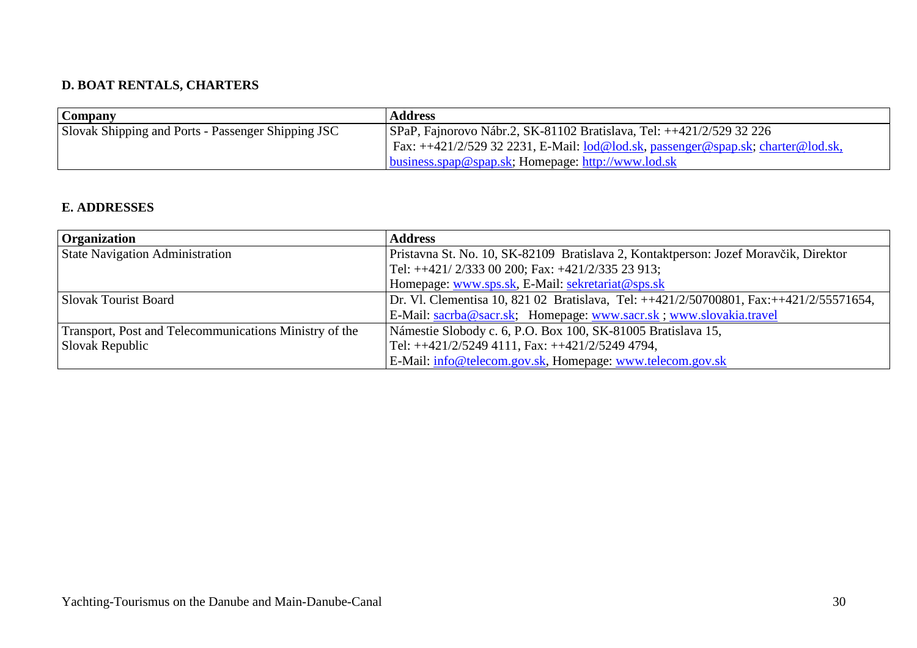## D. BOAT RENTALS, CHARTERS

| Company | Address |
| --- | --- |
| Slovak Shipping and Ports - Passenger Shipping JSC | SPaP, Fajnorovo Nábr.2, SK-81102 Bratislava, Tel: ++421/2/529 32 226 Fax: ++421/2/529 32 2231, E-Mail: lod@lod.sk, passenger@spap.sk; charter@lod.sk, business.spap@spap.sk; Homepage: http://www.lod.sk |

## E. ADDRESSES

| Organization | Address |
| --- | --- |
| State Navigation Administration | Pristavna St. No. 10, SK-82109 Bratislava 2, Kontaktperson: Jozef Moravčik, Direktor Tel: ++421/ 2/333 00 200; Fax: +421/2/335 23 913; Homepage: www.sps.sk, E-Mail: sekretariat@sps.sk |
| Slovak Tourist Board | Dr. Vl. Clementisa 10, 821 02 Bratislava, Tel: ++421/2/50700801, Fax:++421/2/55571654, E-Mail: sacrba@sacr.sk; Homepage: www.sacr.sk ; www.slovakia.travel |
| Transport, Post and Telecommunications Ministry of the Slovak Republic | Námestie Slobody c. 6, P.O. Box 100, SK-81005 Bratislava 15, Tel: ++421/2/5249 4111, Fax: ++421/2/5249 4794, E-Mail: info@telecom.gov.sk, Homepage: www.telecom.gov.sk |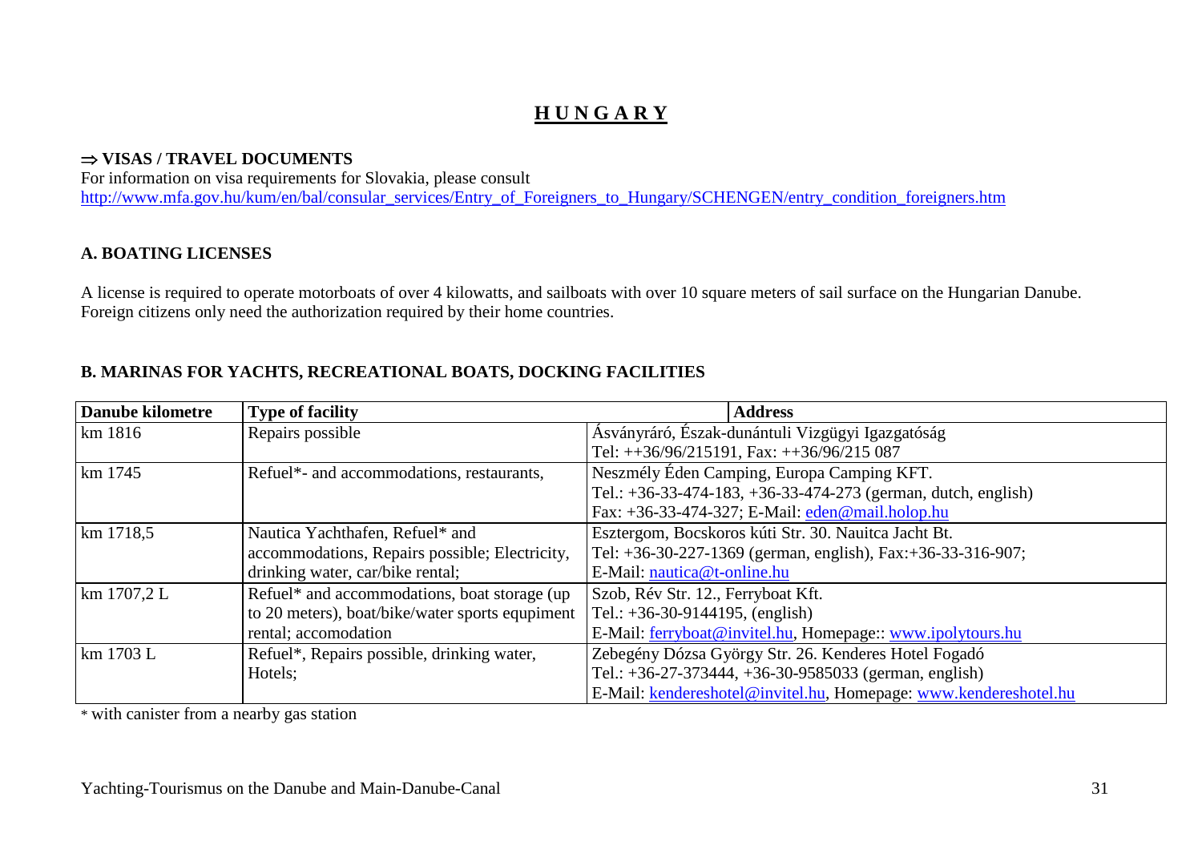# **H U N G A R Y**

### ⇒ VISAS / TRAVEL DOCUMENTS

For information on visa requirements for Slovakia, please consult
http://www.mfa.gov.hu/kum/en/bal/consular_services/Entry_of_Foreigners_to_Hungary/SCHENGEN/entry_condition_foreigners.htm

### A. BOATING LICENSES

A license is required to operate motorboats of over 4 kilowatts, and sailboats with over 10 square meters of sail surface on the Hungarian Danube. Foreign citizens only need the authorization required by their home countries.

### B. MARINAS FOR YACHTS, RECREATIONAL BOATS, DOCKING FACILITIES

| Danube kilometre | Type of facility | Address |
|---|---|---|
| km 1816 | Repairs possible | Ásványráró, Észak-dunántuli Vizgügyi Igazgatóság<br>Tel: ++36/96/215191, Fax: ++36/96/215 087 |
| km 1745 | Refuel*- and accommodations, restaurants, | Neszmély Éden Camping, Europa Camping KFT.<br>Tel.: +36-33-474-183, +36-33-474-273 (german, dutch, english)<br>Fax: +36-33-474-327; E-Mail: eden@mail.holop.hu |
| km 1718,5 | Nautica Yachthafen, Refuel* and accommodations, Repairs possible; Electricity, drinking water, car/bike rental; | Esztergom, Bocskoros kúti Str. 30. Nauitca Jacht Bt.<br>Tel: +36-30-227-1369 (german, english), Fax:+36-33-316-907;<br>E-Mail: nautica@t-online.hu |
| km 1707,2 L | Refuel* and accommodations, boat storage (up to 20 meters), boat/bike/water sports equipment rental; accomodation | Szob, Rév Str. 12., Ferryboat Kft.<br>Tel.: +36-30-9144195, (english)<br>E-Mail: ferryboat@invitel.hu, Homepage:: www.ipolytours.hu |
| km 1703 L | Refuel*, Repairs possible, drinking water, Hotels; | Zebegény Dózsa György Str. 26. Kenderes Hotel Fogadó<br>Tel.: +36-27-373444, +36-30-9585033 (german, english)<br>E-Mail: kendereshotel@invitel.hu, Homepage: www.kendereshotel.hu |

* with canister from a nearby gas station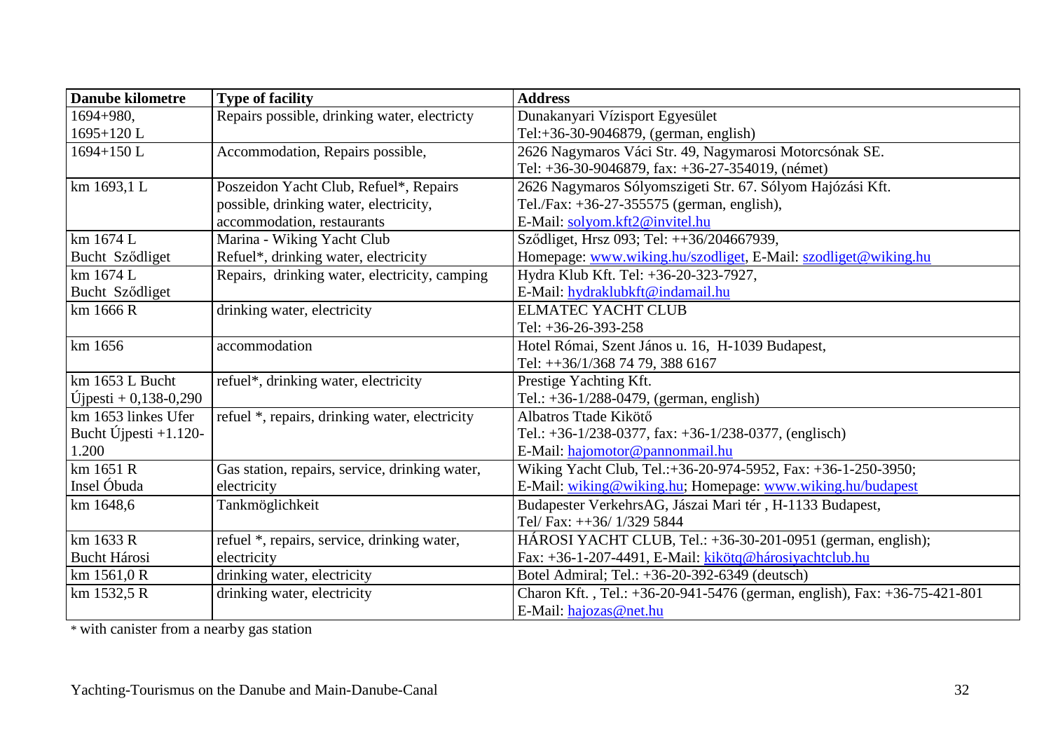| Danube kilometre | Type of facility | Address |
|---|---|---|
| 1694+980, 1695+120 L | Repairs possible, drinking water, electricty | Dunakanyari Vízisport Egyesület Tel:+36-30-9046879, (german, english) |
| 1694+150 L | Accommodation, Repairs possible, | 2626 Nagymaros Váci Str. 49, Nagymarosi Motorcsónak SE. Tel: +36-30-9046879, fax: +36-27-354019, (német) |
| km 1693,1 L | Poszeidon Yacht Club, Refuel*, Repairs possible, drinking water, electricity, accommodation, restaurants | 2626 Nagymaros Sólyomszigeti Str. 67. Sólyom Hajózási Kft. Tel./Fax: +36-27-355575 (german, english), E-Mail: solyom.kft2@invitel.hu |
| km 1674 L Bucht Sződliget | Marina - Wiking Yacht Club Refuel*, drinking water, electricity | Sződliget, Hrsz 093; Tel: ++36/204667939, Homepage: www.wiking.hu/szodliget, E-Mail: szodliget@wiking.hu |
| km 1674 L Bucht Sződliget | Repairs, drinking water, electricity, camping | Hydra Klub Kft. Tel: +36-20-323-7927, E-Mail: hydraklubkft@indamail.hu |
| km 1666 R | drinking water, electricity | ELMATEC YACHT CLUB Tel: +36-26-393-258 |
| km 1656 | accommodation | Hotel Római, Szent János u. 16, H-1039 Budapest, Tel: ++36/1/368 74 79, 388 6167 |
| km 1653 L Bucht Újpesti + 0,138-0,290 | refuel*, drinking water, electricity | Prestige Yachting Kft. Tel.: +36-1/288-0479, (german, english) |
| km 1653 linkes Ufer Bucht Újpesti +1.120-1.200 | refuel *, repairs, drinking water, electricity | Albatros Ttade Kikötő Tel.: +36-1/238-0377, fax: +36-1/238-0377, (englisch) E-Mail: hajomotor@pannonmail.hu |
| km 1651 R Insel Óbuda | Gas station, repairs, service, drinking water, electricity | Wiking Yacht Club, Tel.:+36-20-974-5952, Fax: +36-1-250-3950; E-Mail: wiking@wiking.hu; Homepage: www.wiking.hu/budapest |
| km 1648,6 | Tankmöglichkeit | Budapester VerkehrsAG, Jászai Mari tér , H-1133 Budapest, Tel/ Fax: ++36/ 1/329 5844 |
| km 1633 R Bucht Hárosi | refuel *, repairs, service, drinking water, electricity | HÁROSI YACHT CLUB, Tel.: +36-30-201-0951 (german, english); Fax: +36-1-207-4491, E-Mail: kikötq@hárosiyachtclub.hu |
| km 1561,0 R | drinking water, electricity | Botel Admiral; Tel.: +36-20-392-6349 (deutsch) |
| km 1532,5 R | drinking water, electricity | Charon Kft. , Tel.: +36-20-941-5476 (german, english), Fax: +36-75-421-801 E-Mail: hajozas@net.hu |

* with canister from a nearby gas station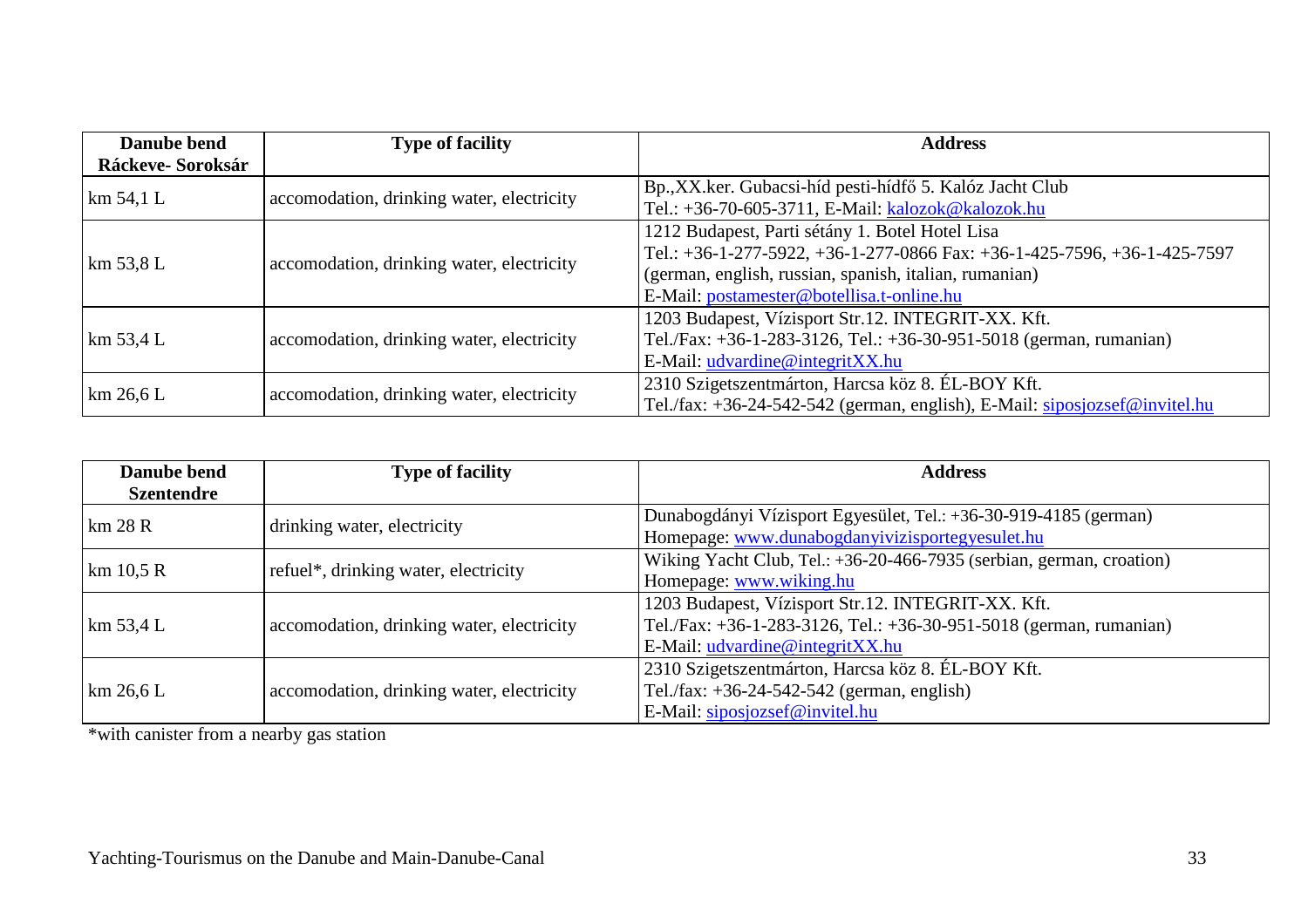| Danube bend Ráckeve- Soroksár | Type of facility | Address |
|---|---|---|
| km 54,1 L | accomodation, drinking water, electricity | Bp.,XX.ker. Gubacsi-híd pesti-hídfő 5. Kalóz Jacht Club<br>Tel.: +36-70-605-3711, E-Mail: kalozok@kalozok.hu |
| km 53,8 L | accomodation, drinking water, electricity | 1212 Budapest, Parti sétány 1. Botel Hotel Lisa<br>Tel.: +36-1-277-5922, +36-1-277-0866 Fax: +36-1-425-7596, +36-1-425-7597<br>(german, english, russian, spanish, italian, rumanian)<br>E-Mail: postamester@botellisa.t-online.hu |
| km 53,4 L | accomodation, drinking water, electricity | 1203 Budapest, Vízisport Str.12. INTEGRIT-XX. Kft.<br>Tel./Fax: +36-1-283-3126, Tel.: +36-30-951-5018 (german, rumanian)<br>E-Mail: udvardine@integritXX.hu |
| km 26,6 L | accomodation, drinking water, electricity | 2310 Szigetszentmárton, Harcsa köz 8. ÉL-BOY Kft.<br>Tel./fax: +36-24-542-542 (german, english), E-Mail: siposjozsef@invitel.hu |

| Danube bend Szentendre | Type of facility | Address |
|---|---|---|
| km 28 R | drinking water, electricity | Dunabogdányi Vízisport Egyesület, Tel.: +36-30-919-4185 (german)<br>Homepage: www.dunabogdanyivizisportegyesulet.hu |
| km 10,5 R | refuel*, drinking water, electricity | Wiking Yacht Club, Tel.: +36-20-466-7935 (serbian, german, croation)<br>Homepage: www.wiking.hu |
| km 53,4 L | accomodation, drinking water, electricity | 1203 Budapest, Vízisport Str.12. INTEGRIT-XX. Kft.<br>Tel./Fax: +36-1-283-3126, Tel.: +36-30-951-5018 (german, rumanian)<br>E-Mail: udvardine@integritXX.hu |
| km 26,6 L | accomodation, drinking water, electricity | 2310 Szigetszentmárton, Harcsa köz 8. ÉL-BOY Kft.<br>Tel./fax: +36-24-542-542 (german, english)<br>E-Mail: siposjozsef@invitel.hu |

*with canister from a nearby gas station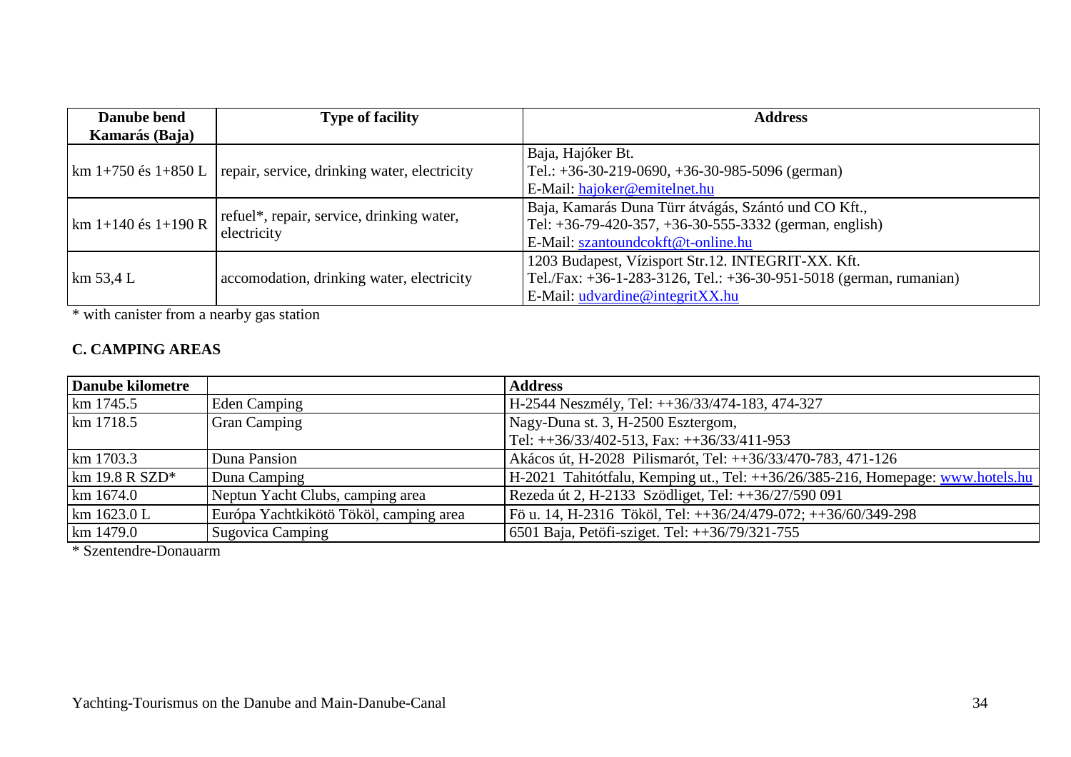| Danube bend Kamarás (Baja) | Type of facility | Address |
|---|---|---|
| km 1+750 és 1+850 L | repair, service, drinking water, electricity | Baja, Hajóker Bt.<br>Tel.: +36-30-219-0690, +36-30-985-5096 (german)<br>E-Mail: hajoker@emitelnet.hu |
| km 1+140 és 1+190 R | refuel*, repair, service, drinking water, electricity | Baja, Kamarás Duna Türr átvágás, Szántó und CO Kft.,<br>Tel: +36-79-420-357, +36-30-555-3332 (german, english)<br>E-Mail: szantoundcokft@t-online.hu |
| km 53,4 L | accomodation, drinking water, electricity | 1203 Budapest, Vízisport Str.12. INTEGRIT-XX. Kft.<br>Tel./Fax: +36-1-283-3126, Tel.: +36-30-951-5018 (german, rumanian)<br>E-Mail: udvardine@integritXX.hu |

* with canister from a nearby gas station

### C. CAMPING AREAS

| Danube kilometre | | Address |
|---|---|---|
| km 1745.5 | Eden Camping | H-2544 Neszmély, Tel: ++36/33/474-183, 474-327 |
| km 1718.5 | Gran Camping | Nagy-Duna st. 3, H-2500 Esztergom,<br>Tel: ++36/33/402-513, Fax: ++36/33/411-953 |
| km 1703.3 | Duna Pansion | Akácos út, H-2028 Pilismarót, Tel: ++36/33/470-783, 471-126 |
| km 19.8 R SZD* | Duna Camping | H-2021 Tahitótfalu, Kemping ut., Tel: ++36/26/385-216, Homepage: www.hotels.hu |
| km 1674.0 | Neptun Yacht Clubs, camping area | Rezeda út 2, H-2133 Szödliget, Tel: ++36/27/590 091 |
| km 1623.0 L | Európa Yachtkikötö Tököl, camping area | Fö u. 14, H-2316 Tököl, Tel: ++36/24/479-072; ++36/60/349-298 |
| km 1479.0 | Sugovica Camping | 6501 Baja, Petöfi-sziget. Tel: ++36/79/321-755 |

* Szentendre-Donauarm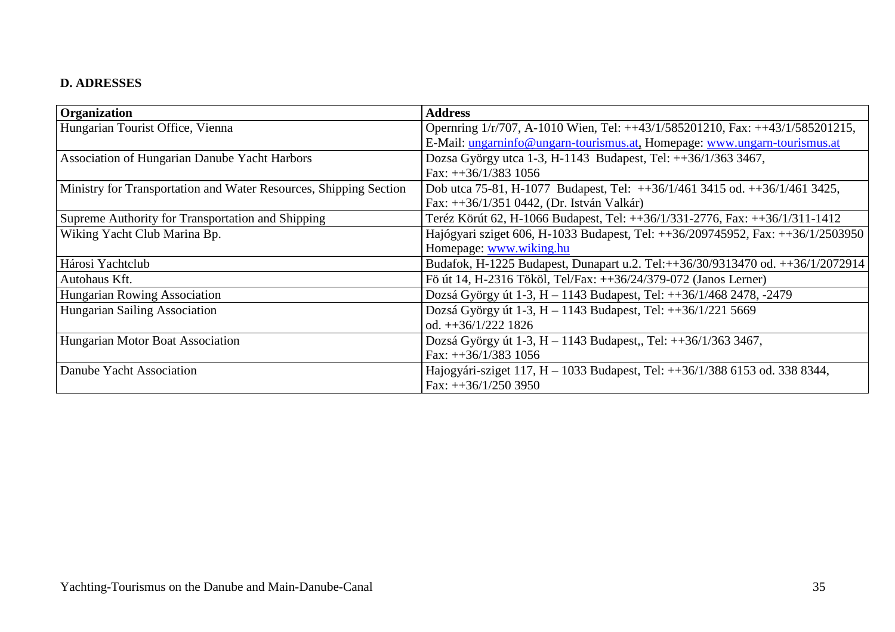### D. ADRESSES

| Organization | Address |
|---|---|
| Hungarian Tourist Office, Vienna | Opernring 1/r/707, A-1010 Wien, Tel: ++43/1/585201210, Fax: ++43/1/585201215, E-Mail: ungarninfo@ungarn-tourismus.at, Homepage: www.ungarn-tourismus.at |
| Association of Hungarian Danube Yacht Harbors | Dozsa György utca 1-3, H-1143 Budapest, Tel: ++36/1/363 3467, Fax: ++36/1/383 1056 |
| Ministry for Transportation and Water Resources, Shipping Section | Dob utca 75-81, H-1077 Budapest, Tel: ++36/1/461 3415 od. ++36/1/461 3425, Fax: ++36/1/351 0442, (Dr. István Valkár) |
| Supreme Authority for Transportation and Shipping | Teréz Körút 62, H-1066 Budapest, Tel: ++36/1/331-2776, Fax: ++36/1/311-1412 |
| Wiking Yacht Club Marina Bp. | Hajógyari sziget 606, H-1033 Budapest, Tel: ++36/209745952, Fax: ++36/1/2503950 Homepage: www.wiking.hu |
| Hárosi Yachtclub | Budafok, H-1225 Budapest, Dunapart u.2. Tel:++36/30/9313470 od. ++36/1/2072914 |
| Autohaus Kft. | Fö út 14, H-2316 Tököl, Tel/Fax: ++36/24/379-072 (Janos Lerner) |
| Hungarian Rowing Association | Dozsá György út 1-3, H – 1143 Budapest, Tel: ++36/1/468 2478, -2479 |
| Hungarian Sailing Association | Dozsá György út 1-3, H – 1143 Budapest, Tel: ++36/1/221 5669 od. ++36/1/222 1826 |
| Hungarian Motor Boat Association | Dozsá György út 1-3, H – 1143 Budapest,, Tel: ++36/1/363 3467, Fax: ++36/1/383 1056 |
| Danube Yacht Association | Hajogyári-sziget 117, H – 1033 Budapest, Tel: ++36/1/388 6153 od. 338 8344, Fax: ++36/1/250 3950 |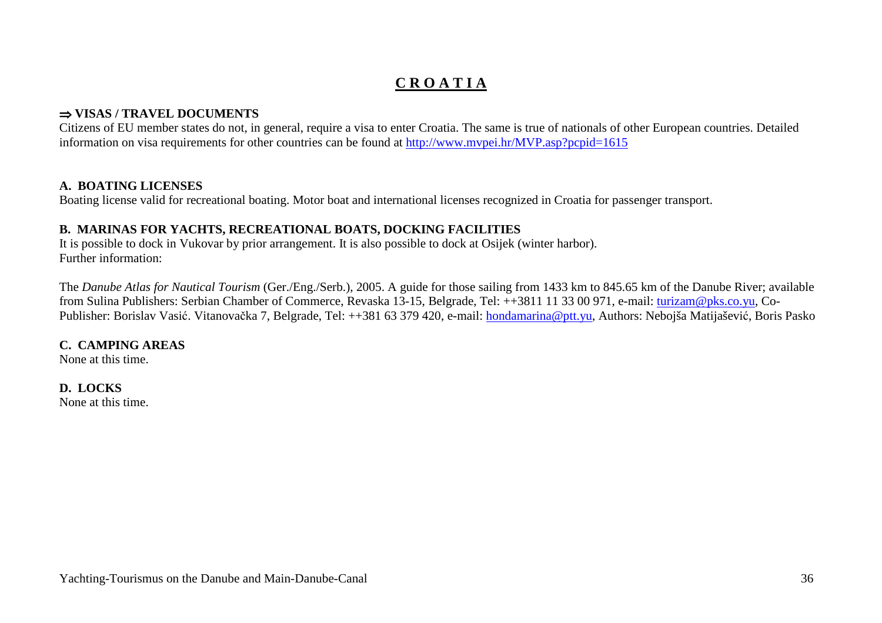# CROATIA

## ⇒ VISAS / TRAVEL DOCUMENTS

Citizens of EU member states do not, in general, require a visa to enter Croatia. The same is true of nationals of other European countries. Detailed information on visa requirements for other countries can be found at http://www.mvpei.hr/MVP.asp?pcpid=1615

### A. BOATING LICENSES

Boating license valid for recreational boating. Motor boat and international licenses recognized in Croatia for passenger transport.

### B. MARINAS FOR YACHTS, RECREATIONAL BOATS, DOCKING FACILITIES

It is possible to dock in Vukovar by prior arrangement. It is also possible to dock at Osijek (winter harbor).
Further information:

The *Danube Atlas for Nautical Tourism* (Ger./Eng./Serb.), 2005. A guide for those sailing from 1433 km to 845.65 km of the Danube River; available from Sulina Publishers: Serbian Chamber of Commerce, Revaska 13-15, Belgrade, Tel: ++3811 11 33 00 971, e-mail: turizam@pks.co.yu, Co-Publisher: Borislav Vasić. Vitanovačka 7, Belgrade, Tel: ++381 63 379 420, e-mail: hondamarina@ptt.yu, Authors: Nebojša Matijašević, Boris Pasko

### C. CAMPING AREAS

None at this time.

### D. LOCKS

None at this time.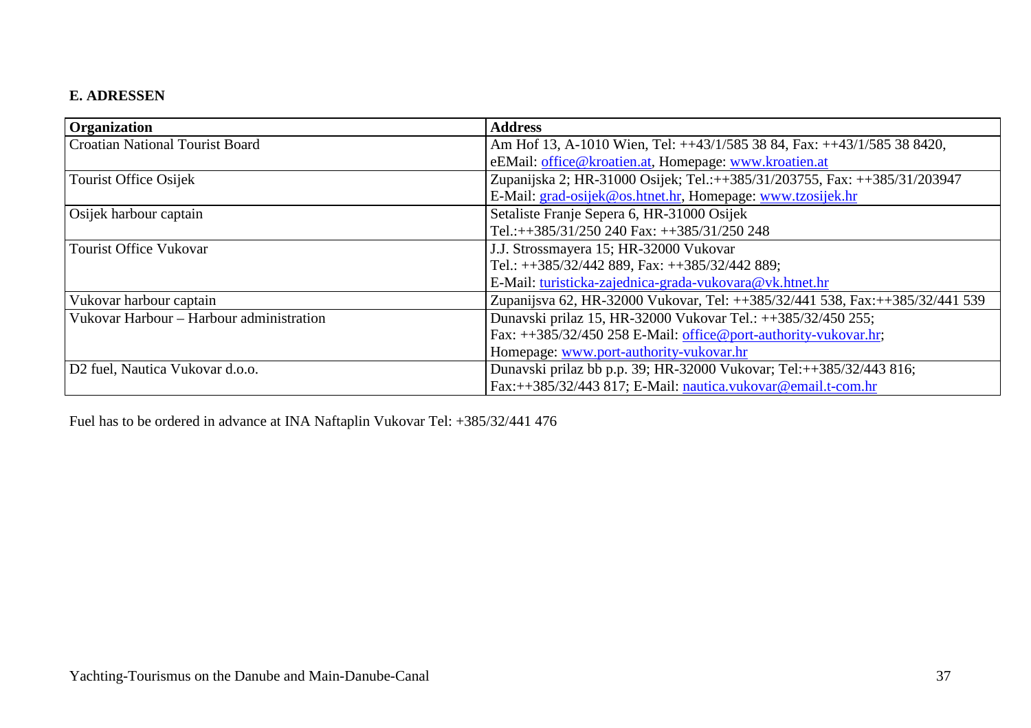## E. ADRESSEN

| Organization | Address |
|---|---|
| Croatian National Tourist Board | Am Hof 13, A-1010 Wien, Tel: ++43/1/585 38 84, Fax: ++43/1/585 38 8420, eEMail: office@kroatien.at, Homepage: www.kroatien.at |
| Tourist Office Osijek | Zupanijska 2; HR-31000 Osijek; Tel.:++385/31/203755, Fax: ++385/31/203947 E-Mail: grad-osijek@os.htnet.hr, Homepage: www.tzosijek.hr |
| Osijek harbour captain | Setaliste Franje Sepera 6, HR-31000 Osijek Tel.:++385/31/250 240 Fax: ++385/31/250 248 |
| Tourist Office Vukovar | J.J. Strossmayera 15; HR-32000 Vukovar Tel.: ++385/32/442 889, Fax: ++385/32/442 889; E-Mail: turisticka-zajednica-grada-vukovara@vk.htnet.hr |
| Vukovar harbour captain | Zupanijsva 62, HR-32000 Vukovar, Tel: ++385/32/441 538, Fax:++385/32/441 539 |
| Vukovar Harbour – Harbour administration | Dunavski prilaz 15, HR-32000 Vukovar Tel.: ++385/32/450 255; Fax: ++385/32/450 258 E-Mail: office@port-authority-vukovar.hr; Homepage: www.port-authority-vukovar.hr |
| D2 fuel, Nautica Vukovar d.o.o. | Dunavski prilaz bb p.p. 39; HR-32000 Vukovar; Tel:++385/32/443 816; Fax:++385/32/443 817; E-Mail: nautica.vukovar@email.t-com.hr |

Fuel has to be ordered in advance at INA Naftaplin Vukovar Tel: +385/32/441 476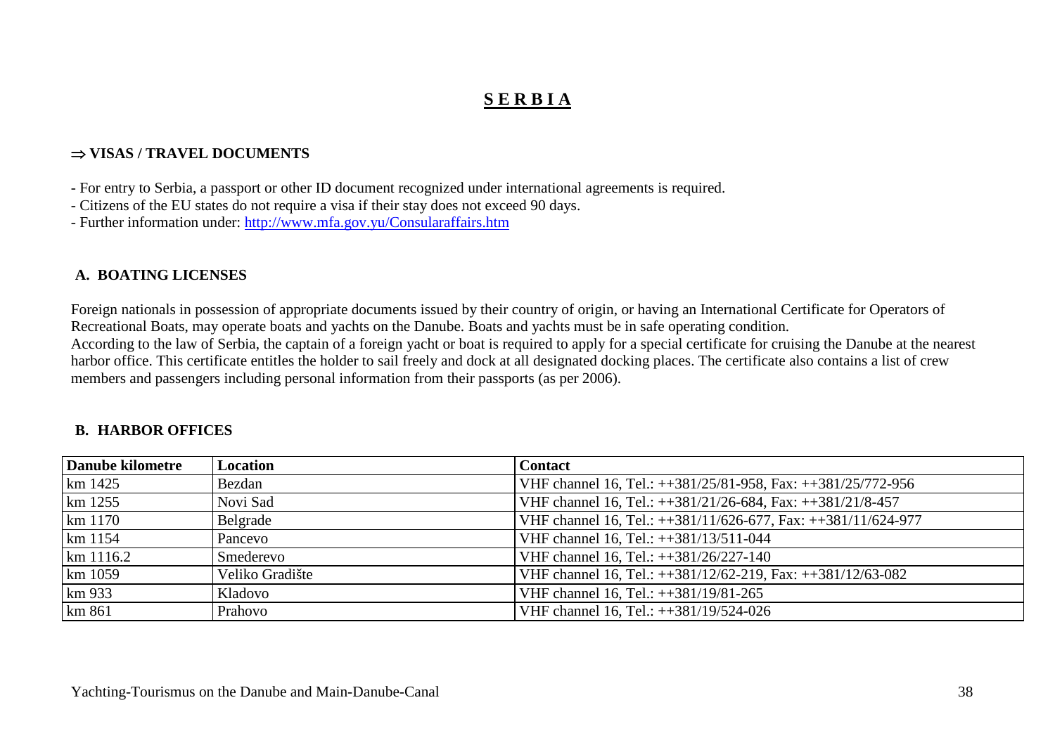# SERBIA

## ⇒ VISAS / TRAVEL DOCUMENTS

- For entry to Serbia, a passport or other ID document recognized under international agreements is required.
- Citizens of the EU states do not require a visa if their stay does not exceed 90 days.
- Further information under: http://www.mfa.gov.yu/Consularaffairs.htm

## A. BOATING LICENSES

Foreign nationals in possession of appropriate documents issued by their country of origin, or having an International Certificate for Operators of Recreational Boats, may operate boats and yachts on the Danube. Boats and yachts must be in safe operating condition.
According to the law of Serbia, the captain of a foreign yacht or boat is required to apply for a special certificate for cruising the Danube at the nearest harbor office. This certificate entitles the holder to sail freely and dock at all designated docking places. The certificate also contains a list of crew members and passengers including personal information from their passports (as per 2006).

## B. HARBOR OFFICES

| Danube kilometre | Location | Contact |
|---|---|---|
| km 1425 | Bezdan | VHF channel 16, Tel.: ++381/25/81-958, Fax: ++381/25/772-956 |
| km 1255 | Novi Sad | VHF channel 16, Tel.: ++381/21/26-684, Fax: ++381/21/8-457 |
| km 1170 | Belgrade | VHF channel 16, Tel.: ++381/11/626-677, Fax: ++381/11/624-977 |
| km 1154 | Pancevo | VHF channel 16, Tel.: ++381/13/511-044 |
| km 1116.2 | Smederevo | VHF channel 16, Tel.: ++381/26/227-140 |
| km 1059 | Veliko Gradište | VHF channel 16, Tel.: ++381/12/62-219, Fax: ++381/12/63-082 |
| km 933 | Kladovo | VHF channel 16, Tel.: ++381/19/81-265 |
| km 861 | Prahovo | VHF channel 16, Tel.: ++381/19/524-026 |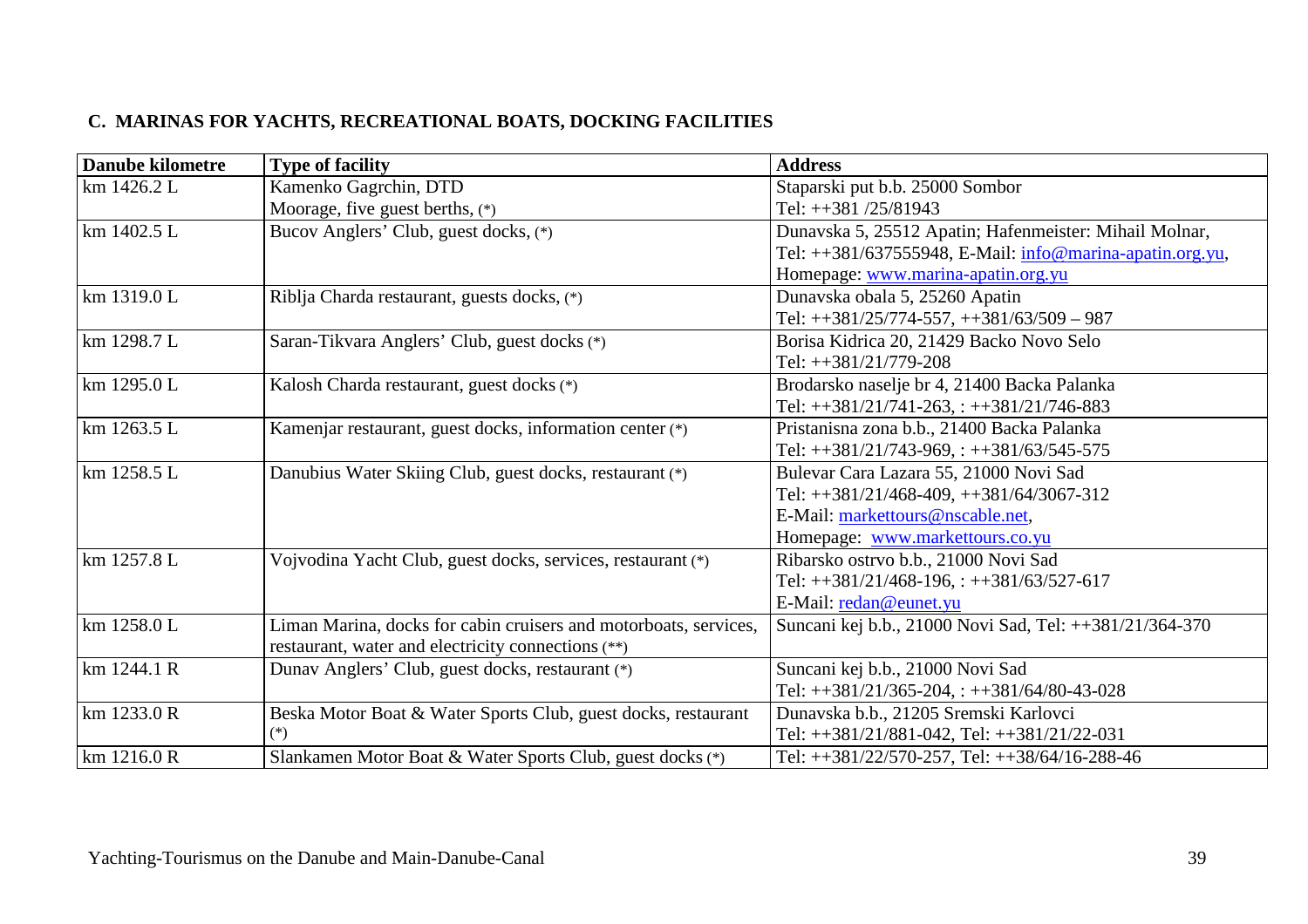## C. MARINAS FOR YACHTS, RECREATIONAL BOATS, DOCKING FACILITIES

| Danube kilometre | Type of facility | Address |
|---|---|---|
| km 1426.2 L | Kamenko Gagrchin, DTD<br>Moorage, five guest berths, (*) | Staparski put b.b. 25000 Sombor<br>Tel: ++381 /25/81943 |
| km 1402.5 L | Bucov Anglers' Club, guest docks, (*) | Dunavska 5, 25512 Apatin; Hafenmeister: Mihail Molnar,<br>Tel: ++381/637555948, E-Mail: info@marina-apatin.org.yu,<br>Homepage: www.marina-apatin.org.yu |
| km 1319.0 L | Riblja Charda restaurant, guests docks, (*) | Dunavska obala 5, 25260 Apatin<br>Tel: ++381/25/774-557, ++381/63/509 – 987 |
| km 1298.7 L | Saran-Tikvara Anglers' Club, guest docks (*) | Borisa Kidrica 20, 21429 Backo Novo Selo<br>Tel: ++381/21/779-208 |
| km 1295.0 L | Kalosh Charda restaurant, guest docks (*) | Brodarsko naselje br 4, 21400 Backa Palanka<br>Tel: ++381/21/741-263, : ++381/21/746-883 |
| km 1263.5 L | Kamenjar restaurant, guest docks, information center (*) | Pristanisna zona b.b., 21400 Backa Palanka<br>Tel: ++381/21/743-969, : ++381/63/545-575 |
| km 1258.5 L | Danubius Water Skiing Club, guest docks, restaurant (*) | Bulevar Cara Lazara 55, 21000 Novi Sad<br>Tel: ++381/21/468-409, ++381/64/3067-312<br>E-Mail: markettours@nscable.net,<br>Homepage: www.markettours.co.yu |
| km 1257.8 L | Vojvodina Yacht Club, guest docks, services, restaurant (*) | Ribarsko ostrvo b.b., 21000 Novi Sad<br>Tel: ++381/21/468-196, : ++381/63/527-617<br>E-Mail: redan@eunet.yu |
| km 1258.0 L | Liman Marina, docks for cabin cruisers and motorboats, services, restaurant, water and electricity connections (**) | Suncani kej b.b., 21000 Novi Sad, Tel: ++381/21/364-370 |
| km 1244.1 R | Dunav Anglers' Club, guest docks, restaurant (*) | Suncani kej b.b., 21000 Novi Sad<br>Tel: ++381/21/365-204, : ++381/64/80-43-028 |
| km 1233.0 R | Beska Motor Boat & Water Sports Club, guest docks, restaurant (*) | Dunavska b.b., 21205 Sremski Karlovci<br>Tel: ++381/21/881-042, Tel: ++381/21/22-031 |
| km 1216.0 R | Slankamen Motor Boat & Water Sports Club, guest docks (*) | Tel: ++381/22/570-257, Tel: ++38/64/16-288-46 |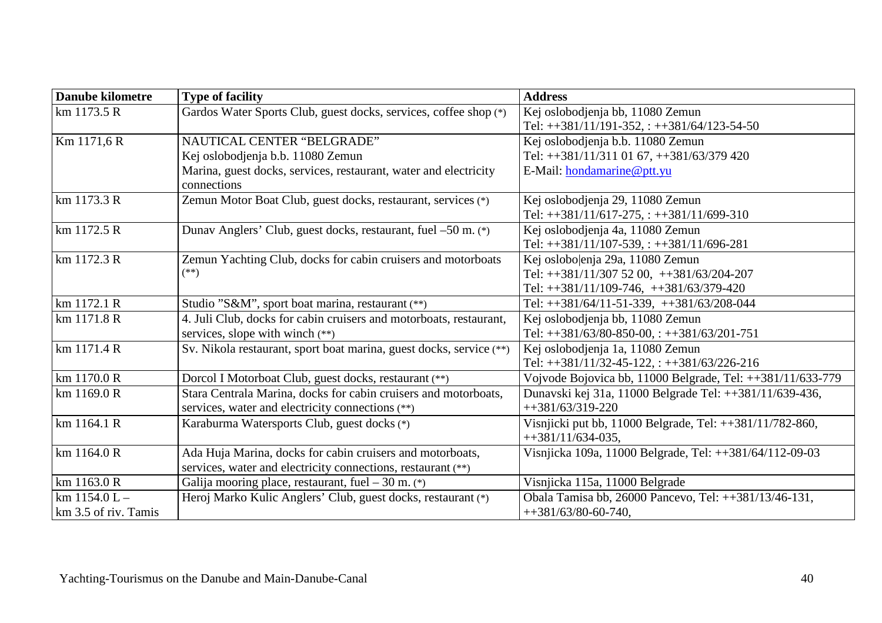| Danube kilometre | Type of facility | Address |
|---|---|---|
| km 1173.5 R | Gardos Water Sports Club, guest docks, services, coffee shop (*) | Kej oslobodjenja bb, 11080 Zemun<br>Tel: ++381/11/191-352, : ++381/64/123-54-50 |
| Km 1171,6 R | NAUTICAL CENTER "BELGRADE"<br>Kej oslobodjenja b.b. 11080 Zemun<br>Marina, guest docks, services, restaurant, water and electricity connections | Kej oslobodjenja b.b. 11080 Zemun<br>Tel: ++381/11/311 01 67, ++381/63/379 420<br>E-Mail: hondamarine@ptt.yu |
| km 1173.3 R | Zemun Motor Boat Club, guest docks, restaurant, services (*) | Kej oslobodjenja 29, 11080 Zemun<br>Tel: ++381/11/617-275, : ++381/11/699-310 |
| km 1172.5 R | Dunav Anglers' Club, guest docks, restaurant, fuel –50 m. (*) | Kej oslobodjenja 4a, 11080 Zemun<br>Tel: ++381/11/107-539, : ++381/11/696-281 |
| km 1172.3 R | Zemun Yachting Club, docks for cabin cruisers and motorboats (**) | Kej oslobo\|enja 29a, 11080 Zemun<br>Tel: ++381/11/307 52 00, ++381/63/204-207<br>Tel: ++381/11/109-746, ++381/63/379-420 |
| km 1172.1 R | Studio "S&M", sport boat marina, restaurant (**) | Tel: ++381/64/11-51-339, ++381/63/208-044 |
| km 1171.8 R | 4. Juli Club, docks for cabin cruisers and motorboats, restaurant, services, slope with winch (**) | Kej oslobodjenja bb, 11080 Zemun<br>Tel: ++381/63/80-850-00, : ++381/63/201-751 |
| km 1171.4 R | Sv. Nikola restaurant, sport boat marina, guest docks, service (**) | Kej oslobodjenja 1a, 11080 Zemun<br>Tel: ++381/11/32-45-122, : ++381/63/226-216 |
| km 1170.0 R | Dorcol I Motorboat Club, guest docks, restaurant (**) | Vojvode Bojovica bb, 11000 Belgrade, Tel: ++381/11/633-779 |
| km 1169.0 R | Stara Centrala Marina, docks for cabin cruisers and motorboats, services, water and electricity connections (**) | Dunavski kej 31a, 11000 Belgrade Tel: ++381/11/639-436, ++381/63/319-220 |
| km 1164.1 R | Karaburma Watersports Club, guest docks (*) | Visnjicki put bb, 11000 Belgrade, Tel: ++381/11/782-860, ++381/11/634-035, |
| km 1164.0 R | Ada Huja Marina, docks for cabin cruisers and motorboats, services, water and electricity connections, restaurant (**) | Visnjicka 109a, 11000 Belgrade, Tel: ++381/64/112-09-03 |
| km 1163.0 R | Galija mooring place, restaurant, fuel – 30 m. (*) | Visnjicka 115a, 11000 Belgrade |
| km 1154.0 L –<br>km 3.5 of riv. Tamis | Heroj Marko Kulic Anglers' Club, guest docks, restaurant (*) | Obala Tamisa bb, 26000 Pancevo, Tel: ++381/13/46-131, ++381/63/80-60-740, |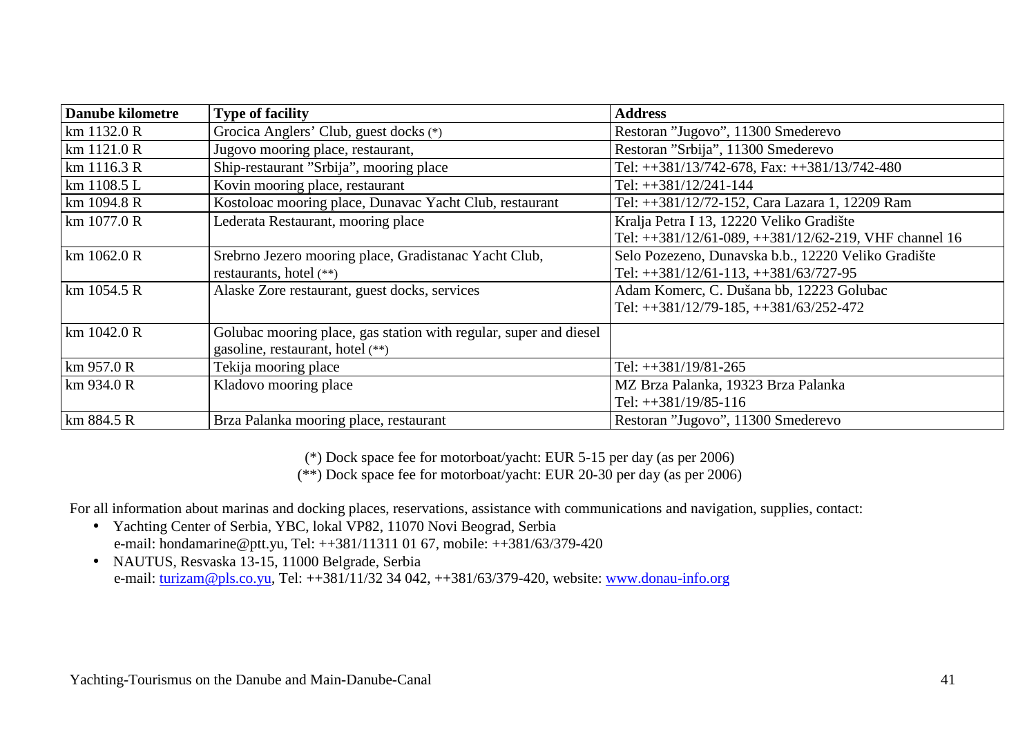| Danube kilometre | Type of facility | Address |
|---|---|---|
| km 1132.0 R | Grocica Anglers' Club, guest docks (*) | Restoran "Jugovo", 11300 Smederevo |
| km 1121.0 R | Jugovo mooring place, restaurant, | Restoran "Srbija", 11300 Smederevo |
| km 1116.3 R | Ship-restaurant "Srbija", mooring place | Tel: ++381/13/742-678, Fax: ++381/13/742-480 |
| km 1108.5 L | Kovin mooring place, restaurant | Tel: ++381/12/241-144 |
| km 1094.8 R | Kostoloac mooring place, Dunavac Yacht Club, restaurant | Tel: ++381/12/72-152, Cara Lazara 1, 12209 Ram |
| km 1077.0 R | Lederata Restaurant, mooring place | Kralja Petra I 13, 12220 Veliko Gradište<br>Tel: ++381/12/61-089, ++381/12/62-219, VHF channel 16 |
| km 1062.0 R | Srebrno Jezero mooring place, Gradistanac Yacht Club, restaurants, hotel (**) | Selo Pozezeno, Dunavska b.b., 12220 Veliko Gradište<br>Tel: ++381/12/61-113, ++381/63/727-95 |
| km 1054.5 R | Alaske Zore restaurant, guest docks, services | Adam Komerc, C. Dušana bb, 12223 Golubac<br>Tel: ++381/12/79-185, ++381/63/252-472 |
| km 1042.0 R | Golubac mooring place, gas station with regular, super and diesel gasoline, restaurant, hotel (**) | |
| km 957.0 R | Tekija mooring place | Tel: ++381/19/81-265 |
| km 934.0 R | Kladovo mooring place | MZ Brza Palanka, 19323 Brza Palanka<br>Tel: ++381/19/85-116 |
| km 884.5 R | Brza Palanka mooring place, restaurant | Restoran "Jugovo", 11300 Smederevo |

(*) Dock space fee for motorboat/yacht: EUR 5-15 per day (as per 2006)

(**) Dock space fee for motorboat/yacht: EUR 20-30 per day (as per 2006)

For all information about marinas and docking places, reservations, assistance with communications and navigation, supplies, contact:

- Yachting Center of Serbia, YBC, lokal VP82, 11070 Novi Beograd, Serbia
  e-mail: hondamarine@ptt.yu, Tel: ++381/11311 01 67, mobile: ++381/63/379-420
- NAUTUS, Resvaska 13-15, 11000 Belgrade, Serbia
  e-mail: turizam@pls.co.yu, Tel: ++381/11/32 34 042, ++381/63/379-420, website: www.donau-info.org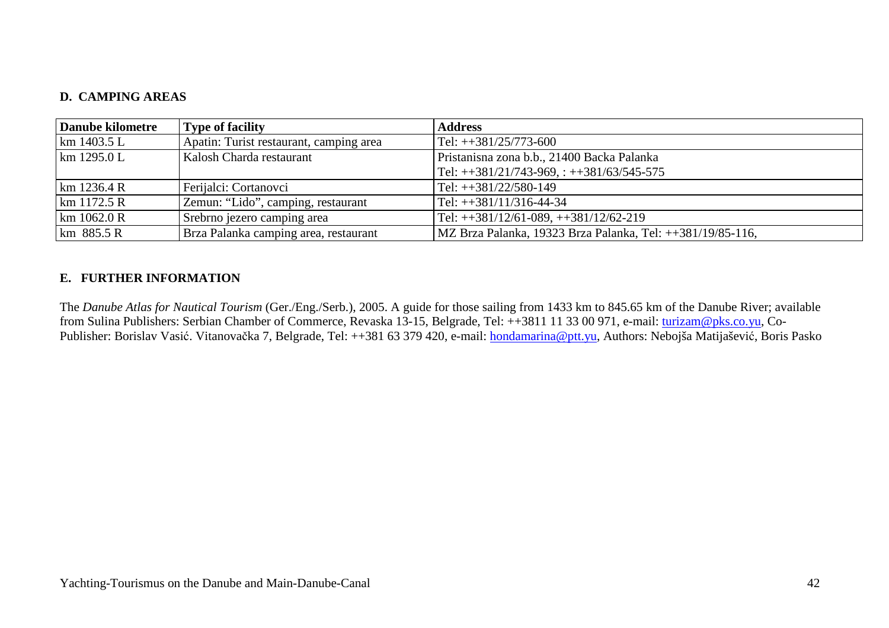### D. CAMPING AREAS

| Danube kilometre | Type of facility | Address |
|---|---|---|
| km 1403.5 L | Apatin: Turist restaurant, camping area | Tel: ++381/25/773-600 |
| km 1295.0 L | Kalosh Charda restaurant | Pristanisna zona b.b., 21400 Backa Palanka<br>Tel: ++381/21/743-969, : ++381/63/545-575 |
| km 1236.4 R | Ferijalci: Cortanovci | Tel: ++381/22/580-149 |
| km 1172.5 R | Zemun: "Lido", camping, restaurant | Tel: ++381/11/316-44-34 |
| km 1062.0 R | Srebrno jezero camping area | Tel: ++381/12/61-089, ++381/12/62-219 |
| km 885.5 R | Brza Palanka camping area, restaurant | MZ Brza Palanka, 19323 Brza Palanka, Tel: ++381/19/85-116, |

### E. FURTHER INFORMATION

The *Danube Atlas for Nautical Tourism* (Ger./Eng./Serb.), 2005. A guide for those sailing from 1433 km to 845.65 km of the Danube River; available from Sulina Publishers: Serbian Chamber of Commerce, Revaska 13-15, Belgrade, Tel: ++3811 11 33 00 971, e-mail: turizam@pks.co.yu, Co-Publisher: Borislav Vasić. Vitanovačka 7, Belgrade, Tel: ++381 63 379 420, e-mail: hondamarina@ptt.yu, Authors: Nebojša Matijašević, Boris Pasko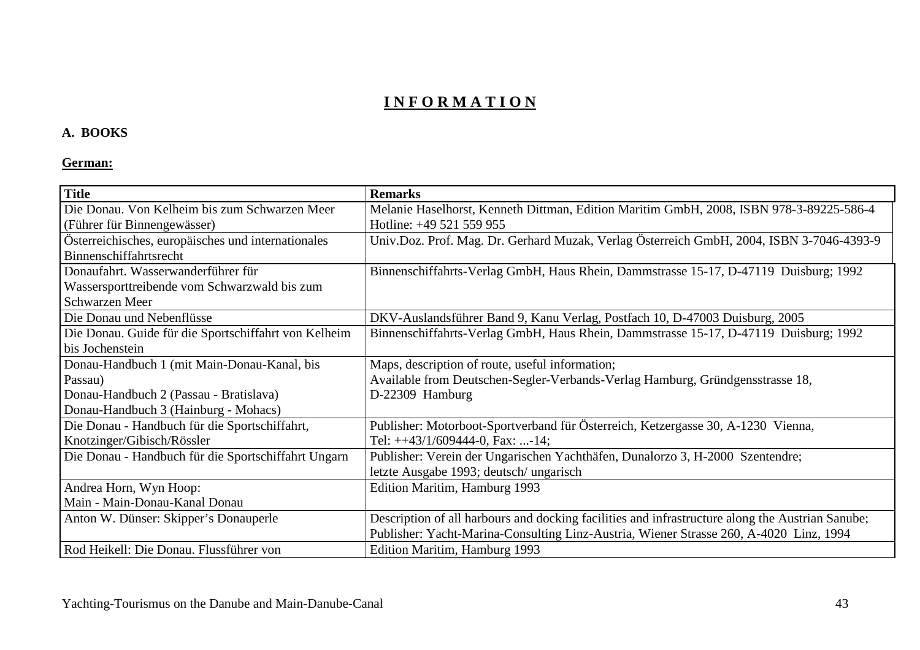# INFORMATION

## A. BOOKS

### German:

| Title | Remarks |
|---|---|
| Die Donau. Von Kelheim bis zum Schwarzen Meer (Führer für Binnengewässer) | Melanie Haselhorst, Kenneth Dittman, Edition Maritim GmbH, 2008, ISBN 978-3-89225-586-4 Hotline: +49 521 559 955 |
| Österreichisches, europäisches und internationales Binnenschiffahrtsrecht | Univ.Doz. Prof. Mag. Dr. Gerhard Muzak, Verlag Österreich GmbH, 2004, ISBN 3-7046-4393-9 |
| Donaufahrt. Wasserwanderführer für Wassersporttreibende vom Schwarzwald bis zum Schwarzen Meer | Binnenschiffahrts-Verlag GmbH, Haus Rhein, Dammstrasse 15-17, D-47119 Duisburg; 1992 |
| Die Donau und Nebenflüsse | DKV-Auslandsführer Band 9, Kanu Verlag, Postfach 10, D-47003 Duisburg, 2005 |
| Die Donau. Guide für die Sportschiffahrt von Kelheim bis Jochenstein | Binnenschiffahrts-Verlag GmbH, Haus Rhein, Dammstrasse 15-17, D-47119 Duisburg; 1992 |
| Donau-Handbuch 1 (mit Main-Donau-Kanal, bis Passau)<br>Donau-Handbuch 2 (Passau - Bratislava)<br>Donau-Handbuch 3 (Hainburg - Mohacs) | Maps, description of route, useful information;<br>Available from Deutschen-Segler-Verbands-Verlag Hamburg, Gründgensstrasse 18, D-22309 Hamburg |
| Die Donau - Handbuch für die Sportschiffahrt, Knotzinger/Gibisch/Rössler | Publisher: Motorboot-Sportverband für Österreich, Ketzergasse 30, A-1230 Vienna, Tel: ++43/1/609444-0, Fax: ...-14; |
| Die Donau - Handbuch für die Sportschiffahrt Ungarn | Publisher: Verein der Ungarischen Yachthäfen, Dunalorzo 3, H-2000 Szentendre; letzte Ausgabe 1993; deutsch/ ungarisch |
| Andrea Horn, Wyn Hoop:<br>Main - Main-Donau-Kanal Donau | Edition Maritim, Hamburg 1993 |
| Anton W. Dünser: Skipper's Donauperle | Description of all harbours and docking facilities and infrastructure along the Austrian Sanube; Publisher: Yacht-Marina-Consulting Linz-Austria, Wiener Strasse 260, A-4020 Linz, 1994 |
| Rod Heikell: Die Donau. Flussführer von | Edition Maritim, Hamburg 1993 |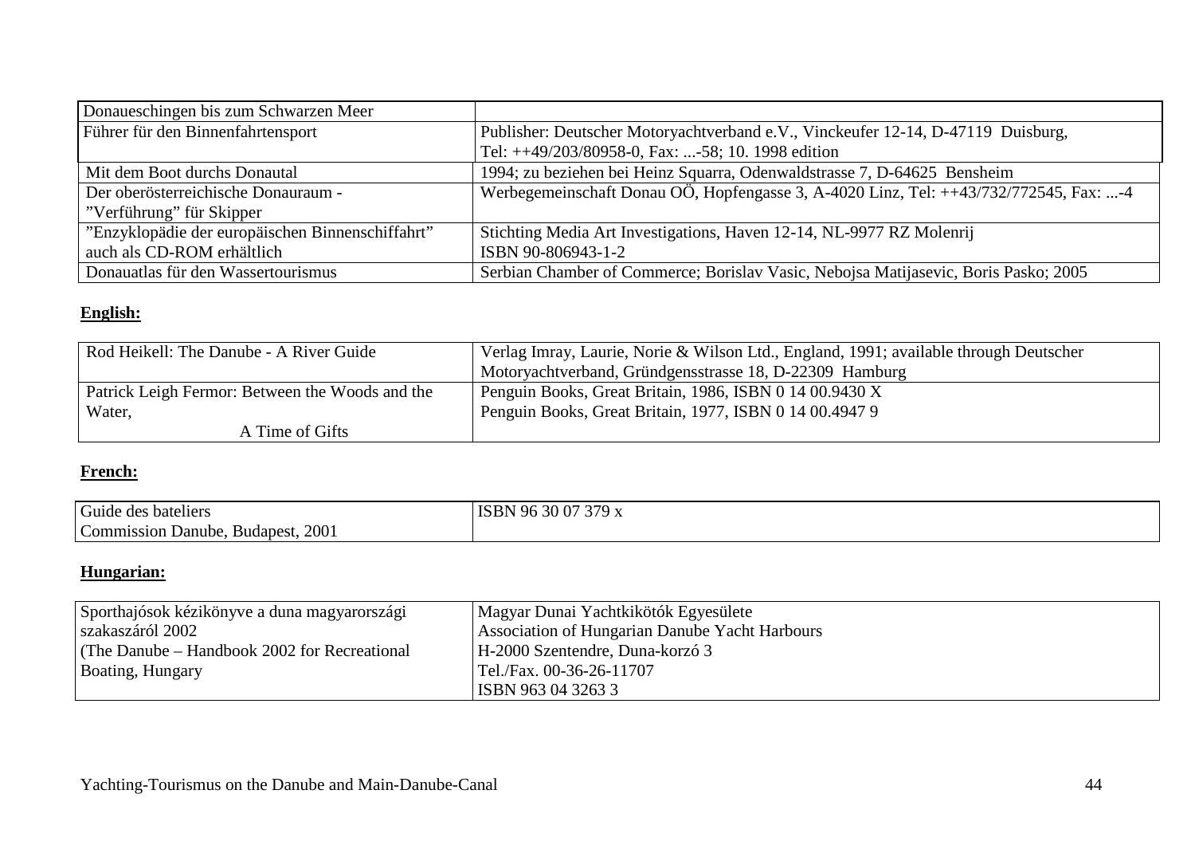| Donaueschingen bis zum Schwarzen Meer | |
|---|---|
| Führer für den Binnenfahrtensport | Publisher: Deutscher Motoryachtverband e.V., Vinckeufer 12-14, D-47119 Duisburg, Tel: ++49/203/80958-0, Fax: ...-58; 10. 1998 edition |
| Mit dem Boot durchs Donautal | 1994; zu beziehen bei Heinz Squarra, Odenwaldstrasse 7, D-64625 Bensheim |
| Der oberösterreichische Donauraum - ”Verführung” für Skipper | Werbegemeinschaft Donau OÖ, Hopfengasse 3, A-4020 Linz, Tel: ++43/732/772545, Fax: ...-4 |
| ”Enzyklopädie der europäischen Binnenschiffahrt” auch als CD-ROM erhältlich | Stichting Media Art Investigations, Haven 12-14, NL-9977 RZ Molenrij ISBN 90-806943-1-2 |
| Donauatlas für den Wassertourismus | Serbian Chamber of Commerce; Borislav Vasic, Nebojsa Matijasevic, Boris Pasko; 2005 |

**English:**

| Rod Heikell: The Danube - A River Guide | Verlag Imray, Laurie, Norie & Wilson Ltd., England, 1991; available through Deutscher Motoryachtverband, Gründgensstrasse 18, D-22309 Hamburg |
|---|---|
| Patrick Leigh Fermor: Between the Woods and the Water, A Time of Gifts | Penguin Books, Great Britain, 1986, ISBN 0 14 00.9430 X Penguin Books, Great Britain, 1977, ISBN 0 14 00.4947 9 |

**French:**

| Guide des bateliers Commission Danube, Budapest, 2001 | ISBN 96 30 07 379 x |
|---|---|

**Hungarian:**

| Sporthajósok kézikönyve a duna magyarországi szakaszáról 2002 (The Danube – Handbook 2002 for Recreational Boating, Hungary | Magyar Dunai Yachtkikötók Egyesülete Association of Hungarian Danube Yacht Harbours H-2000 Szentendre, Duna-korzó 3 Tel./Fax. 00-36-26-11707 ISBN 963 04 3263 3 |
|---|---|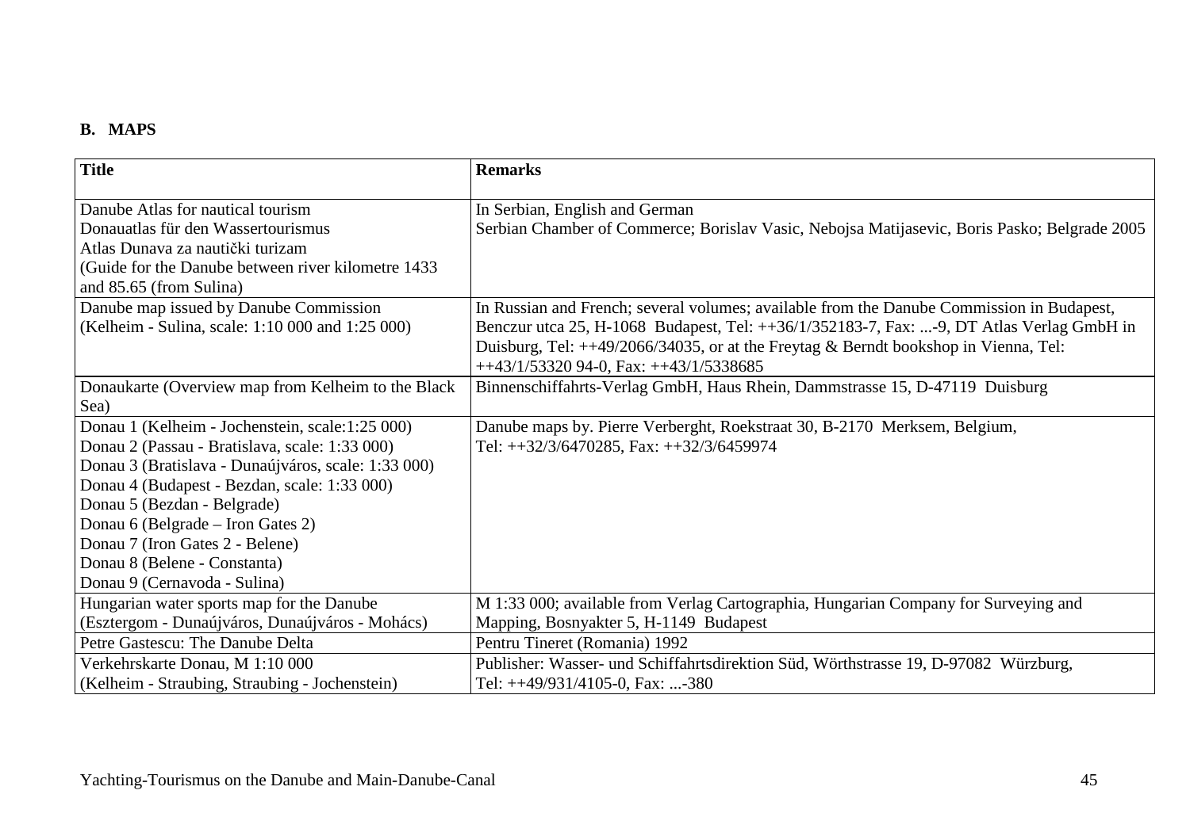## B. MAPS

| Title | Remarks |
|---|---|
| Danube Atlas for nautical tourism<br>Donauatlas für den Wassertourismus<br>Atlas Dunava za nautički turizam<br>(Guide for the Danube between river kilometre 1433 and 85.65 (from Sulina) | In Serbian, English and German<br>Serbian Chamber of Commerce; Borislav Vasic, Nebojsa Matijasevic, Boris Pasko; Belgrade 2005 |
| Danube map issued by Danube Commission<br>(Kelheim - Sulina, scale: 1:10 000 and 1:25 000) | In Russian and French; several volumes; available from the Danube Commission in Budapest, Benczur utca 25, H-1068 Budapest, Tel: ++36/1/352183-7, Fax: ...-9, DT Atlas Verlag GmbH in Duisburg, Tel: ++49/2066/34035, or at the Freytag & Berndt bookshop in Vienna, Tel: ++43/1/53320 94-0, Fax: ++43/1/5338685 |
| Donaukarte (Overview map from Kelheim to the Black Sea) | Binnenschiffahrts-Verlag GmbH, Haus Rhein, Dammstrasse 15, D-47119 Duisburg |
| Donau 1 (Kelheim - Jochenstein, scale:1:25 000)<br>Donau 2 (Passau - Bratislava, scale: 1:33 000)<br>Donau 3 (Bratislava - Dunaújváros, scale: 1:33 000)<br>Donau 4 (Budapest - Bezdan, scale: 1:33 000)<br>Donau 5 (Bezdan - Belgrade)<br>Donau 6 (Belgrade – Iron Gates 2)<br>Donau 7 (Iron Gates 2 - Belene)<br>Donau 8 (Belene - Constanta)<br>Donau 9 (Cernavoda - Sulina) | Danube maps by. Pierre Verberght, Roekstraat 30, B-2170 Merksem, Belgium,<br>Tel: ++32/3/6470285, Fax: ++32/3/6459974 |
| Hungarian water sports map for the Danube<br>(Esztergom - Dunaújváros, Dunaújváros - Mohács) | M 1:33 000; available from Verlag Cartographia, Hungarian Company for Surveying and Mapping, Bosnyakter 5, H-1149 Budapest |
| Petre Gastescu: The Danube Delta | Pentru Tineret (Romania) 1992 |
| Verkehrskarte Donau, M 1:10 000<br>(Kelheim - Straubing, Straubing - Jochenstein) | Publisher: Wasser- und Schiffahrtsdirektion Süd, Wörthstrasse 19, D-97082 Würzburg,<br>Tel: ++49/931/4105-0, Fax: ...-380 |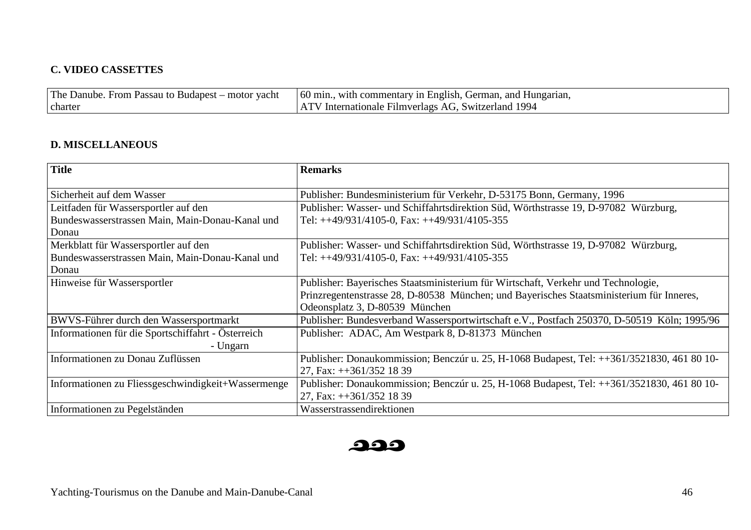## C. VIDEO CASSETTES

| | |
|---|---|
| The Danube. From Passau to Budapest – motor yacht charter | 60 min., with commentary in English, German, and Hungarian, ATV Internationale Filmverlags AG, Switzerland 1994 |

## D. MISCELLANEOUS

| Title | Remarks |
|---|---|
| Sicherheit auf dem Wasser | Publisher: Bundesministerium für Verkehr, D-53175 Bonn, Germany, 1996 |
| Leitfaden für Wassersportler auf den Bundeswasserstrassen Main, Main-Donau-Kanal und Donau | Publisher: Wasser- und Schiffahrtsdirektion Süd, Wörthstrasse 19, D-97082 Würzburg, Tel: ++49/931/4105-0, Fax: ++49/931/4105-355 |
| Merkblatt für Wassersportler auf den Bundeswasserstrassen Main, Main-Donau-Kanal und Donau | Publisher: Wasser- und Schiffahrtsdirektion Süd, Wörthstrasse 19, D-97082 Würzburg, Tel: ++49/931/4105-0, Fax: ++49/931/4105-355 |
| Hinweise für Wassersportler | Publisher: Bayerisches Staatsministerium für Wirtschaft, Verkehr und Technologie, Prinzregentenstrasse 28, D-80538 München; und Bayerisches Staatsministerium für Inneres, Odeonsplatz 3, D-80539 München |
| BWVS-Führer durch den Wassersportmarkt | Publisher: Bundesverband Wassersportwirtschaft e.V., Postfach 250370, D-50519 Köln; 1995/96 |
| Informationen für die Sportschiffahrt - Österreich - Ungarn | Publisher: ADAC, Am Westpark 8, D-81373 München |
| Informationen zu Donau Zuflüssen | Publisher: Donaukommission; Benczúr u. 25, H-1068 Budapest, Tel: ++361/3521830, 461 80 10-27, Fax: ++361/352 18 39 |
| Informationen zu Fliessgeschwindigkeit+Wassermenge | Publisher: Donaukommission; Benczúr u. 25, H-1068 Budapest, Tel: ++361/3521830, 461 80 10-27, Fax: ++361/352 18 39 |
| Informationen zu Pegelständen | Wasserstrassendirektionen |